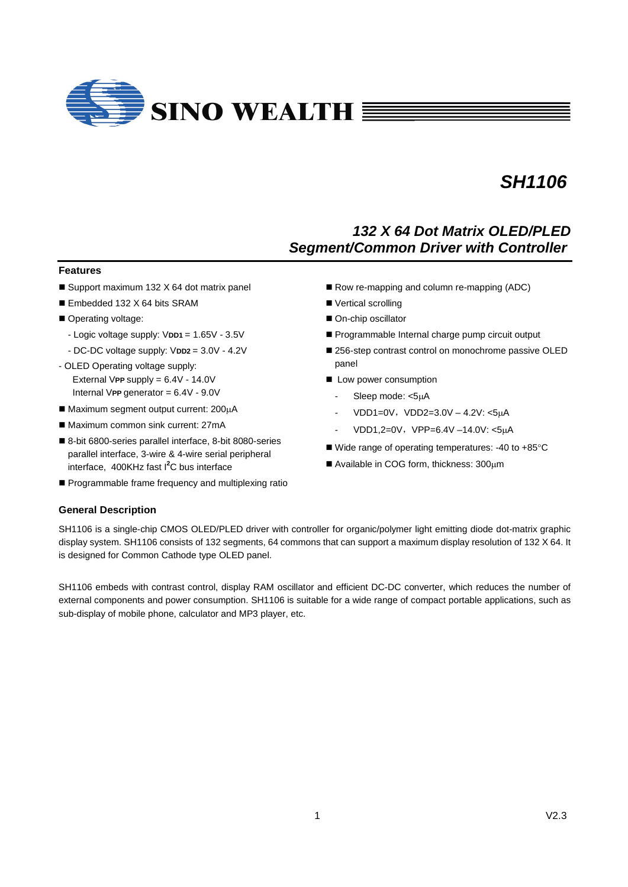SINO WEALTH

# SH1106

## 132 X 64 Dot Matrix OLED/PLED Segment/Common Driver with Controller

### Features

- Support maximum 132 X 64 dot matrix panel
- Embedded 132 X 64 bits SRAM
- Operating voltage:
  - Logic voltage supply: $V_{DD1}$ = 1.65V - 3.5V
  - DC-DC voltage supply: $V_{DD2}$ = 3.0V - 4.2V
- OLED Operating voltage supply:
  - External $V_{PP}$ supply = 6.4V - 14.0V
  - Internal $V_{PP}$ generator = 6.4V - 9.0V
- Maximum segment output current: 200μA
- Maximum common sink current: 27mA
- 8-bit 6800-series parallel interface, 8-bit 8080-series parallel interface, 3-wire & 4-wire serial peripheral interface, 400KHz fast I²C bus interface
- Programmable frame frequency and multiplexing ratio
- Row re-mapping and column re-mapping (ADC)
- Vertical scrolling
- On-chip oscillator
- Programmable Internal charge pump circuit output
- 256-step contrast control on monochrome passive OLED panel
- Low power consumption
  - Sleep mode: <5μA
  - VDD1=0V，VDD2=3.0V – 4.2V: <5μA
  - VDD1,2=0V，VPP=6.4V –14.0V: <5μA
- Wide range of operating temperatures: -40 to +85°C
- Available in COG form, thickness: 300μm

### General Description

SH1106 is a single-chip CMOS OLED/PLED driver with controller for organic/polymer light emitting diode dot-matrix graphic display system. SH1106 consists of 132 segments, 64 commons that can support a maximum display resolution of 132 X 64. It is designed for Common Cathode type OLED panel.

SH1106 embeds with contrast control, display RAM oscillator and efficient DC-DC converter, which reduces the number of external components and power consumption. SH1106 is suitable for a wide range of compact portable applications, such as sub-display of mobile phone, calculator and MP3 player, etc.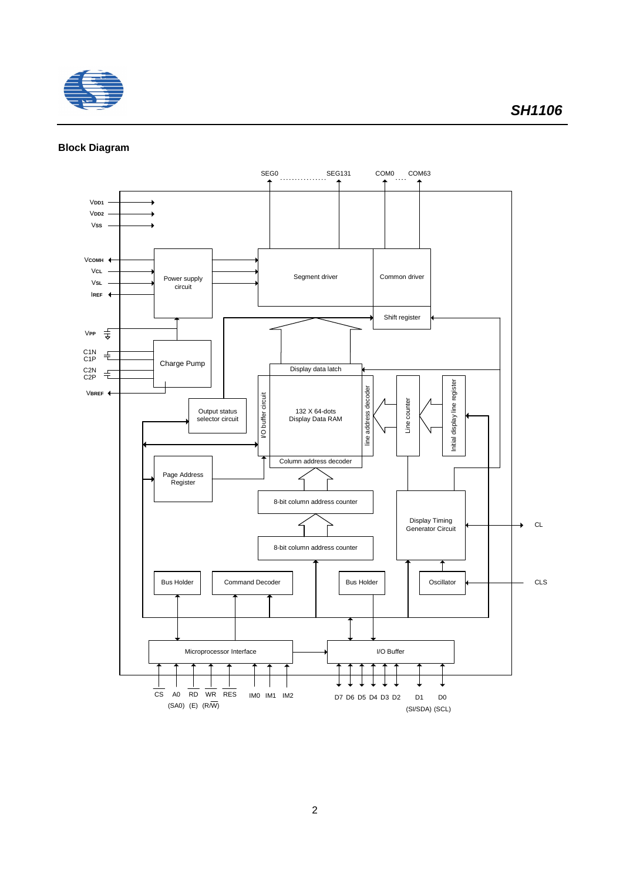## Block Diagram

SEG0 ............... SEG131 COM0 .... COM63

$V_{DD1}$
$V_{DD2}$
$V_{SS}$

$V_{COMH}$
$V_{CL}$
$V_{SL}$
$I_{REF}$

Power supply circuit

Segment driver

Common driver

Shift register

$V_{PP}$

C1N
C1P
C2N
C2P

Charge Pump

$V_{BREF}$

Display data latch

Output status selector circuit

I/O buffer circuit

132 X 64-dots Display Data RAM

line address decoder

Line counter

Initial display line register

Column address decoder

Page Address Register

8-bit column address counter

8-bit column address counter

Display Timing Generator Circuit

CL

Bus Holder

Command Decoder

Bus Holder

Oscillator

CLS

Microprocessor Interface

I/O Buffer

CS A0 RD WR RES IM0 IM1 IM2

(SA0) (E) (R/W)

D7 D6 D5 D4 D3 D2 D1 D0

(SI/SDA) (SCL)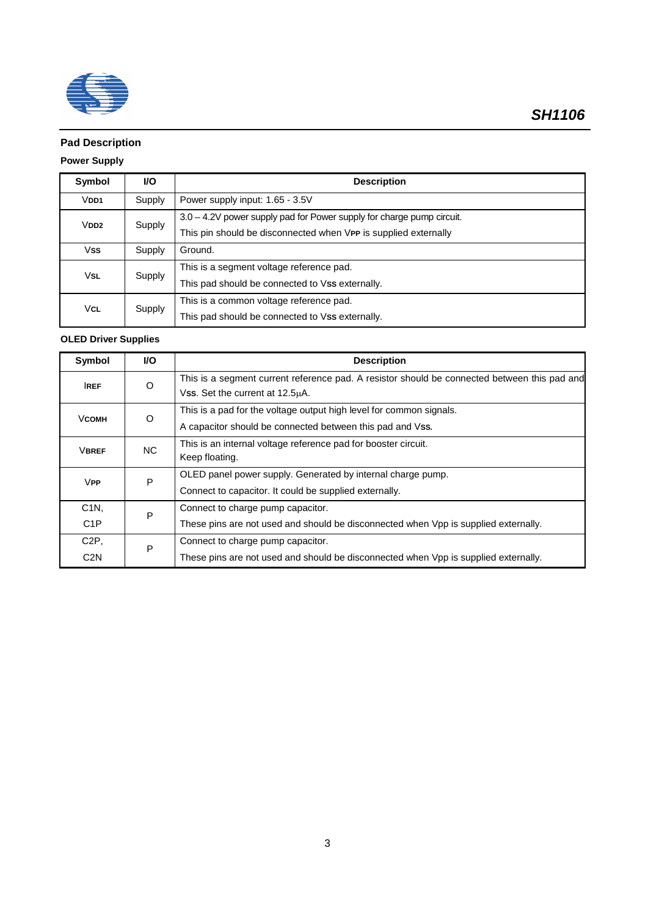## Pad Description

### Power Supply

| Symbol | I/O | Description |
|---|---|---|
| $V_{DD1}$ | Supply | Power supply input: 1.65 - 3.5V |
| $V_{DD2}$ | Supply | 3.0 – 4.2V power supply pad for Power supply for charge pump circuit. This pin should be disconnected when $V_{PP}$ is supplied externally |
| $V_{SS}$ | Supply | Ground. |
| $V_{SL}$ | Supply | This is a segment voltage reference pad. This pad should be connected to $V_{SS}$ externally. |
| $V_{CL}$ | Supply | This is a common voltage reference pad. This pad should be connected to $V_{SS}$ externally. |

### OLED Driver Supplies

| Symbol | I/O | Description |
|---|---|---|
| $I_{REF}$ | O | This is a segment current reference pad. A resistor should be connected between this pad and $V_{SS}$. Set the current at 12.5μA. |
| $V_{COMH}$ | O | This is a pad for the voltage output high level for common signals. A capacitor should be connected between this pad and $V_{SS}$. |
| $V_{BREF}$ | NC | This is an internal voltage reference pad for booster circuit. Keep floating. |
| $V_{PP}$ | P | OLED panel power supply. Generated by internal charge pump. Connect to capacitor. It could be supplied externally. |
| C1N, C1P | P | Connect to charge pump capacitor. These pins are not used and should be disconnected when Vpp is supplied externally. |
| C2P, C2N | P | Connect to charge pump capacitor. These pins are not used and should be disconnected when Vpp is supplied externally. |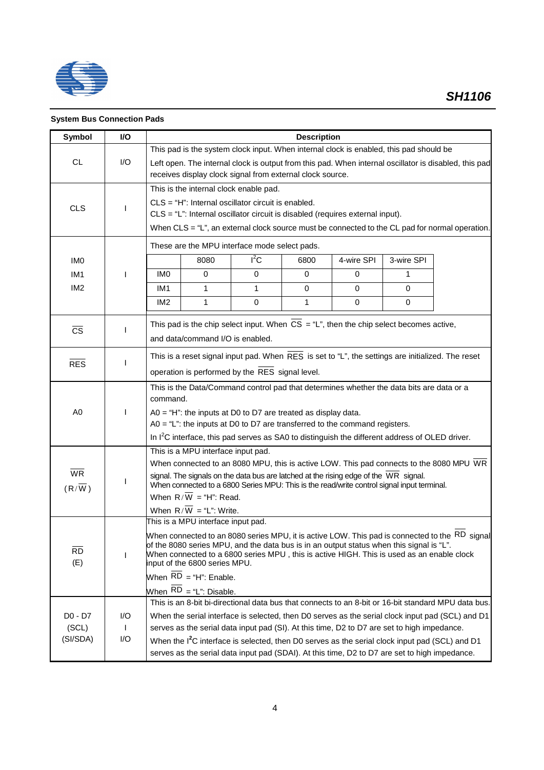### System Bus Connection Pads

| Symbol | I/O | Description |
|---|---|---|
| CL | I/O | This pad is the system clock input. When internal clock is enabled, this pad should be Left open. The internal clock is output from this pad. When internal oscillator is disabled, this pad receives display clock signal from external clock source. |
| CLS | I | This is the internal clock enable pad.<br>CLS = "H": Internal oscillator circuit is enabled.<br>CLS = "L": Internal oscillator circuit is disabled (requires external input).<br>When CLS = "L", an external clock source must be connected to the CL pad for normal operation. |
| IM0<br>IM1<br>IM2 | I | These are the MPU interface mode select pads.<br><br>(see table below) |
| $\overline{CS}$ | I | This pad is the chip select input. When $\overline{CS}$ = "L", then the chip select becomes active, and data/command I/O is enabled. |
| $\overline{RES}$ | I | This is a reset signal input pad. When $\overline{RES}$ is set to "L", the settings are initialized. The reset operation is performed by the $\overline{RES}$ signal level. |
| A0 | I | This is the Data/Command control pad that determines whether the data bits are data or a command.<br>A0 = "H": the inputs at D0 to D7 are treated as display data.<br>A0 = "L": the inputs at D0 to D7 are transferred to the command registers.<br>In $I^2C$ interface, this pad serves as SA0 to distinguish the different address of OLED driver. |
| $\overline{WR}$<br>$(R/\overline{W})$ | I | This is a MPU interface input pad.<br>When connected to an 8080 MPU, this is active LOW. This pad connects to the 8080 MPU $\overline{WR}$ signal. The signals on the data bus are latched at the rising edge of the $\overline{WR}$ signal.<br>When connected to a 6800 Series MPU: This is the read/write control signal input terminal.<br>When $R/\overline{W}$ = "H": Read.<br>When $R/\overline{W}$ = "L": Write. |
| $\overline{RD}$<br>(E) | I | This is a MPU interface input pad.<br>When connected to an 8080 series MPU, it is active LOW. This pad is connected to the $\overline{RD}$ signal of the 8080 series MPU, and the data bus is in an output status when this signal is "L".<br>When connected to a 6800 series MPU , this is active HIGH. This is used as an enable clock input of the 6800 series MPU.<br>When $\overline{RD}$ = "H": Enable.<br>When $\overline{RD}$ = "L": Disable. |
| D0 - D7<br>(SCL)<br>(SI/SDA) | I/O<br>I<br>I/O | This is an 8-bit bi-directional data bus that connects to an 8-bit or 16-bit standard MPU data bus.<br>When the serial interface is selected, then D0 serves as the serial clock input pad (SCL) and D1 serves as the serial data input pad (SI). At this time, D2 to D7 are set to high impedance.<br>When the $I^2C$ interface is selected, then D0 serves as the serial clock input pad (SCL) and D1 serves as the serial data input pad (SDAI). At this time, D2 to D7 are set to high impedance. |

MPU interface mode select (IM0–IM2):

| | 8080 | $I^2C$ | 6800 | 4-wire SPI | 3-wire SPI |
|---|---|---|---|---|---|
| IM0 | 0 | 0 | 0 | 0 | 1 |
| IM1 | 1 | 1 | 0 | 0 | 0 |
| IM2 | 1 | 0 | 1 | 0 | 0 |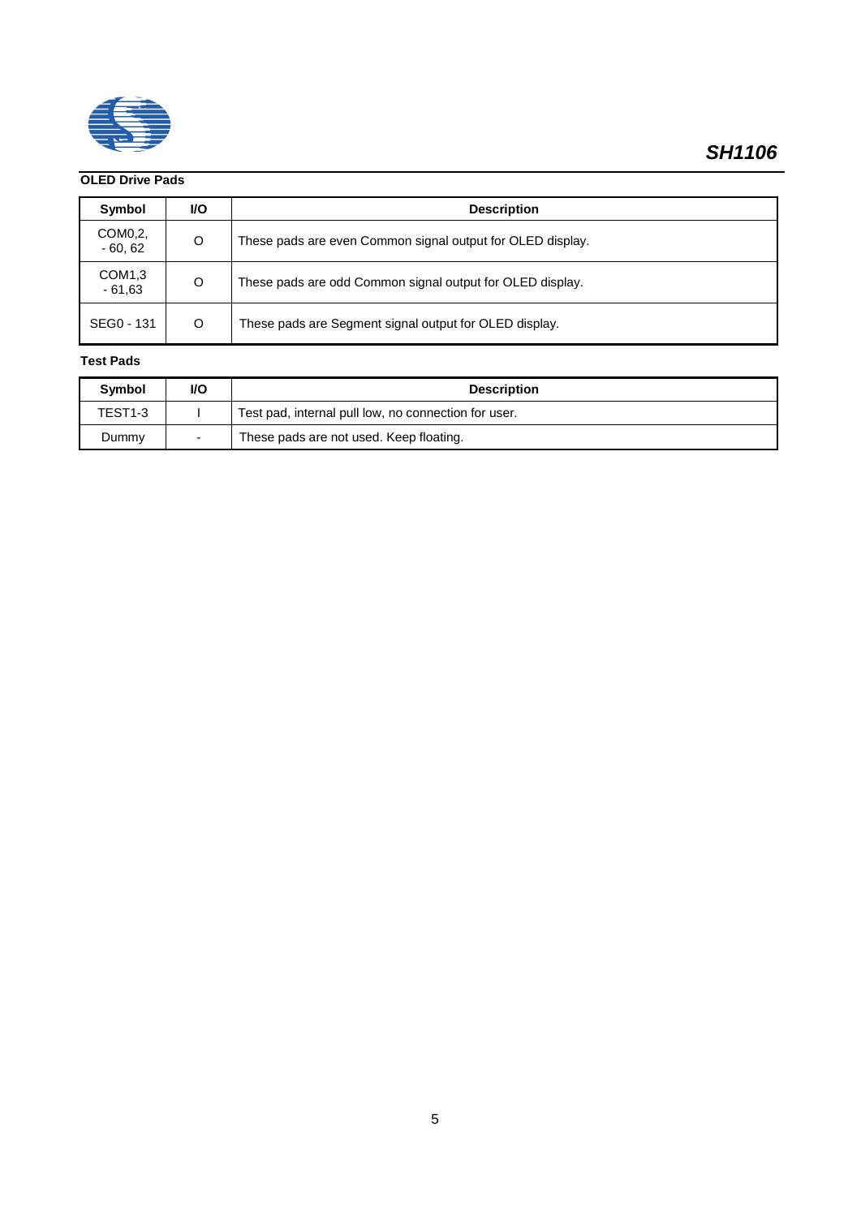### OLED Drive Pads

| Symbol | I/O | Description |
|---|---|---|
| COM0,2, - 60, 62 | O | These pads are even Common signal output for OLED display. |
| COM1,3 - 61,63 | O | These pads are odd Common signal output for OLED display. |
| SEG0 - 131 | O | These pads are Segment signal output for OLED display. |

### Test Pads

| Symbol | I/O | Description |
|---|---|---|
| TEST1-3 | I | Test pad, internal pull low, no connection for user. |
| Dummy | - | These pads are not used. Keep floating. |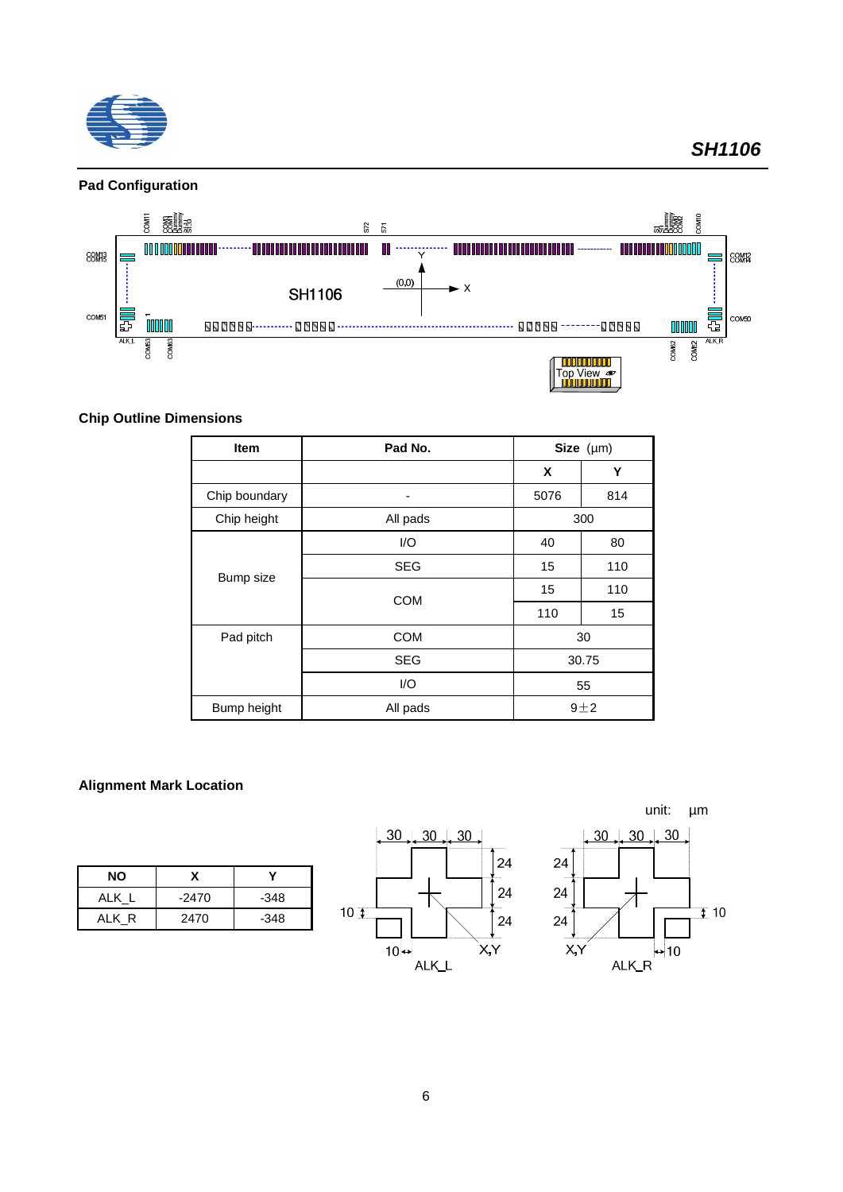## Pad Configuration

## Chip Outline Dimensions

| Item | Pad No. | Size (μm) | |
|---|---|---|---|
| | | X | Y |
| Chip boundary | - | 5076 | 814 |
| Chip height | All pads | 300 | |
| Bump size | I/O | 40 | 80 |
| | SEG | 15 | 110 |
| | COM | 15 | 110 |
| | | 110 | 15 |
| Pad pitch | COM | 30 | |
| | SEG | 30.75 | |
| | I/O | 55 | |
| Bump height | All pads | 9±2 | |

## Alignment Mark Location

unit: μm

| NO | X | Y |
|---|---|---|
| ALK_L | -2470 | -348 |
| ALK_R | 2470 | -348 |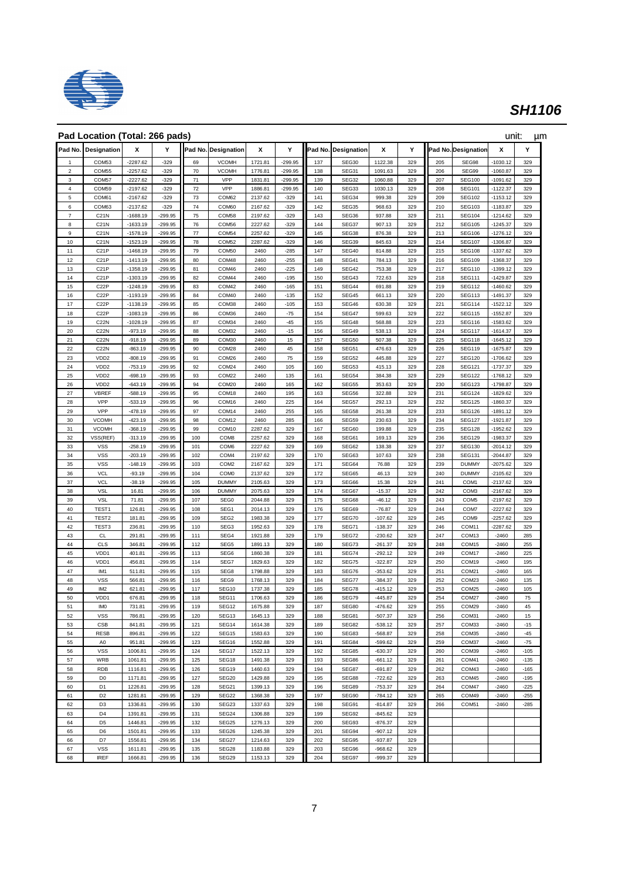## Pad Location (Total: 266 pads)

unit: µm

| Pad No. | Designation | X | Y | Pad No. | Designation | X | Y | Pad No. | Designation | X | Y | Pad No. | Designation | X | Y |
|---|---|---|---|---|---|---|---|---|---|---|---|---|---|---|---|
| 1 | COM53 | -2287.62 | -329 | 69 | VCOMH | 1721.81 | -299.95 | 137 | SEG30 | 1122.38 | 329 | 205 | SEG98 | -1030.12 | 329 |
| 2 | COM55 | -2257.62 | -329 | 70 | VCOMH | 1776.81 | -299.95 | 138 | SEG31 | 1091.63 | 329 | 206 | SEG99 | -1060.87 | 329 |
| 3 | COM57 | -2227.62 | -329 | 71 | VPP | 1831.81 | -299.95 | 139 | SEG32 | 1060.88 | 329 | 207 | SEG100 | -1091.62 | 329 |
| 4 | COM59 | -2197.62 | -329 | 72 | VPP | 1886.81 | -299.95 | 140 | SEG33 | 1030.13 | 329 | 208 | SEG101 | -1122.37 | 329 |
| 5 | COM61 | -2167.62 | -329 | 73 | COM62 | 2137.62 | -329 | 141 | SEG34 | 999.38 | 329 | 209 | SEG102 | -1153.12 | 329 |
| 6 | COM63 | -2137.62 | -329 | 74 | COM60 | 2167.62 | -329 | 142 | SEG35 | 968.63 | 329 | 210 | SEG103 | -1183.87 | 329 |
| 7 | C21N | -1688.19 | -299.95 | 75 | COM58 | 2197.62 | -329 | 143 | SEG36 | 937.88 | 329 | 211 | SEG104 | -1214.62 | 329 |
| 8 | C21N | -1633.19 | -299.95 | 76 | COM56 | 2227.62 | -329 | 144 | SEG37 | 907.13 | 329 | 212 | SEG105 | -1245.37 | 329 |
| 9 | C21N | -1578.19 | -299.95 | 77 | COM54 | 2257.62 | -329 | 145 | SEG38 | 876.38 | 329 | 213 | SEG106 | -1276.12 | 329 |
| 10 | C21N | -1523.19 | -299.95 | 78 | COM52 | 2287.62 | -329 | 146 | SEG39 | 845.63 | 329 | 214 | SEG107 | -1306.87 | 329 |
| 11 | C21P | -1468.19 | -299.95 | 79 | COM50 | 2460 | -285 | 147 | SEG40 | 814.88 | 329 | 215 | SEG108 | -1337.62 | 329 |
| 12 | C21P | -1413.19 | -299.95 | 80 | COM48 | 2460 | -255 | 148 | SEG41 | 784.13 | 329 | 216 | SEG109 | -1368.37 | 329 |
| 13 | C21P | -1358.19 | -299.95 | 81 | COM46 | 2460 | -225 | 149 | SEG42 | 753.38 | 329 | 217 | SEG110 | -1399.12 | 329 |
| 14 | C21P | -1303.19 | -299.95 | 82 | COM44 | 2460 | -195 | 150 | SEG43 | 722.63 | 329 | 218 | SEG111 | -1429.87 | 329 |
| 15 | C22P | -1248.19 | -299.95 | 83 | COM42 | 2460 | -165 | 151 | SEG44 | 691.88 | 329 | 219 | SEG112 | -1460.62 | 329 |
| 16 | C22P | -1193.19 | -299.95 | 84 | COM40 | 2460 | -135 | 152 | SEG45 | 661.13 | 329 | 220 | SEG113 | -1491.37 | 329 |
| 17 | C22P | -1138.19 | -299.95 | 85 | COM38 | 2460 | -105 | 153 | SEG46 | 630.38 | 329 | 221 | SEG114 | -1522.12 | 329 |
| 18 | C22P | -1083.19 | -299.95 | 86 | COM36 | 2460 | -75 | 154 | SEG47 | 599.63 | 329 | 222 | SEG115 | -1552.87 | 329 |
| 19 | C22N | -1028.19 | -299.95 | 87 | COM34 | 2460 | -45 | 155 | SEG48 | 568.88 | 329 | 223 | SEG116 | -1583.62 | 329 |
| 20 | C22N | -973.19 | -299.95 | 88 | COM32 | 2460 | -15 | 156 | SEG49 | 538.13 | 329 | 224 | SEG117 | -1614.37 | 329 |
| 21 | C22N | -918.19 | -299.95 | 89 | COM30 | 2460 | 15 | 157 | SEG50 | 507.38 | 329 | 225 | SEG118 | -1645.12 | 329 |
| 22 | C22N | -863.19 | -299.95 | 90 | COM28 | 2460 | 45 | 158 | SEG51 | 476.63 | 329 | 226 | SEG119 | -1675.87 | 329 |
| 23 | VDD2 | -808.19 | -299.95 | 91 | COM26 | 2460 | 75 | 159 | SEG52 | 445.88 | 329 | 227 | SEG120 | -1706.62 | 329 |
| 24 | VDD2 | -753.19 | -299.95 | 92 | COM24 | 2460 | 105 | 160 | SEG53 | 415.13 | 329 | 228 | SEG121 | -1737.37 | 329 |
| 25 | VDD2 | -698.19 | -299.95 | 93 | COM22 | 2460 | 135 | 161 | SEG54 | 384.38 | 329 | 229 | SEG122 | -1768.12 | 329 |
| 26 | VDD2 | -643.19 | -299.95 | 94 | COM20 | 2460 | 165 | 162 | SEG55 | 353.63 | 329 | 230 | SEG123 | -1798.87 | 329 |
| 27 | VBREF | -588.19 | -299.95 | 95 | COM18 | 2460 | 195 | 163 | SEG56 | 322.88 | 329 | 231 | SEG124 | -1829.62 | 329 |
| 28 | VPP | -533.19 | -299.95 | 96 | COM16 | 2460 | 225 | 164 | SEG57 | 292.13 | 329 | 232 | SEG125 | -1860.37 | 329 |
| 29 | VPP | -478.19 | -299.95 | 97 | COM14 | 2460 | 255 | 165 | SEG58 | 261.38 | 329 | 233 | SEG126 | -1891.12 | 329 |
| 30 | VCOMH | -423.19 | -299.95 | 98 | COM12 | 2460 | 285 | 166 | SEG59 | 230.63 | 329 | 234 | SEG127 | -1921.87 | 329 |
| 31 | VCOMH | -368.19 | -299.95 | 99 | COM10 | 2287.62 | 329 | 167 | SEG60 | 199.88 | 329 | 235 | SEG128 | -1952.62 | 329 |
| 32 | VSS(REF) | -313.19 | -299.95 | 100 | COM8 | 2257.62 | 329 | 168 | SEG61 | 169.13 | 329 | 236 | SEG129 | -1983.37 | 329 |
| 33 | VSS | -258.19 | -299.95 | 101 | COM6 | 2227.62 | 329 | 169 | SEG62 | 138.38 | 329 | 237 | SEG130 | -2014.12 | 329 |
| 34 | VSS | -203.19 | -299.95 | 102 | COM4 | 2197.62 | 329 | 170 | SEG63 | 107.63 | 329 | 238 | SEG131 | -2044.87 | 329 |
| 35 | VSS | -148.19 | -299.95 | 103 | COM2 | 2167.62 | 329 | 171 | SEG64 | 76.88 | 329 | 239 | DUMMY | -2075.62 | 329 |
| 36 | VCL | -93.19 | -299.95 | 104 | COM0 | 2137.62 | 329 | 172 | SEG65 | 46.13 | 329 | 240 | DUMMY | -2105.62 | 329 |
| 37 | VCL | -38.19 | -299.95 | 105 | DUMMY | 2105.63 | 329 | 173 | SEG66 | 15.38 | 329 | 241 | COM1 | -2137.62 | 329 |
| 38 | VSL | 16.81 | -299.95 | 106 | DUMMY | 2075.63 | 329 | 174 | SEG67 | -15.37 | 329 | 242 | COM3 | -2167.62 | 329 |
| 39 | VSL | 71.81 | -299.95 | 107 | SEG0 | 2044.88 | 329 | 175 | SEG68 | -46.12 | 329 | 243 | COM5 | -2197.62 | 329 |
| 40 | TEST1 | 126.81 | -299.95 | 108 | SEG1 | 2014.13 | 329 | 176 | SEG69 | -76.87 | 329 | 244 | COM7 | -2227.62 | 329 |
| 41 | TEST2 | 181.81 | -299.95 | 109 | SEG2 | 1983.38 | 329 | 177 | SEG70 | -107.62 | 329 | 245 | COM9 | -2257.62 | 329 |
| 42 | TEST3 | 236.81 | -299.95 | 110 | SEG3 | 1952.63 | 329 | 178 | SEG71 | -138.37 | 329 | 246 | COM11 | -2287.62 | 329 |
| 43 | CL | 291.81 | -299.95 | 111 | SEG4 | 1921.88 | 329 | 179 | SEG72 | -230.62 | 329 | 247 | COM13 | -2460 | 285 |
| 44 | CLS | 346.81 | -299.95 | 112 | SEG5 | 1891.13 | 329 | 180 | SEG73 | -261.37 | 329 | 248 | COM15 | -2460 | 255 |
| 45 | VDD1 | 401.81 | -299.95 | 113 | SEG6 | 1860.38 | 329 | 181 | SEG74 | -292.12 | 329 | 249 | COM17 | -2460 | 225 |
| 46 | VDD1 | 456.81 | -299.95 | 114 | SEG7 | 1829.63 | 329 | 182 | SEG75 | -322.87 | 329 | 250 | COM19 | -2460 | 195 |
| 47 | IM1 | 511.81 | -299.95 | 115 | SEG8 | 1798.88 | 329 | 183 | SEG76 | -353.62 | 329 | 251 | COM21 | -2460 | 165 |
| 48 | VSS | 566.81 | -299.95 | 116 | SEG9 | 1768.13 | 329 | 184 | SEG77 | -384.37 | 329 | 252 | COM23 | -2460 | 135 |
| 49 | IM2 | 621.81 | -299.95 | 117 | SEG10 | 1737.38 | 329 | 185 | SEG78 | -415.12 | 329 | 253 | COM25 | -2460 | 105 |
| 50 | VDD1 | 676.81 | -299.95 | 118 | SEG11 | 1706.63 | 329 | 186 | SEG79 | -445.87 | 329 | 254 | COM27 | -2460 | 75 |
| 51 | IM0 | 731.81 | -299.95 | 119 | SEG12 | 1675.88 | 329 | 187 | SEG80 | -476.62 | 329 | 255 | COM29 | -2460 | 45 |
| 52 | VSS | 786.81 | -299.95 | 120 | SEG13 | 1645.13 | 329 | 188 | SEG81 | -507.37 | 329 | 256 | COM31 | -2460 | 15 |
| 53 | CSB | 841.81 | -299.95 | 121 | SEG14 | 1614.38 | 329 | 189 | SEG82 | -538.12 | 329 | 257 | COM33 | -2460 | -15 |
| 54 | RESB | 896.81 | -299.95 | 122 | SEG15 | 1583.63 | 329 | 190 | SEG83 | -568.87 | 329 | 258 | COM35 | -2460 | -45 |
| 55 | A0 | 951.81 | -299.95 | 123 | SEG16 | 1552.88 | 329 | 191 | SEG84 | -599.62 | 329 | 259 | COM37 | -2460 | -75 |
| 56 | VSS | 1006.81 | -299.95 | 124 | SEG17 | 1522.13 | 329 | 192 | SEG85 | -630.37 | 329 | 260 | COM39 | -2460 | -105 |
| 57 | WRB | 1061.81 | -299.95 | 125 | SEG18 | 1491.38 | 329 | 193 | SEG86 | -661.12 | 329 | 261 | COM41 | -2460 | -135 |
| 58 | RDB | 1116.81 | -299.95 | 126 | SEG19 | 1460.63 | 329 | 194 | SEG87 | -691.87 | 329 | 262 | COM43 | -2460 | -165 |
| 59 | D0 | 1171.81 | -299.95 | 127 | SEG20 | 1429.88 | 329 | 195 | SEG88 | -722.62 | 329 | 263 | COM45 | -2460 | -195 |
| 60 | D1 | 1226.81 | -299.95 | 128 | SEG21 | 1399.13 | 329 | 196 | SEG89 | -753.37 | 329 | 264 | COM47 | -2460 | -225 |
| 61 | D2 | 1281.81 | -299.95 | 129 | SEG22 | 1368.38 | 329 | 197 | SEG90 | -784.12 | 329 | 265 | COM49 | -2460 | -255 |
| 62 | D3 | 1336.81 | -299.95 | 130 | SEG23 | 1337.63 | 329 | 198 | SEG91 | -814.87 | 329 | 266 | COM51 | -2460 | -285 |
| 63 | D4 | 1391.81 | -299.95 | 131 | SEG24 | 1306.88 | 329 | 199 | SEG92 | -845.62 | 329 | | | | |
| 64 | D5 | 1446.81 | -299.95 | 132 | SEG25 | 1276.13 | 329 | 200 | SEG93 | -876.37 | 329 | | | | |
| 65 | D6 | 1501.81 | -299.95 | 133 | SEG26 | 1245.38 | 329 | 201 | SEG94 | -907.12 | 329 | | | | |
| 66 | D7 | 1556.81 | -299.95 | 134 | SEG27 | 1214.63 | 329 | 202 | SEG95 | -937.87 | 329 | | | | |
| 67 | VSS | 1611.81 | -299.95 | 135 | SEG28 | 1183.88 | 329 | 203 | SEG96 | -968.62 | 329 | | | | |
| 68 | IREF | 1666.81 | -299.95 | 136 | SEG29 | 1153.13 | 329 | 204 | SEG97 | -999.37 | 329 | | | | |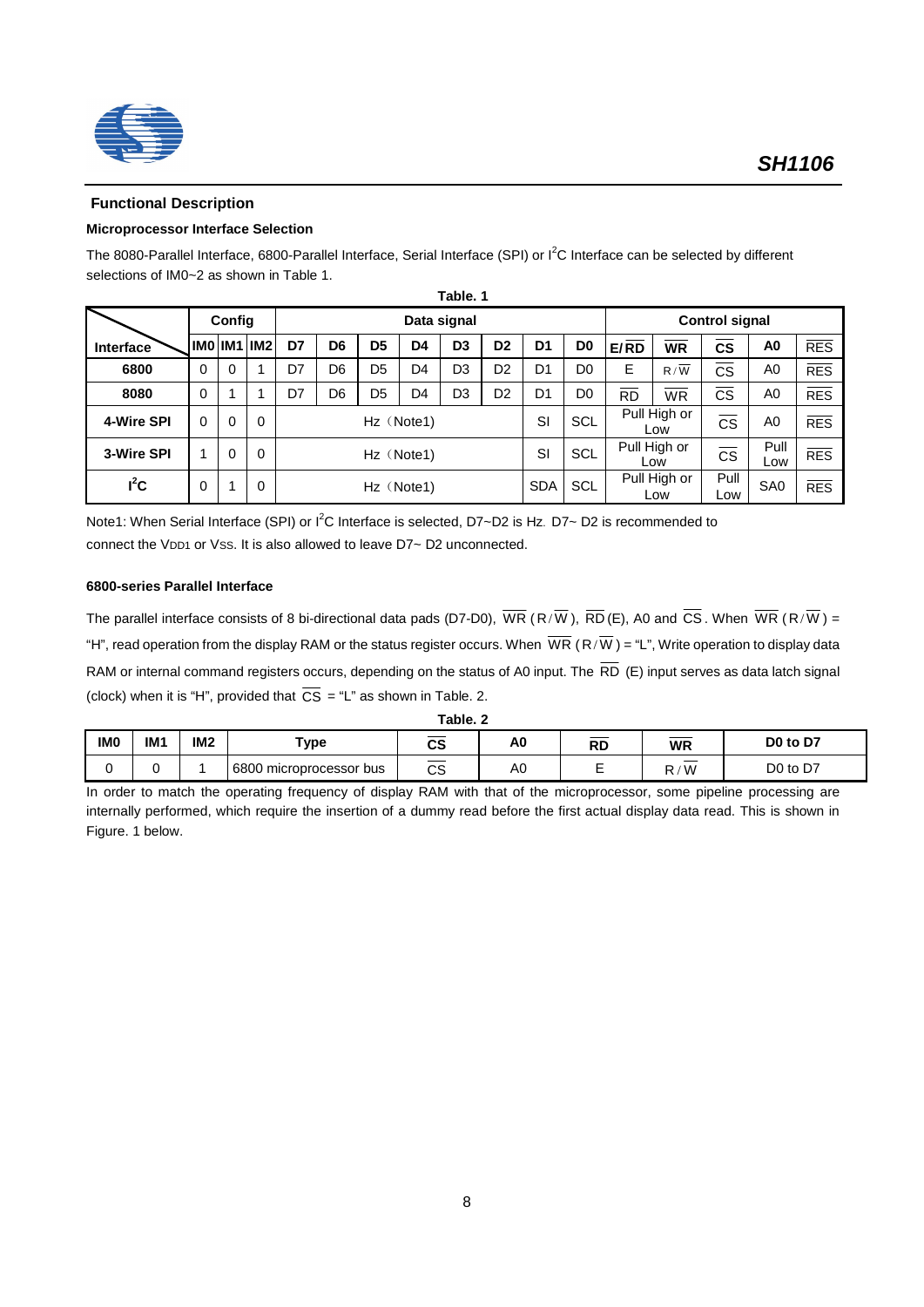## Functional Description

### Microprocessor Interface Selection

The 8080-Parallel Interface, 6800-Parallel Interface, Serial Interface (SPI) or I²C Interface can be selected by different selections of IM0~2 as shown in Table 1.

**Table. 1**

| Interface | Config | | | Data signal | | | | | | | | Control signal | | | | |
|---|---|---|---|---|---|---|---|---|---|---|---|---|---|---|---|---|
| | IM0 | IM1 | IM2 | D7 | D6 | D5 | D4 | D3 | D2 | D1 | D0 | E/$\overline{RD}$ | $\overline{WR}$ | $\overline{CS}$ | A0 | $\overline{RES}$ |
| 6800 | 0 | 0 | 1 | D7 | D6 | D5 | D4 | D3 | D2 | D1 | D0 | E | R/$\overline{W}$ | $\overline{CS}$ | A0 | $\overline{RES}$ |
| 8080 | 0 | 1 | 1 | D7 | D6 | D5 | D4 | D3 | D2 | D1 | D0 | $\overline{RD}$ | $\overline{WR}$ | $\overline{CS}$ | A0 | $\overline{RES}$ |
| 4-Wire SPI | 0 | 0 | 0 | Hz（Note1) | | | | | | SI | SCL | Pull High or Low | | $\overline{CS}$ | A0 | $\overline{RES}$ |
| 3-Wire SPI | 1 | 0 | 0 | Hz（Note1) | | | | | | SI | SCL | Pull High or Low | | $\overline{CS}$ | Pull Low | $\overline{RES}$ |
| I²C | 0 | 1 | 0 | Hz（Note1) | | | | | | SDA | SCL | Pull High or Low | | Pull Low | SA0 | $\overline{RES}$ |

Note1: When Serial Interface (SPI) or I²C Interface is selected, D7~D2 is Hz. D7~ D2 is recommended to connect the $V_{DD1}$ or $V_{SS}$. It is also allowed to leave D7~ D2 unconnected.

### 6800-series Parallel Interface

The parallel interface consists of 8 bi-directional data pads (D7-D0), $\overline{WR}$ (R/$\overline{W}$), $\overline{RD}$ (E), A0 and $\overline{CS}$. When $\overline{WR}$ (R/$\overline{W}$) = "H", read operation from the display RAM or the status register occurs. When $\overline{WR}$ (R/$\overline{W}$) = "L", Write operation to display data RAM or internal command registers occurs, depending on the status of A0 input. The $\overline{RD}$ (E) input serves as data latch signal (clock) when it is "H", provided that $\overline{CS}$ = "L" as shown in Table. 2.

**Table. 2**

| IM0 | IM1 | IM2 | Type | $\overline{CS}$ | A0 | $\overline{RD}$ | $\overline{WR}$ | D0 to D7 |
|---|---|---|---|---|---|---|---|---|
| 0 | 0 | 1 | 6800 microprocessor bus | $\overline{CS}$ | A0 | E | R/$\overline{W}$ | D0 to D7 |

In order to match the operating frequency of display RAM with that of the microprocessor, some pipeline processing are internally performed, which require the insertion of a dummy read before the first actual display data read. This is shown in Figure. 1 below.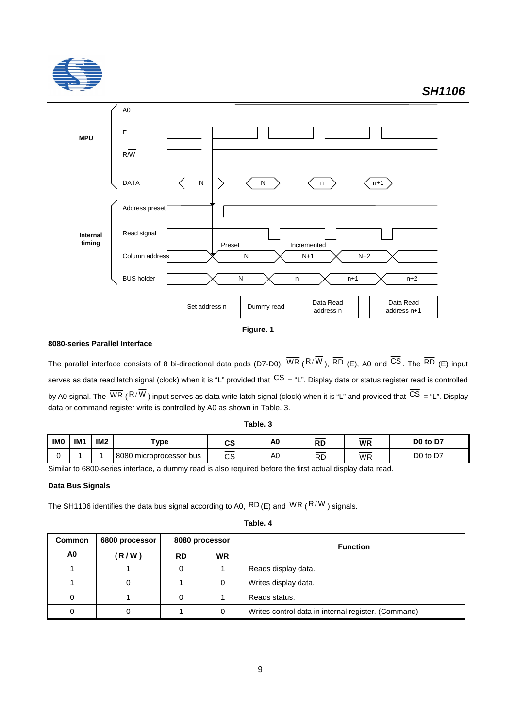Figure. 1

**8080-series Parallel Interface**

The parallel interface consists of 8 bi-directional data pads (D7-D0), $\overline{WR}$ ($R/\overline{W}$), $\overline{RD}$ (E), A0 and $\overline{CS}$. The $\overline{RD}$ (E) input serves as data read latch signal (clock) when it is "L" provided that $\overline{CS}$ = "L". Display data or status register read is controlled by A0 signal. The $\overline{WR}$ ($R/\overline{W}$) input serves as data write latch signal (clock) when it is "L" and provided that $\overline{CS}$ = "L". Display data or command register write is controlled by A0 as shown in Table. 3.

**Table. 3**

| IM0 | IM1 | IM2 | Type | $\overline{CS}$ | A0 | $\overline{RD}$ | $\overline{WR}$ | D0 to D7 |
|---|---|---|---|---|---|---|---|---|
| 0 | 1 | 1 | 8080 microprocessor bus | $\overline{CS}$ | A0 | $\overline{RD}$ | $\overline{WR}$ | D0 to D7 |

Similar to 6800-series interface, a dummy read is also required before the first actual display data read.

**Data Bus Signals**

The SH1106 identifies the data bus signal according to A0, $\overline{RD}$ (E) and $\overline{WR}$ ($R/\overline{W}$) signals.

**Table. 4**

| Common | 6800 processor | 8080 processor | | Function |
|---|---|---|---|---|
| A0 | ($R/\overline{W}$) | $\overline{RD}$ | $\overline{WR}$ | |
| 1 | 1 | 0 | 1 | Reads display data. |
| 1 | 0 | 1 | 0 | Writes display data. |
| 0 | 1 | 0 | 1 | Reads status. |
| 0 | 0 | 1 | 0 | Writes control data in internal register. (Command) |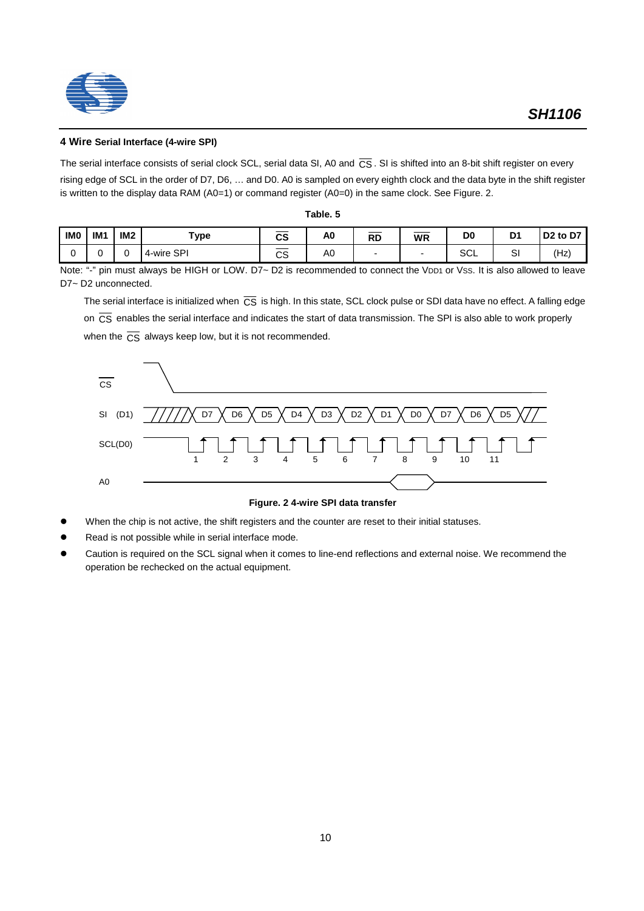### 4 Wire Serial Interface (4-wire SPI)

The serial interface consists of serial clock SCL, serial data SI, A0 and $\overline{CS}$. SI is shifted into an 8-bit shift register on every rising edge of SCL in the order of D7, D6, … and D0. A0 is sampled on every eighth clock and the data byte in the shift register is written to the display data RAM (A0=1) or command register (A0=0) in the same clock. See Figure. 2.

**Table. 5**

| IM0 | IM1 | IM2 | Type | $\overline{CS}$ | A0 | $\overline{RD}$ | $\overline{WR}$ | D0 | D1 | D2 to D7 |
|---|---|---|---|---|---|---|---|---|---|---|
| 0 | 0 | 0 | 4-wire SPI | $\overline{CS}$ | A0 | - | - | SCL | SI | (Hz) |

Note: "-" pin must always be HIGH or LOW. D7~ D2 is recommended to connect the $V_{DD1}$ or $V_{SS}$. It is also allowed to leave D7~ D2 unconnected.

The serial interface is initialized when $\overline{CS}$ is high. In this state, SCL clock pulse or SDI data have no effect. A falling edge on $\overline{CS}$ enables the serial interface and indicates the start of data transmission. The SPI is also able to work properly when the $\overline{CS}$ always keep low, but it is not recommended.

**Figure. 2 4-wire SPI data transfer**

- When the chip is not active, the shift registers and the counter are reset to their initial statuses.
- Read is not possible while in serial interface mode.
- Caution is required on the SCL signal when it comes to line-end reflections and external noise. We recommend the operation be rechecked on the actual equipment.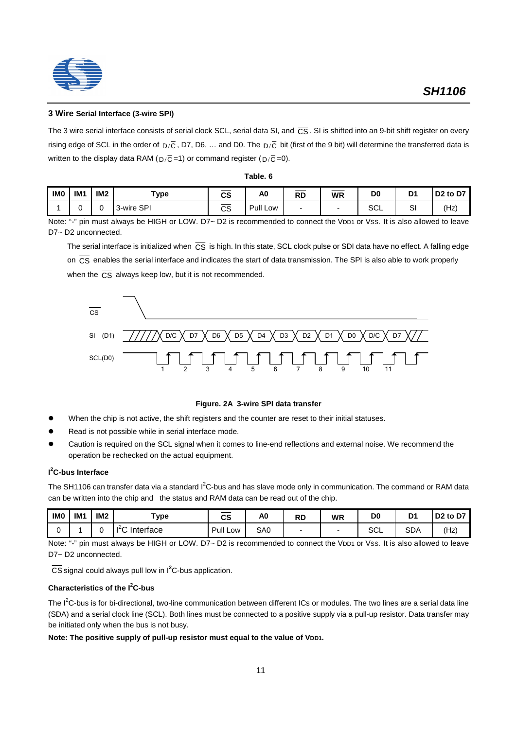### 3 Wire Serial Interface (3-wire SPI)

The 3 wire serial interface consists of serial clock SCL, serial data SI, and $\overline{CS}$. SI is shifted into an 9-bit shift register on every rising edge of SCL in the order of $D/\overline{C}$, D7, D6, … and D0. The $D/\overline{C}$ bit (first of the 9 bit) will determine the transferred data is written to the display data RAM ($D/\overline{C}$=1) or command register ($D/\overline{C}$=0).

**Table. 6**

| IM0 | IM1 | IM2 | Type | $\overline{CS}$ | A0 | $\overline{RD}$ | $\overline{WR}$ | D0 | D1 | D2 to D7 |
|---|---|---|---|---|---|---|---|---|---|---|
| 1 | 0 | 0 | 3-wire SPI | $\overline{CS}$ | Pull Low | - | - | SCL | SI | (Hz) |

Note: "-" pin must always be HIGH or LOW. D7~ D2 is recommended to connect the $V_{DD1}$ or $V_{SS}$. It is also allowed to leave D7~ D2 unconnected.

The serial interface is initialized when $\overline{CS}$ is high. In this state, SCL clock pulse or SDI data have no effect. A falling edge on $\overline{CS}$ enables the serial interface and indicates the start of data transmission. The SPI is also able to work properly when the $\overline{CS}$ always keep low, but it is not recommended.

**Figure. 2A 3-wire SPI data transfer**

- When the chip is not active, the shift registers and the counter are reset to their initial statuses.
- Read is not possible while in serial interface mode.
- Caution is required on the SCL signal when it comes to line-end reflections and external noise. We recommend the operation be rechecked on the actual equipment.

### I²C-bus Interface

The SH1106 can transfer data via a standard I²C-bus and has slave mode only in communication. The command or RAM data can be written into the chip and the status and RAM data can be read out of the chip.

| IM0 | IM1 | IM2 | Type | $\overline{CS}$ | A0 | $\overline{RD}$ | $\overline{WR}$ | D0 | D1 | D2 to D7 |
|---|---|---|---|---|---|---|---|---|---|---|
| 0 | 1 | 0 | I²C Interface | Pull Low | SA0 | - | - | SCL | SDA | (Hz) |

Note: "-" pin must always be HIGH or LOW. D7~ D2 is recommended to connect the $V_{DD1}$ or $V_{SS}$. It is also allowed to leave D7~ D2 unconnected.

$\overline{CS}$ signal could always pull low in I²C-bus application.

### Characteristics of the I²C-bus

The I²C-bus is for bi-directional, two-line communication between different ICs or modules. The two lines are a serial data line (SDA) and a serial clock line (SCL). Both lines must be connected to a positive supply via a pull-up resistor. Data transfer may be initiated only when the bus is not busy.

**Note: The positive supply of pull-up resistor must equal to the value of $V_{DD1}$.**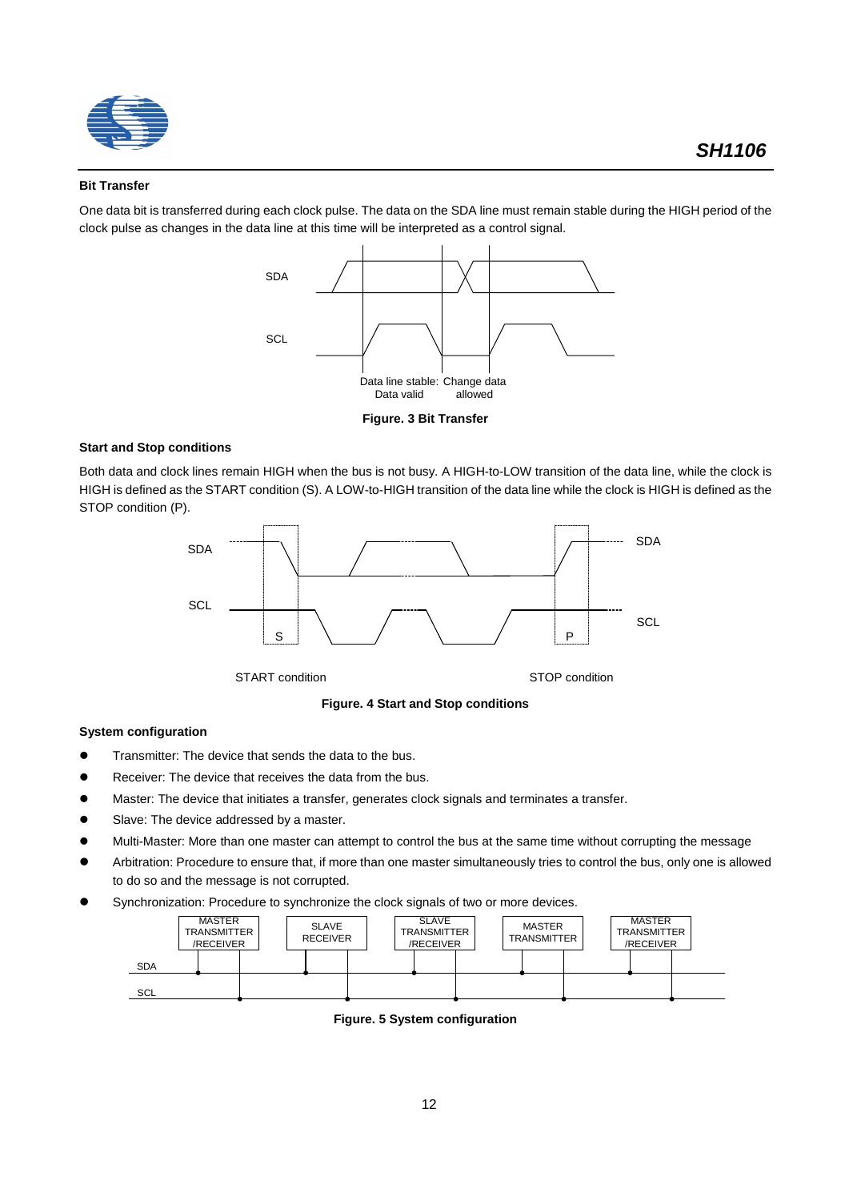### Bit Transfer

One data bit is transferred during each clock pulse. The data on the SDA line must remain stable during the HIGH period of the clock pulse as changes in the data line at this time will be interpreted as a control signal.

SDA

SCL

Data line stable: Data valid

Change data allowed

**Figure. 3 Bit Transfer**

### Start and Stop conditions

Both data and clock lines remain HIGH when the bus is not busy. A HIGH-to-LOW transition of the data line, while the clock is HIGH is defined as the START condition (S). A LOW-to-HIGH transition of the data line while the clock is HIGH is defined as the STOP condition (P).

SDA

SCL

S

P

START condition

STOP condition

**Figure. 4 Start and Stop conditions**

### System configuration

- Transmitter: The device that sends the data to the bus.
- Receiver: The device that receives the data from the bus.
- Master: The device that initiates a transfer, generates clock signals and terminates a transfer.
- Slave: The device addressed by a master.
- Multi-Master: More than one master can attempt to control the bus at the same time without corrupting the message
- Arbitration: Procedure to ensure that, if more than one master simultaneously tries to control the bus, only one is allowed to do so and the message is not corrupted.
- Synchronization: Procedure to synchronize the clock signals of two or more devices.

MASTER TRANSMITTER /RECEIVER | SLAVE RECEIVER | SLAVE TRANSMITTER /RECEIVER | MASTER TRANSMITTER | MASTER TRANSMITTER /RECEIVER

SDA

SCL

**Figure. 5 System configuration**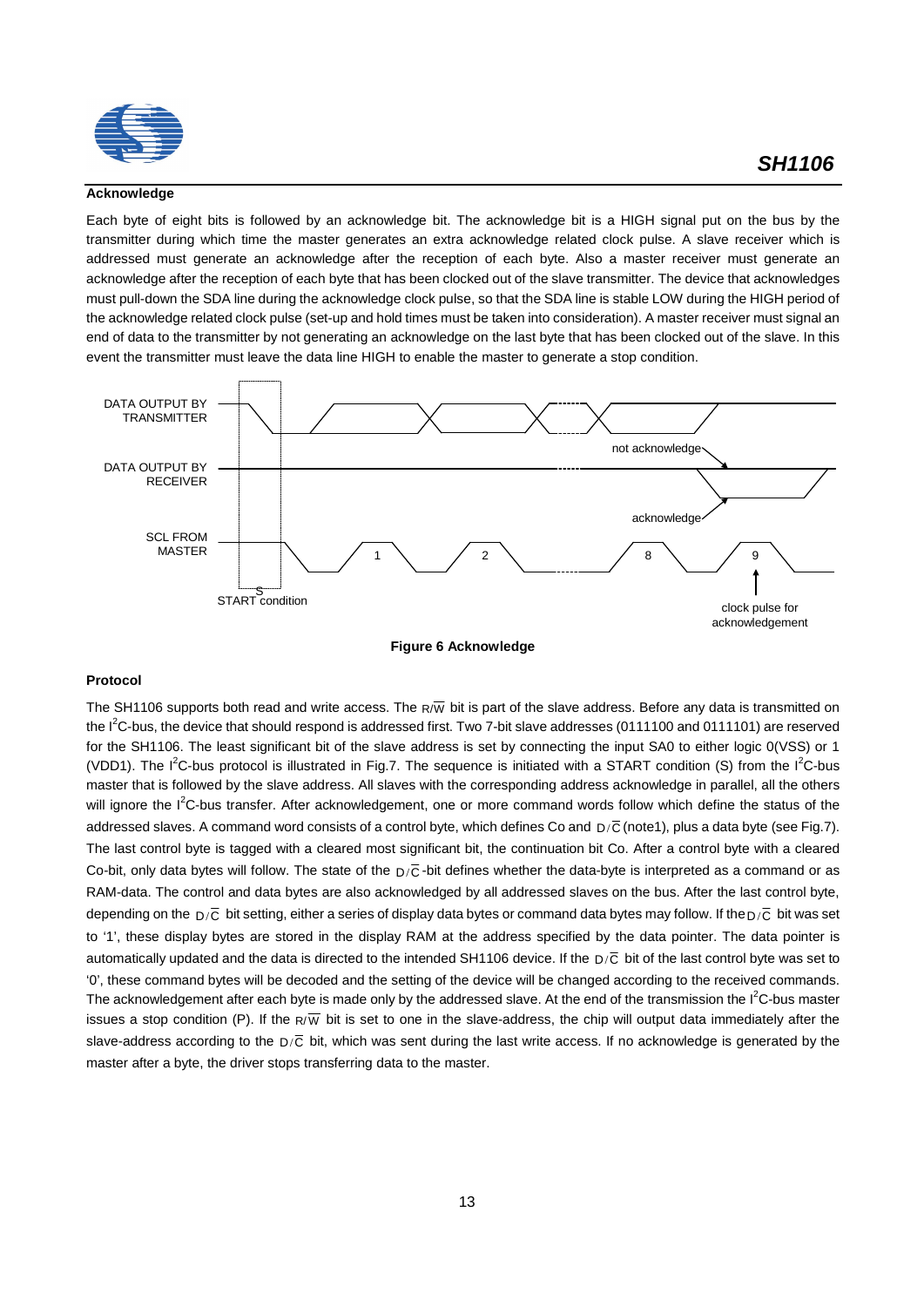### Acknowledge

Each byte of eight bits is followed by an acknowledge bit. The acknowledge bit is a HIGH signal put on the bus by the transmitter during which time the master generates an extra acknowledge related clock pulse. A slave receiver which is addressed must generate an acknowledge after the reception of each byte. Also a master receiver must generate an acknowledge after the reception of each byte that has been clocked out of the slave transmitter. The device that acknowledges must pull-down the SDA line during the acknowledge clock pulse, so that the SDA line is stable LOW during the HIGH period of the acknowledge related clock pulse (set-up and hold times must be taken into consideration). A master receiver must signal an end of data to the transmitter by not generating an acknowledge on the last byte that has been clocked out of the slave. In this event the transmitter must leave the data line HIGH to enable the master to generate a stop condition.

DATA OUTPUT BY TRANSMITTER

DATA OUTPUT BY RECEIVER

SCL FROM MASTER

not acknowledge

acknowledge

1 2 8 9

S

START condition

clock pulse for acknowledgement

**Figure 6 Acknowledge**

### Protocol

The SH1106 supports both read and write access. The R/$\overline{W}$ bit is part of the slave address. Before any data is transmitted on the I$^2$C-bus, the device that should respond is addressed first. Two 7-bit slave addresses (0111100 and 0111101) are reserved for the SH1106. The least significant bit of the slave address is set by connecting the input SA0 to either logic 0(VSS) or 1 (VDD1). The I$^2$C-bus protocol is illustrated in Fig.7. The sequence is initiated with a START condition (S) from the I$^2$C-bus master that is followed by the slave address. All slaves with the corresponding address acknowledge in parallel, all the others will ignore the I$^2$C-bus transfer. After acknowledgement, one or more command words follow which define the status of the addressed slaves. A command word consists of a control byte, which defines Co and D/$\overline{C}$ (note1), plus a data byte (see Fig.7). The last control byte is tagged with a cleared most significant bit, the continuation bit Co. After a control byte with a cleared Co-bit, only data bytes will follow. The state of the D/$\overline{C}$-bit defines whether the data-byte is interpreted as a command or as RAM-data. The control and data bytes are also acknowledged by all addressed slaves on the bus. After the last control byte, depending on the D/$\overline{C}$ bit setting, either a series of display data bytes or command data bytes may follow. If the D/$\overline{C}$ bit was set to '1', these display bytes are stored in the display RAM at the address specified by the data pointer. The data pointer is automatically updated and the data is directed to the intended SH1106 device. If the D/$\overline{C}$ bit of the last control byte was set to '0', these command bytes will be decoded and the setting of the device will be changed according to the received commands. The acknowledgement after each byte is made only by the addressed slave. At the end of the transmission the I$^2$C-bus master issues a stop condition (P). If the R/$\overline{W}$ bit is set to one in the slave-address, the chip will output data immediately after the slave-address according to the D/$\overline{C}$ bit, which was sent during the last write access. If no acknowledge is generated by the master after a byte, the driver stops transferring data to the master.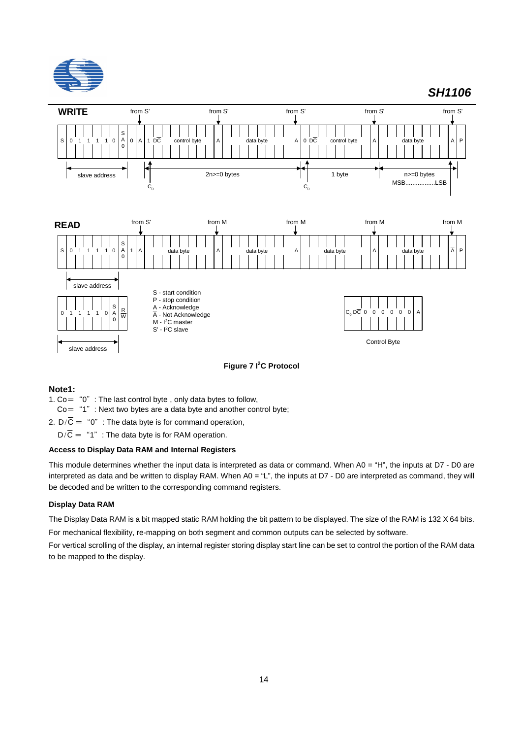## WRITE

| from S' | | | from S' | | from S' | | from S' | | from S' | | |
|---|---|---|---|---|---|---|---|---|---|---|---|
| S 0 1 1 1 1 0 SA0 | 0 | A | 1 DC control byte | A | data byte | A | 0 DC control byte | A | data byte | A | P |

slave address — $C_o$ — 2n>=0 bytes — $C_o$ — 1 byte — n>=0 bytes MSB.................LSB

## READ

| from S' | | | from M | | from M | | from M | | from M | | |
|---|---|---|---|---|---|---|---|---|---|---|---|
| S 0 1 1 1 1 0 SA0 | 1 | A | data byte | A | data byte | A | data byte | A | data byte | $\overline{A}$ | P |

slave address

| 0 | 1 | 1 | 1 | 1 | 0 | SA0 | R/$\overline{W}$ |
|---|---|---|---|---|---|---|---|

slave address

S - start condition
P - stop condition
A - Acknowledge
$\overline{A}$ - Not Acknowledge
M - I²C master
S' - I²C slave

| $C_o$ | D/$\overline{C}$ | 0 | 0 | 0 | 0 | 0 | 0 | A |
|---|---|---|---|---|---|---|---|---|

Control Byte

**Figure 7 I²C Protocol**

**Note1:**

1. Co= "0" : The last control byte , only data bytes to follow,
   Co= "1" : Next two bytes are a data byte and another control byte;
2. D/$\overline{C}$ = "0" : The data byte is for command operation,
   D/$\overline{C}$ = "1" : The data byte is for RAM operation.

### Access to Display Data RAM and Internal Registers

This module determines whether the input data is interpreted as data or command. When A0 = "H", the inputs at D7 - D0 are interpreted as data and be written to display RAM. When A0 = "L", the inputs at D7 - D0 are interpreted as command, they will be decoded and be written to the corresponding command registers.

### Display Data RAM

The Display Data RAM is a bit mapped static RAM holding the bit pattern to be displayed. The size of the RAM is 132 X 64 bits.

For mechanical flexibility, re-mapping on both segment and common outputs can be selected by software.

For vertical scrolling of the display, an internal register storing display start line can be set to control the portion of the RAM data to be mapped to the display.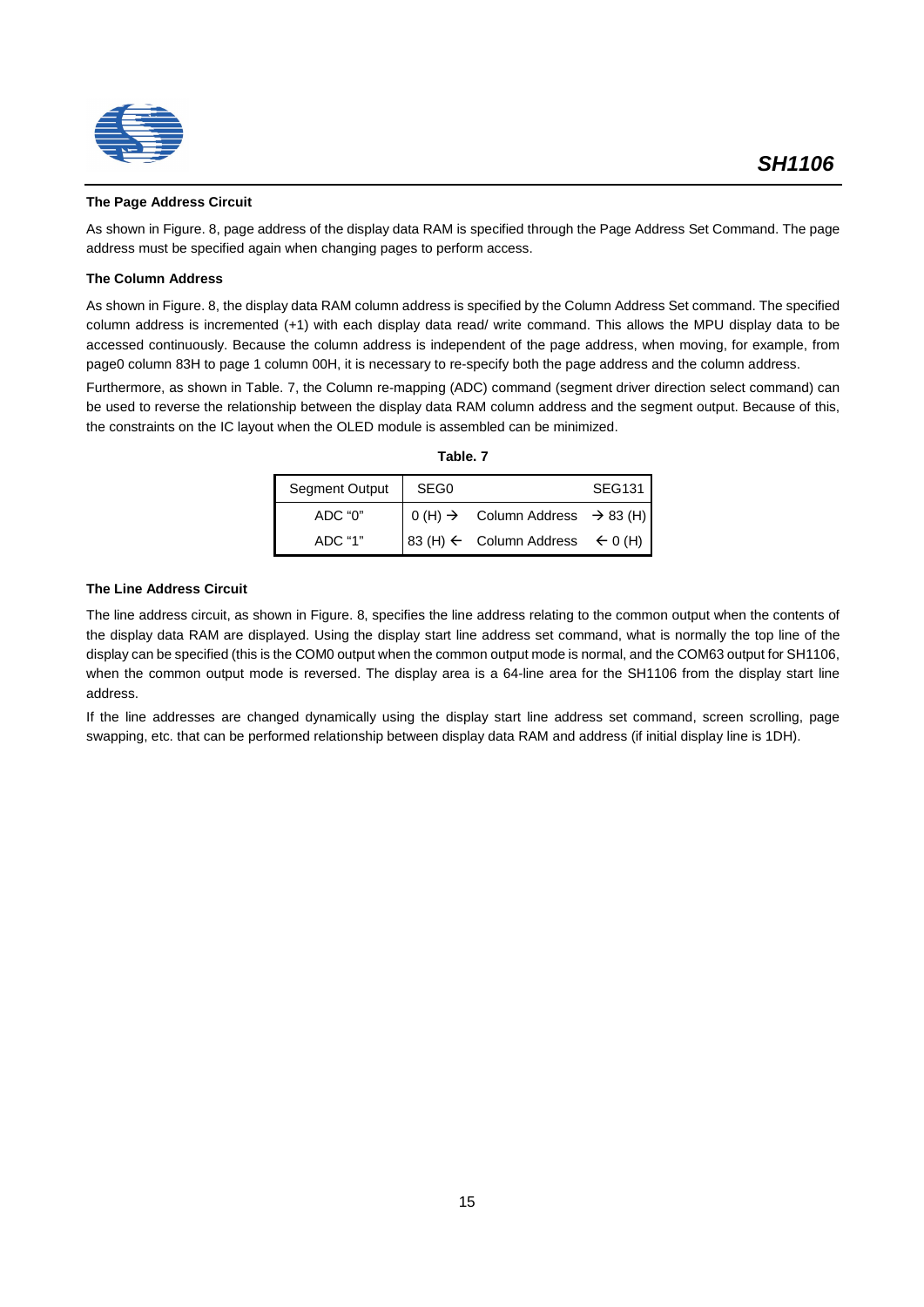### The Page Address Circuit

As shown in Figure. 8, page address of the display data RAM is specified through the Page Address Set Command. The page address must be specified again when changing pages to perform access.

### The Column Address

As shown in Figure. 8, the display data RAM column address is specified by the Column Address Set command. The specified column address is incremented (+1) with each display data read/ write command. This allows the MPU display data to be accessed continuously. Because the column address is independent of the page address, when moving, for example, from page0 column 83H to page 1 column 00H, it is necessary to re-specify both the page address and the column address.

Furthermore, as shown in Table. 7, the Column re-mapping (ADC) command (segment driver direction select command) can be used to reverse the relationship between the display data RAM column address and the segment output. Because of this, the constraints on the IC layout when the OLED module is assembled can be minimized.

**Table. 7**

| Segment Output | SEG0 | | SEG131 |
|---|---|---|---|
| ADC "0" | 0 (H) → | Column Address | → 83 (H) |
| ADC "1" | 83 (H) ← | Column Address | ← 0 (H) |

### The Line Address Circuit

The line address circuit, as shown in Figure. 8, specifies the line address relating to the common output when the contents of the display data RAM are displayed. Using the display start line address set command, what is normally the top line of the display can be specified (this is the COM0 output when the common output mode is normal, and the COM63 output for SH1106, when the common output mode is reversed. The display area is a 64-line area for the SH1106 from the display start line address.

If the line addresses are changed dynamically using the display start line address set command, screen scrolling, page swapping, etc. that can be performed relationship between display data RAM and address (if initial display line is 1DH).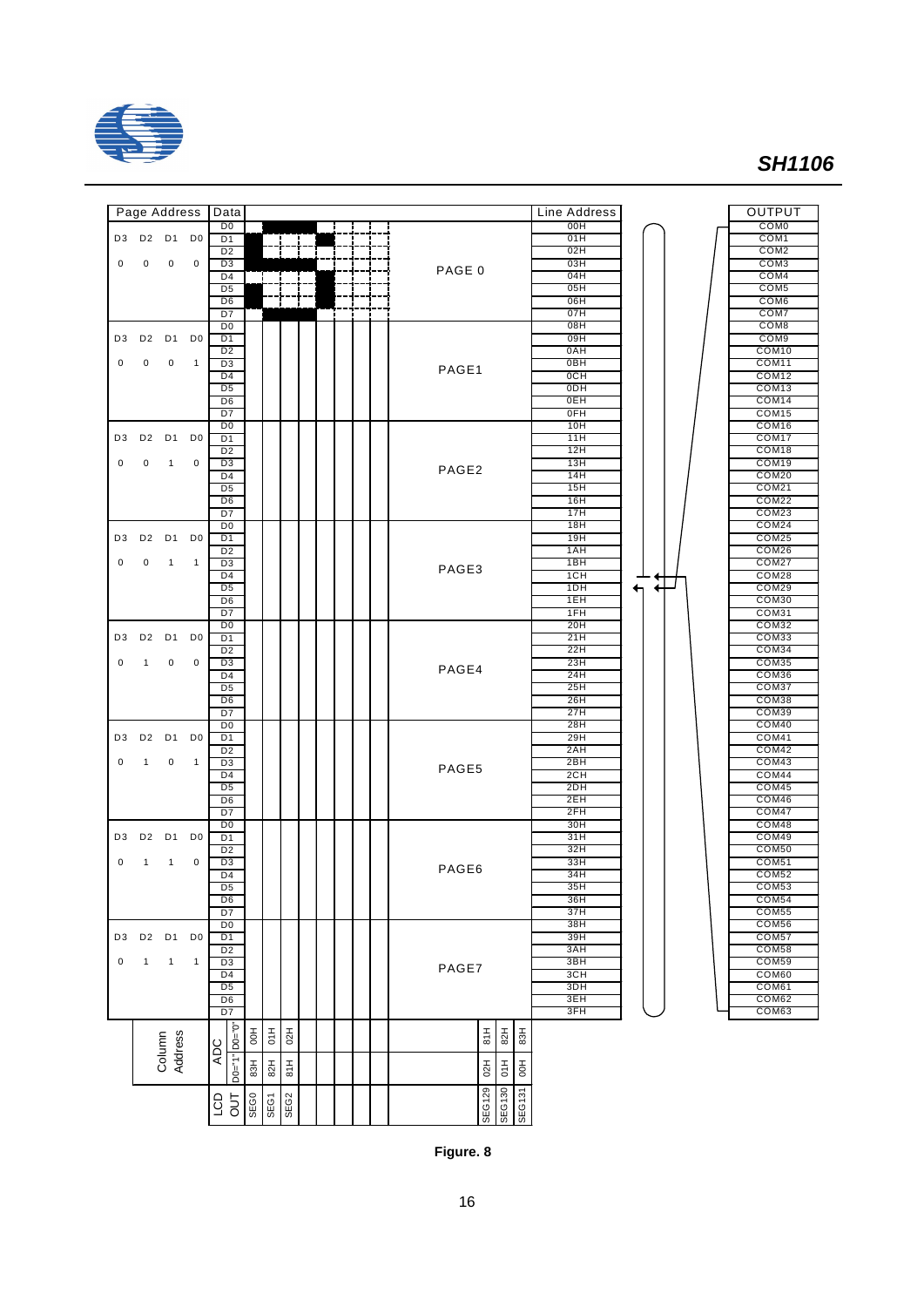| Page Address | Data | | Line Address | OUTPUT |
|---|---|---|---|---|
| D3 D2 D1 D0 / 0 0 0 0 | D0–D7 | PAGE 0 | 00H–07H | COM0–COM7 |
| D3 D2 D1 D0 / 0 0 0 1 | D0–D7 | PAGE1 | 08H–0FH | COM8–COM15 |
| D3 D2 D1 D0 / 0 0 1 0 | D0–D7 | PAGE2 | 10H–17H | COM16–COM23 |
| D3 D2 D1 D0 / 0 0 1 1 | D0–D7 | PAGE3 | 18H–1FH | COM24–COM31 |
| D3 D2 D1 D0 / 0 1 0 0 | D0–D7 | PAGE4 | 20H–27H | COM32–COM39 |
| D3 D2 D1 D0 / 0 1 0 1 | D0–D7 | PAGE5 | 28H–2FH | COM40–COM47 |
| D3 D2 D1 D0 / 0 1 1 0 | D0–D7 | PAGE6 | 30H–37H | COM48–COM55 |
| D3 D2 D1 D0 / 0 1 1 1 | D0–D7 | PAGE7 | 38H–3FH | COM56–COM63 |

| Column Address | | | | | | | |
|---|---|---|---|---|---|---|---|
| ADC | D0="0" | 00H | 01H | 02H | 81H | 82H | 83H |
| | D0="1" | 83H | 82H | 81H | 02H | 01H | 00H |
| LCD OUT | | SEG0 | SEG1 | SEG2 | SEG129 | SEG130 | SEG131 |

**Figure. 8**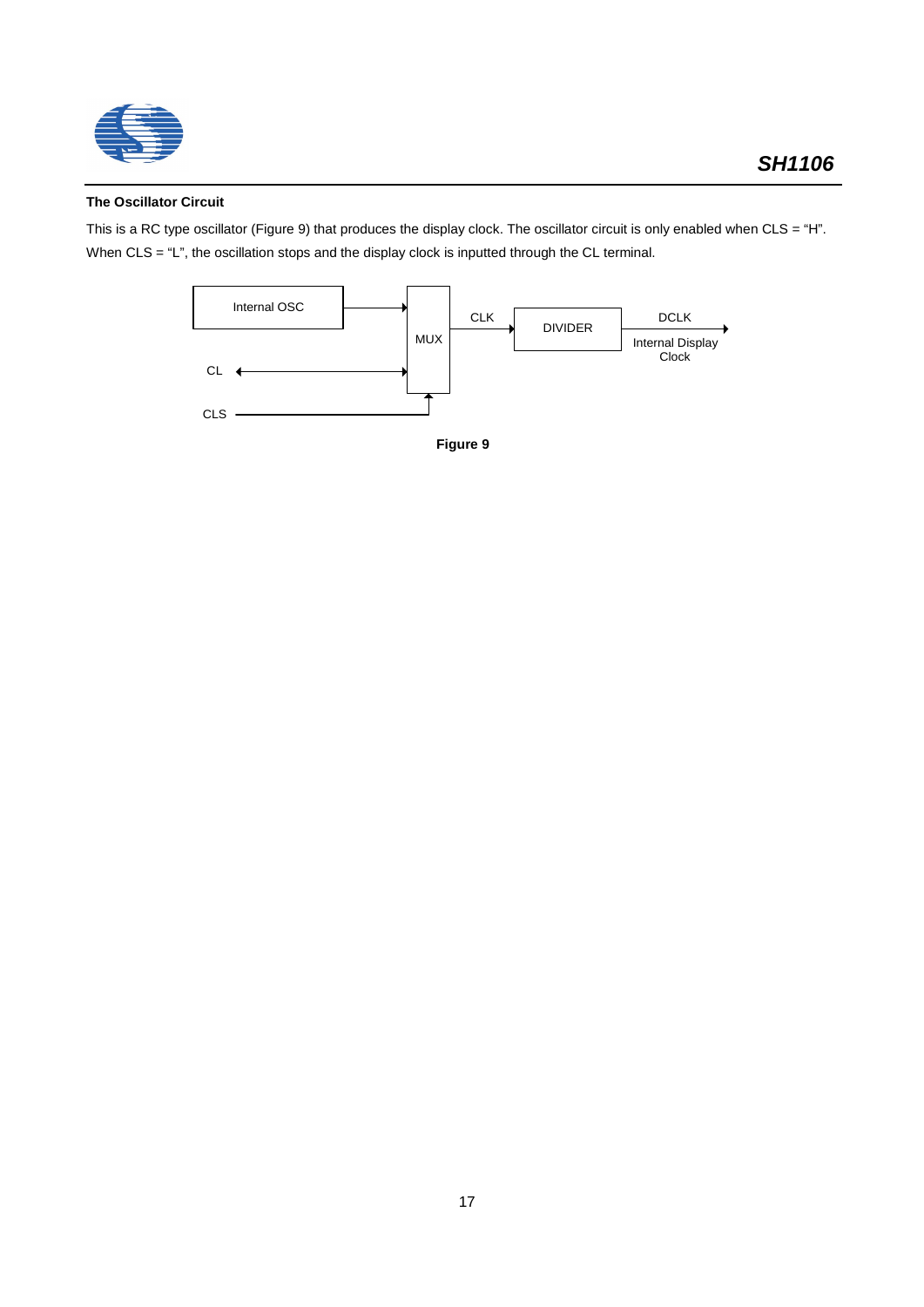### The Oscillator Circuit

This is a RC type oscillator (Figure 9) that produces the display clock. The oscillator circuit is only enabled when CLS = "H". When CLS = "L", the oscillation stops and the display clock is inputted through the CL terminal.

**Figure 9**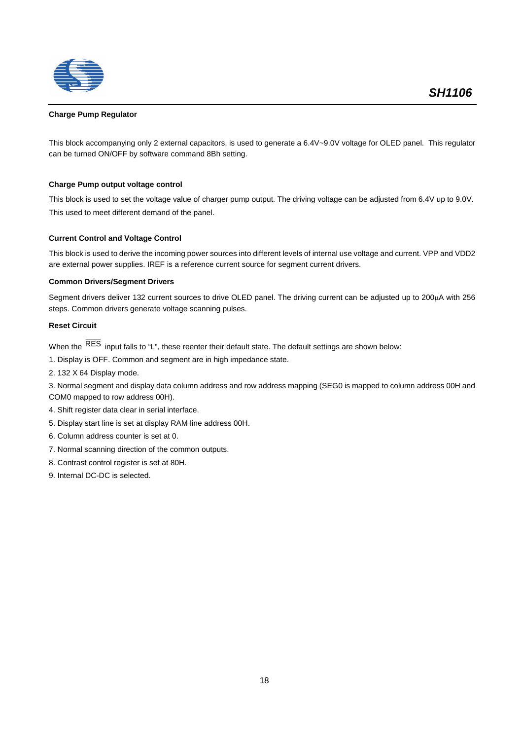### Charge Pump Regulator

This block accompanying only 2 external capacitors, is used to generate a 6.4V~9.0V voltage for OLED panel. This regulator can be turned ON/OFF by software command 8Bh setting.

### Charge Pump output voltage control

This block is used to set the voltage value of charger pump output. The driving voltage can be adjusted from 6.4V up to 9.0V. This used to meet different demand of the panel.

### Current Control and Voltage Control

This block is used to derive the incoming power sources into different levels of internal use voltage and current. VPP and VDD2 are external power supplies. IREF is a reference current source for segment current drivers.

### Common Drivers/Segment Drivers

Segment drivers deliver 132 current sources to drive OLED panel. The driving current can be adjusted up to 200μA with 256 steps. Common drivers generate voltage scanning pulses.

### Reset Circuit

When the $\overline{\text{RES}}$ input falls to "L", these reenter their default state. The default settings are shown below:

1. Display is OFF. Common and segment are in high impedance state.
2. 132 X 64 Display mode.
3. Normal segment and display data column address and row address mapping (SEG0 is mapped to column address 00H and COM0 mapped to row address 00H).
4. Shift register data clear in serial interface.
5. Display start line is set at display RAM line address 00H.
6. Column address counter is set at 0.
7. Normal scanning direction of the common outputs.
8. Contrast control register is set at 80H.
9. Internal DC-DC is selected.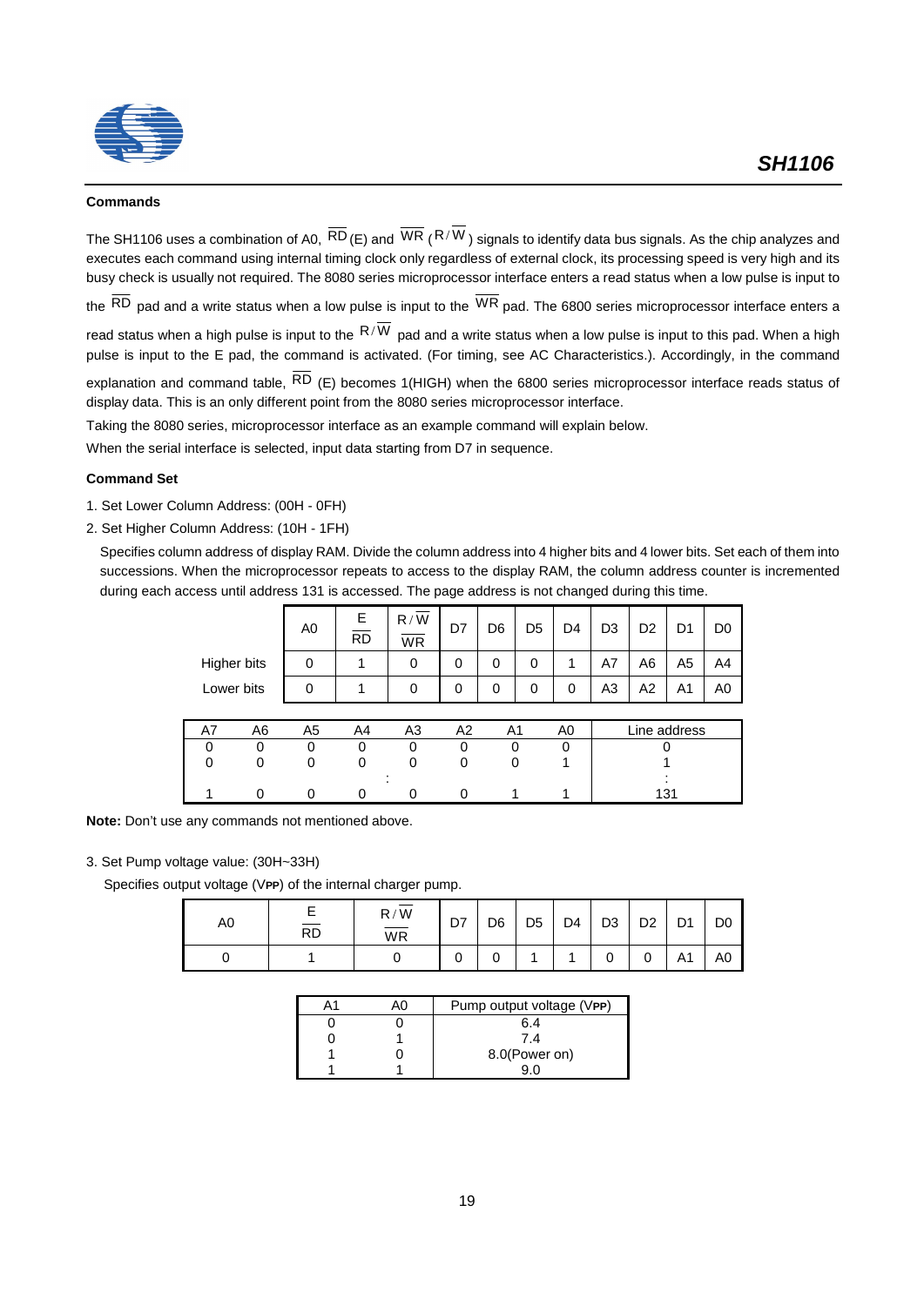### Commands

The SH1106 uses a combination of A0, $\overline{RD}$ (E) and $\overline{WR}$ (R/$\overline{W}$) signals to identify data bus signals. As the chip analyzes and executes each command using internal timing clock only regardless of external clock, its processing speed is very high and its busy check is usually not required. The 8080 series microprocessor interface enters a read status when a low pulse is input to the $\overline{RD}$ pad and a write status when a low pulse is input to the $\overline{WR}$ pad. The 6800 series microprocessor interface enters a read status when a high pulse is input to the R/$\overline{W}$ pad and a write status when a low pulse is input to this pad. When a high pulse is input to the E pad, the command is activated. (For timing, see AC Characteristics.). Accordingly, in the command explanation and command table, $\overline{RD}$ (E) becomes 1(HIGH) when the 6800 series microprocessor interface reads status of display data. This is an only different point from the 8080 series microprocessor interface.

Taking the 8080 series, microprocessor interface as an example command will explain below.

When the serial interface is selected, input data starting from D7 in sequence.

### Command Set

1. Set Lower Column Address: (00H - 0FH)
2. Set Higher Column Address: (10H - 1FH)

Specifies column address of display RAM. Divide the column address into 4 higher bits and 4 lower bits. Set each of them into successions. When the microprocessor repeats to access to the display RAM, the column address counter is incremented during each access until address 131 is accessed. The page address is not changed during this time.

| | A0 | E / $\overline{RD}$ | R/$\overline{W}$ / $\overline{WR}$ | D7 | D6 | D5 | D4 | D3 | D2 | D1 | D0 |
|---|---|---|---|---|---|---|---|---|---|---|---|
| Higher bits | 0 | 1 | 0 | 0 | 0 | 0 | 1 | A7 | A6 | A5 | A4 |
| Lower bits | 0 | 1 | 0 | 0 | 0 | 0 | 0 | A3 | A2 | A1 | A0 |

| A7 | A6 | A5 | A4 | A3 | A2 | A1 | A0 | Line address |
|---|---|---|---|---|---|---|---|---|
| 0 | 0 | 0 | 0 | 0 | 0 | 0 | 0 | 0 |
| 0 | 0 | 0 | 0 | 0 | 0 | 0 | 1 | 1 |
| | | | : | | | | | : |
| 1 | 0 | 0 | 0 | 0 | 0 | 1 | 1 | 131 |

**Note:** Don't use any commands not mentioned above.

3. Set Pump voltage value: (30H~33H)

Specifies output voltage ($V_{PP}$) of the internal charger pump.

| A0 | E / $\overline{RD}$ | R/$\overline{W}$ / $\overline{WR}$ | D7 | D6 | D5 | D4 | D3 | D2 | D1 | D0 |
|---|---|---|---|---|---|---|---|---|---|---|
| 0 | 1 | 0 | 0 | 0 | 1 | 1 | 0 | 0 | A1 | A0 |

| A1 | A0 | Pump output voltage ($V_{PP}$) |
|---|---|---|
| 0 | 0 | 6.4 |
| 0 | 1 | 7.4 |
| 1 | 0 | 8.0(Power on) |
| 1 | 1 | 9.0 |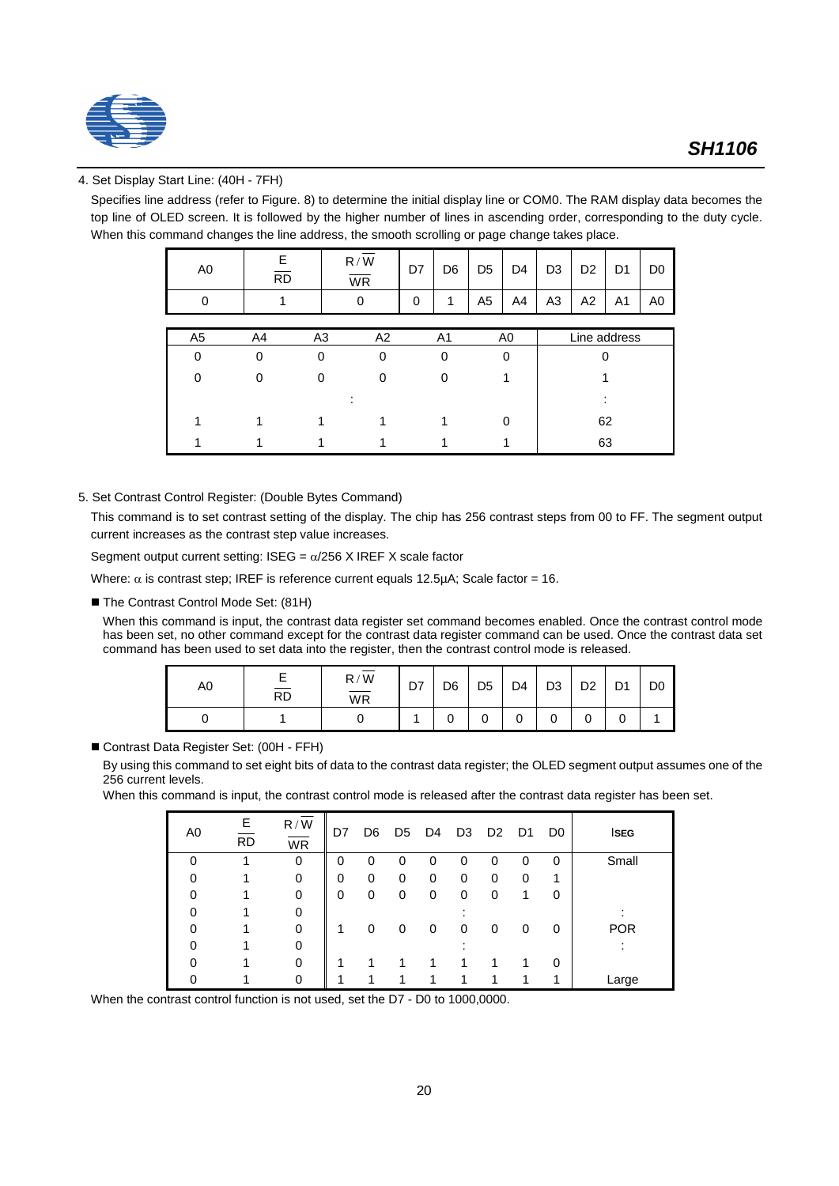4. Set Display Start Line: (40H - 7FH)

Specifies line address (refer to Figure. 8) to determine the initial display line or COM0. The RAM display data becomes the top line of OLED screen. It is followed by the higher number of lines in ascending order, corresponding to the duty cycle. When this command changes the line address, the smooth scrolling or page change takes place.

| A0 | E / $\overline{RD}$ | R / $\overline{W}$ / $\overline{WR}$ | D7 | D6 | D5 | D4 | D3 | D2 | D1 | D0 |
|---|---|---|---|---|---|---|---|---|---|---|
| 0 | 1 | 0 | 0 | 1 | A5 | A4 | A3 | A2 | A1 | A0 |

| A5 | A4 | A3 | A2 | A1 | A0 | Line address |
|---|---|---|---|---|---|---|
| 0 | 0 | 0 | 0 | 0 | 0 | 0 |
| 0 | 0 | 0 | 0 | 0 | 1 | 1 |
| | | | : | | | : |
| 1 | 1 | 1 | 1 | 1 | 0 | 62 |
| 1 | 1 | 1 | 1 | 1 | 1 | 63 |

5. Set Contrast Control Register: (Double Bytes Command)

This command is to set contrast setting of the display. The chip has 256 contrast steps from 00 to FF. The segment output current increases as the contrast step value increases.

Segment output current setting: ISEG = $\alpha$/256 X IREF X scale factor

Where: $\alpha$ is contrast step; IREF is reference current equals 12.5µA; Scale factor = 16.

- The Contrast Control Mode Set: (81H)

  When this command is input, the contrast data register set command becomes enabled. Once the contrast control mode has been set, no other command except for the contrast data register command can be used. Once the contrast data set command has been used to set data into the register, then the contrast control mode is released.

| A0 | E / $\overline{RD}$ | R / $\overline{W}$ / $\overline{WR}$ | D7 | D6 | D5 | D4 | D3 | D2 | D1 | D0 |
|---|---|---|---|---|---|---|---|---|---|---|
| 0 | 1 | 0 | 1 | 0 | 0 | 0 | 0 | 0 | 0 | 1 |

- Contrast Data Register Set: (00H - FFH)

  By using this command to set eight bits of data to the contrast data register; the OLED segment output assumes one of the 256 current levels.

  When this command is input, the contrast control mode is released after the contrast data register has been set.

| A0 | E / $\overline{RD}$ | R / $\overline{W}$ / $\overline{WR}$ | D7 | D6 | D5 | D4 | D3 | D2 | D1 | D0 | ISEG |
|---|---|---|---|---|---|---|---|---|---|---|---|
| 0 | 1 | 0 | 0 | 0 | 0 | 0 | 0 | 0 | 0 | 0 | Small |
| 0 | 1 | 0 | 0 | 0 | 0 | 0 | 0 | 0 | 0 | 1 | |
| 0 | 1 | 0 | 0 | 0 | 0 | 0 | 0 | 0 | 1 | 0 | |
| 0 | 1 | 0 | | | | | : | | | | : |
| 0 | 1 | 0 | 1 | 0 | 0 | 0 | 0 | 0 | 0 | 0 | POR |
| 0 | 1 | 0 | | | | | : | | | | : |
| 0 | 1 | 0 | 1 | 1 | 1 | 1 | 1 | 1 | 1 | 0 | |
| 0 | 1 | 0 | 1 | 1 | 1 | 1 | 1 | 1 | 1 | 1 | Large |

When the contrast control function is not used, set the D7 - D0 to 1000,0000.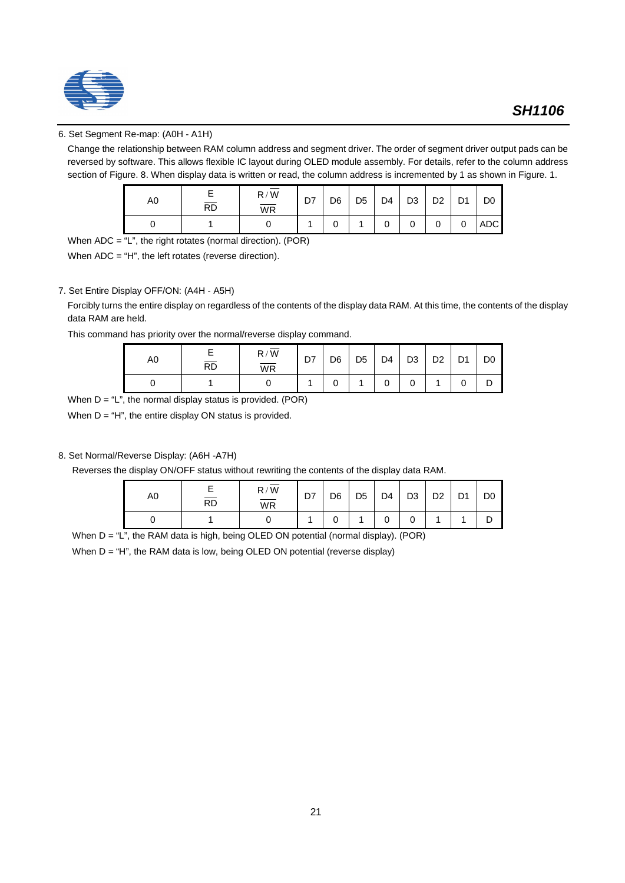6. Set Segment Re-map: (A0H - A1H)

Change the relationship between RAM column address and segment driver. The order of segment driver output pads can be reversed by software. This allows flexible IC layout during OLED module assembly. For details, refer to the column address section of Figure. 8. When display data is written or read, the column address is incremented by 1 as shown in Figure. 1.

| A0 | E / $\overline{RD}$ | R / $\overline{W}$ / $\overline{WR}$ | D7 | D6 | D5 | D4 | D3 | D2 | D1 | D0 |
|---|---|---|---|---|---|---|---|---|---|---|
| 0 | 1 | 0 | 1 | 0 | 1 | 0 | 0 | 0 | 0 | ADC |

When ADC = "L", the right rotates (normal direction). (POR)

When ADC = "H", the left rotates (reverse direction).

7. Set Entire Display OFF/ON: (A4H - A5H)

Forcibly turns the entire display on regardless of the contents of the display data RAM. At this time, the contents of the display data RAM are held.

This command has priority over the normal/reverse display command.

| A0 | E / $\overline{RD}$ | R / $\overline{W}$ / $\overline{WR}$ | D7 | D6 | D5 | D4 | D3 | D2 | D1 | D0 |
|---|---|---|---|---|---|---|---|---|---|---|
| 0 | 1 | 0 | 1 | 0 | 1 | 0 | 0 | 1 | 0 | D |

When D = "L", the normal display status is provided. (POR)

When D = "H", the entire display ON status is provided.

8. Set Normal/Reverse Display: (A6H -A7H)

Reverses the display ON/OFF status without rewriting the contents of the display data RAM.

| A0 | E / $\overline{RD}$ | R / $\overline{W}$ / $\overline{WR}$ | D7 | D6 | D5 | D4 | D3 | D2 | D1 | D0 |
|---|---|---|---|---|---|---|---|---|---|---|
| 0 | 1 | 0 | 1 | 0 | 1 | 0 | 0 | 1 | 1 | D |

When D = "L", the RAM data is high, being OLED ON potential (normal display). (POR)

When D = "H", the RAM data is low, being OLED ON potential (reverse display)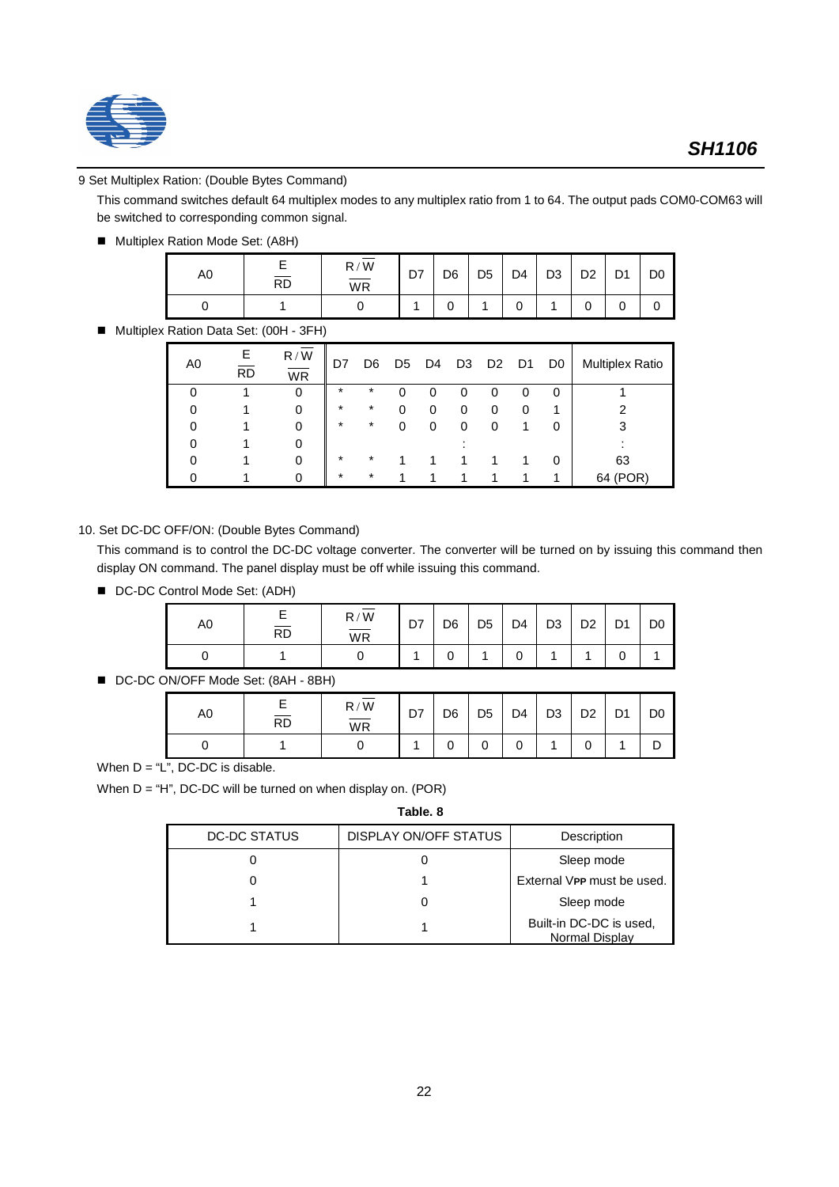9 Set Multiplex Ration: (Double Bytes Command)

This command switches default 64 multiplex modes to any multiplex ratio from 1 to 64. The output pads COM0-COM63 will be switched to corresponding common signal.

- Multiplex Ration Mode Set: (A8H)

| A0 | E / $\overline{RD}$ | R / $\overline{W}$ / $\overline{WR}$ | D7 | D6 | D5 | D4 | D3 | D2 | D1 | D0 |
|---|---|---|---|---|---|---|---|---|---|---|
| 0 | 1 | 0 | 1 | 0 | 1 | 0 | 1 | 0 | 0 | 0 |

- Multiplex Ration Data Set: (00H - 3FH)

| A0 | E / $\overline{RD}$ | R / $\overline{W}$ / $\overline{WR}$ | D7 | D6 | D5 | D4 | D3 | D2 | D1 | D0 | Multiplex Ratio |
|---|---|---|---|---|---|---|---|---|---|---|---|
| 0 | 1 | 0 | * | * | 0 | 0 | 0 | 0 | 0 | 0 | 1 |
| 0 | 1 | 0 | * | * | 0 | 0 | 0 | 0 | 0 | 1 | 2 |
| 0 | 1 | 0 | * | * | 0 | 0 | 0 | 0 | 1 | 0 | 3 |
| 0 | 1 | 0 | | | | | : | | | | : |
| 0 | 1 | 0 | * | * | 1 | 1 | 1 | 1 | 1 | 0 | 63 |
| 0 | 1 | 0 | * | * | 1 | 1 | 1 | 1 | 1 | 1 | 64 (POR) |

10. Set DC-DC OFF/ON: (Double Bytes Command)

This command is to control the DC-DC voltage converter. The converter will be turned on by issuing this command then display ON command. The panel display must be off while issuing this command.

- DC-DC Control Mode Set: (ADH)

| A0 | E / $\overline{RD}$ | R / $\overline{W}$ / $\overline{WR}$ | D7 | D6 | D5 | D4 | D3 | D2 | D1 | D0 |
|---|---|---|---|---|---|---|---|---|---|---|
| 0 | 1 | 0 | 1 | 0 | 1 | 0 | 1 | 1 | 0 | 1 |

- DC-DC ON/OFF Mode Set: (8AH - 8BH)

| A0 | E / $\overline{RD}$ | R / $\overline{W}$ / $\overline{WR}$ | D7 | D6 | D5 | D4 | D3 | D2 | D1 | D0 |
|---|---|---|---|---|---|---|---|---|---|---|
| 0 | 1 | 0 | 1 | 0 | 0 | 0 | 1 | 0 | 1 | D |

When D = "L", DC-DC is disable.

When D = "H", DC-DC will be turned on when display on. (POR)

**Table. 8**

| DC-DC STATUS | DISPLAY ON/OFF STATUS | Description |
|---|---|---|
| 0 | 0 | Sleep mode |
| 0 | 1 | External $V_{PP}$ must be used. |
| 1 | 0 | Sleep mode |
| 1 | 1 | Built-in DC-DC is used, Normal Display |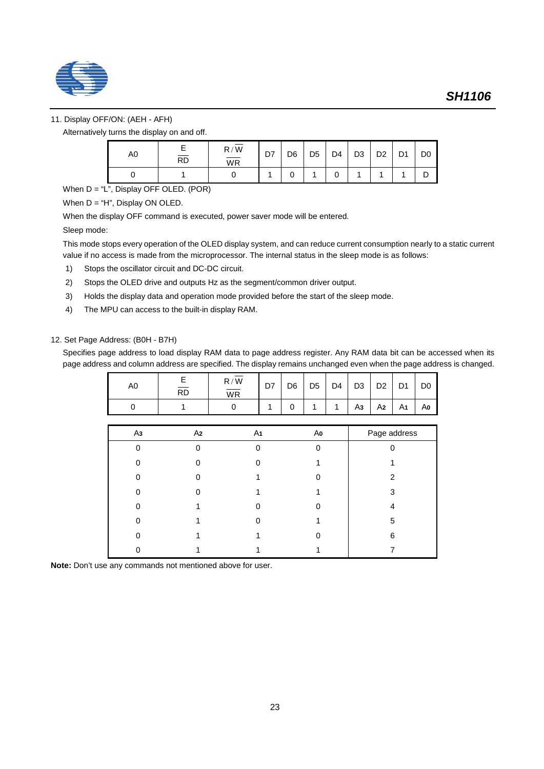11. Display OFF/ON: (AEH - AFH)

Alternatively turns the display on and off.

| A0 | E / $\overline{RD}$ | R / $\overline{W}$ / $\overline{WR}$ | D7 | D6 | D5 | D4 | D3 | D2 | D1 | D0 |
|---|---|---|---|---|---|---|---|---|---|---|
| 0 | 1 | 0 | 1 | 0 | 1 | 0 | 1 | 1 | 1 | D |

When D = "L", Display OFF OLED. (POR)

When D = "H", Display ON OLED.

When the display OFF command is executed, power saver mode will be entered.

Sleep mode:

This mode stops every operation of the OLED display system, and can reduce current consumption nearly to a static current value if no access is made from the microprocessor. The internal status in the sleep mode is as follows:

1) Stops the oscillator circuit and DC-DC circuit.
2) Stops the OLED drive and outputs Hz as the segment/common driver output.
3) Holds the display data and operation mode provided before the start of the sleep mode.
4) The MPU can access to the built-in display RAM.

12. Set Page Address: (B0H - B7H)

Specifies page address to load display RAM data to page address register. Any RAM data bit can be accessed when its page address and column address are specified. The display remains unchanged even when the page address is changed.

| A0 | E / $\overline{RD}$ | R / $\overline{W}$ / $\overline{WR}$ | D7 | D6 | D5 | D4 | D3 | D2 | D1 | D0 |
|---|---|---|---|---|---|---|---|---|---|---|
| 0 | 1 | 0 | 1 | 0 | 1 | 1 | $A_3$ | $A_2$ | $A_1$ | $A_0$ |

| $A_3$ | $A_2$ | $A_1$ | $A_0$ | Page address |
|---|---|---|---|---|
| 0 | 0 | 0 | 0 | 0 |
| 0 | 0 | 0 | 1 | 1 |
| 0 | 0 | 1 | 0 | 2 |
| 0 | 0 | 1 | 1 | 3 |
| 0 | 1 | 0 | 0 | 4 |
| 0 | 1 | 0 | 1 | 5 |
| 0 | 1 | 1 | 0 | 6 |
| 0 | 1 | 1 | 1 | 7 |

**Note:** Don't use any commands not mentioned above for user.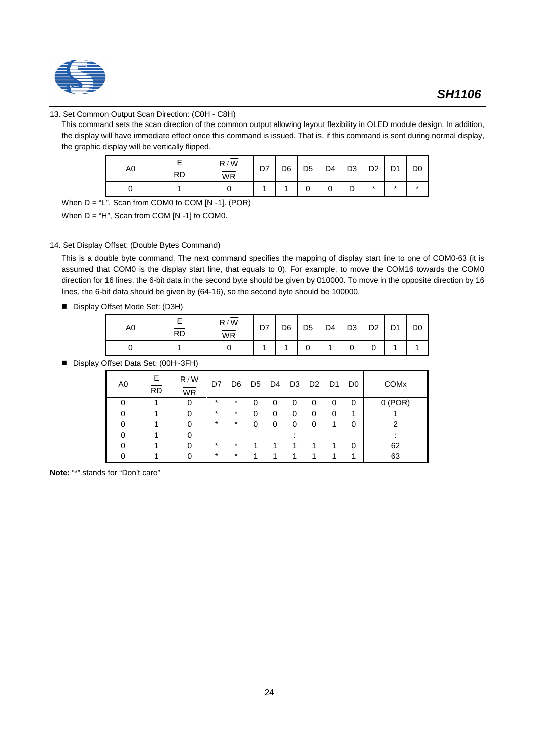13. Set Common Output Scan Direction: (C0H - C8H)

This command sets the scan direction of the common output allowing layout flexibility in OLED module design. In addition, the display will have immediate effect once this command is issued. That is, if this command is sent during normal display, the graphic display will be vertically flipped.

| A0 | E / $\overline{RD}$ | R / $\overline{W}$ / $\overline{WR}$ | D7 | D6 | D5 | D4 | D3 | D2 | D1 | D0 |
|---|---|---|---|---|---|---|---|---|---|---|
| 0 | 1 | 0 | 1 | 1 | 0 | 0 | D | * | * | * |

When D = "L", Scan from COM0 to COM [N -1]. (POR)

When D = "H", Scan from COM [N -1] to COM0.

14. Set Display Offset: (Double Bytes Command)

This is a double byte command. The next command specifies the mapping of display start line to one of COM0-63 (it is assumed that COM0 is the display start line, that equals to 0). For example, to move the COM16 towards the COM0 direction for 16 lines, the 6-bit data in the second byte should be given by 010000. To move in the opposite direction by 16 lines, the 6-bit data should be given by (64-16), so the second byte should be 100000.

- Display Offset Mode Set: (D3H)

| A0 | E / $\overline{RD}$ | R / $\overline{W}$ / $\overline{WR}$ | D7 | D6 | D5 | D4 | D3 | D2 | D1 | D0 |
|---|---|---|---|---|---|---|---|---|---|---|
| 0 | 1 | 0 | 1 | 1 | 0 | 1 | 0 | 0 | 1 | 1 |

- Display Offset Data Set: (00H~3FH)

| A0 | E / $\overline{RD}$ | R / $\overline{W}$ / $\overline{WR}$ | D7 | D6 | D5 | D4 | D3 | D2 | D1 | D0 | COMx |
|---|---|---|---|---|---|---|---|---|---|---|---|
| 0 | 1 | 0 | * | * | 0 | 0 | 0 | 0 | 0 | 0 | 0 (POR) |
| 0 | 1 | 0 | * | * | 0 | 0 | 0 | 0 | 0 | 1 | 1 |
| 0 | 1 | 0 | * | * | 0 | 0 | 0 | 0 | 1 | 0 | 2 |
| 0 | 1 | 0 | | | | | : | | | | : |
| 0 | 1 | 0 | * | * | 1 | 1 | 1 | 1 | 1 | 0 | 62 |
| 0 | 1 | 0 | * | * | 1 | 1 | 1 | 1 | 1 | 1 | 63 |

**Note:** "*" stands for "Don't care"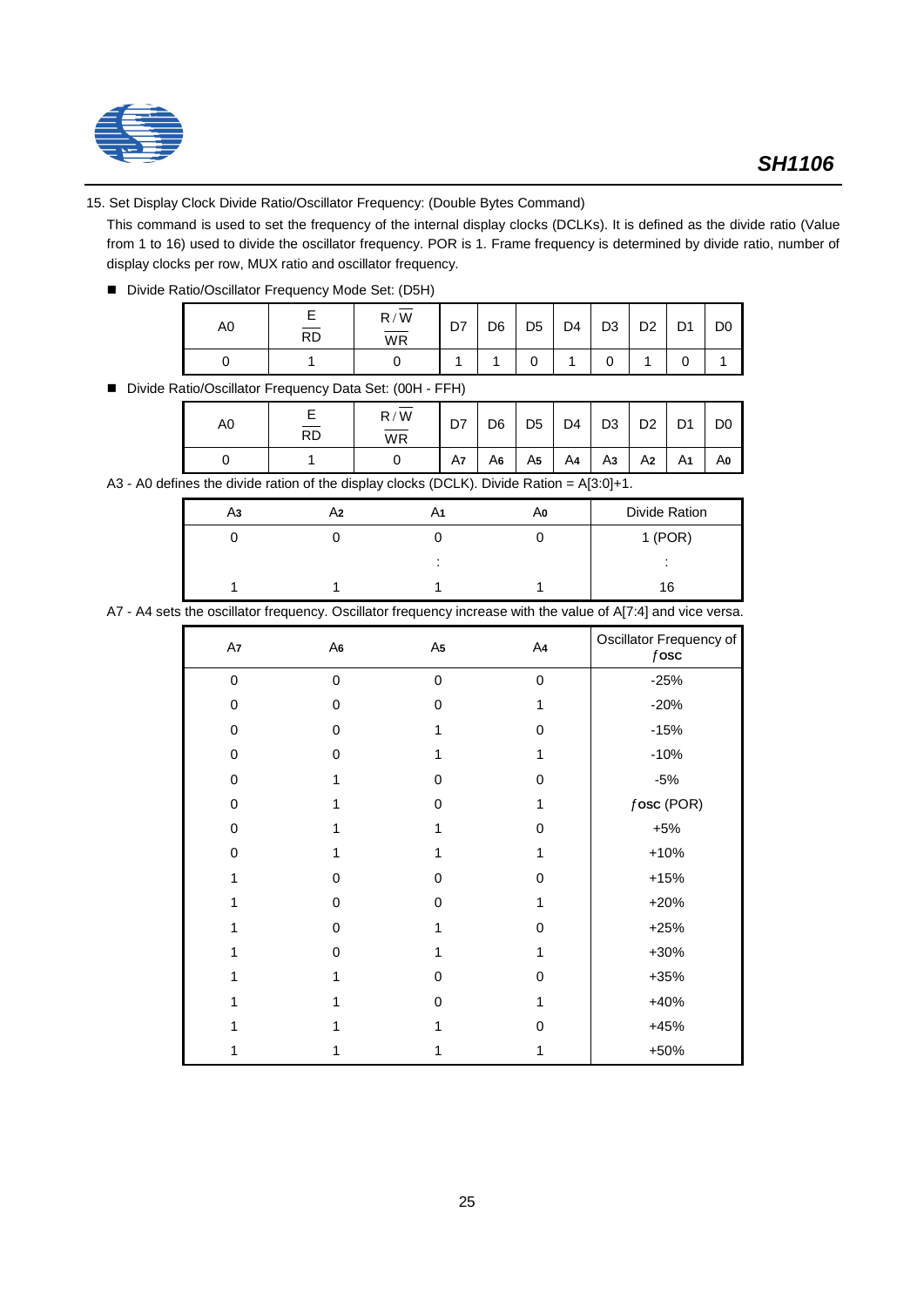15. Set Display Clock Divide Ratio/Oscillator Frequency: (Double Bytes Command)

This command is used to set the frequency of the internal display clocks (DCLKs). It is defined as the divide ratio (Value from 1 to 16) used to divide the oscillator frequency. POR is 1. Frame frequency is determined by divide ratio, number of display clocks per row, MUX ratio and oscillator frequency.

- Divide Ratio/Oscillator Frequency Mode Set: (D5H)

| A0 | E / $\overline{RD}$ | R / $\overline{W}$ / $\overline{WR}$ | D7 | D6 | D5 | D4 | D3 | D2 | D1 | D0 |
|---|---|---|---|---|---|---|---|---|---|---|
| 0 | 1 | 0 | 1 | 1 | 0 | 1 | 0 | 1 | 0 | 1 |

- Divide Ratio/Oscillator Frequency Data Set: (00H - FFH)

| A0 | E / $\overline{RD}$ | R / $\overline{W}$ / $\overline{WR}$ | D7 | D6 | D5 | D4 | D3 | D2 | D1 | D0 |
|---|---|---|---|---|---|---|---|---|---|---|
| 0 | 1 | 0 | $A_7$ | $A_6$ | $A_5$ | $A_4$ | $A_3$ | $A_2$ | $A_1$ | $A_0$ |

A3 - A0 defines the divide ration of the display clocks (DCLK). Divide Ration = A[3:0]+1.

| $A_3$ | $A_2$ | $A_1$ | $A_0$ | Divide Ration |
|---|---|---|---|---|
| 0 | 0 | 0 | 0 | 1 (POR) |
| | | : | | : |
| 1 | 1 | 1 | 1 | 16 |

A7 - A4 sets the oscillator frequency. Oscillator frequency increase with the value of A[7:4] and vice versa.

| $A_7$ | $A_6$ | $A_5$ | $A_4$ | Oscillator Frequency of $f$osc |
|---|---|---|---|---|
| 0 | 0 | 0 | 0 | -25% |
| 0 | 0 | 0 | 1 | -20% |
| 0 | 0 | 1 | 0 | -15% |
| 0 | 0 | 1 | 1 | -10% |
| 0 | 1 | 0 | 0 | -5% |
| 0 | 1 | 0 | 1 | $f$osc (POR) |
| 0 | 1 | 1 | 0 | +5% |
| 0 | 1 | 1 | 1 | +10% |
| 1 | 0 | 0 | 0 | +15% |
| 1 | 0 | 0 | 1 | +20% |
| 1 | 0 | 1 | 0 | +25% |
| 1 | 0 | 1 | 1 | +30% |
| 1 | 1 | 0 | 0 | +35% |
| 1 | 1 | 0 | 1 | +40% |
| 1 | 1 | 1 | 0 | +45% |
| 1 | 1 | 1 | 1 | +50% |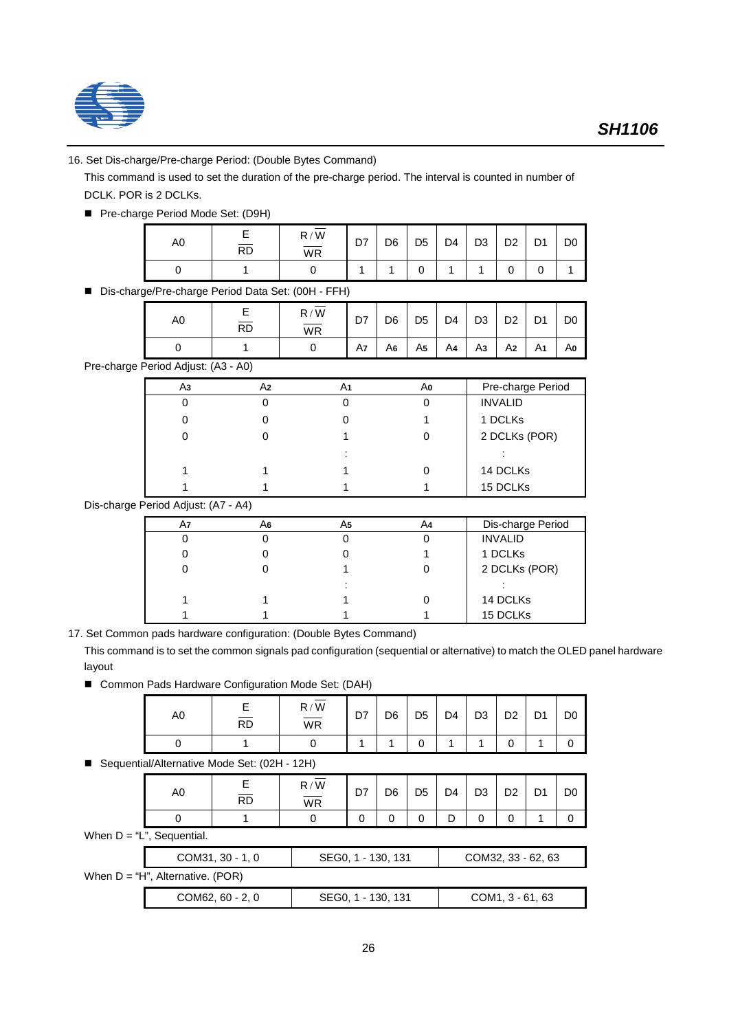16. Set Dis-charge/Pre-charge Period: (Double Bytes Command)

This command is used to set the duration of the pre-charge period. The interval is counted in number of DCLK. POR is 2 DCLKs.

■ Pre-charge Period Mode Set: (D9H)

| A0 | E / $\overline{RD}$ | R / $\overline{W}$ / $\overline{WR}$ | D7 | D6 | D5 | D4 | D3 | D2 | D1 | D0 |
|---|---|---|---|---|---|---|---|---|---|---|
| 0 | 1 | 0 | 1 | 1 | 0 | 1 | 1 | 0 | 0 | 1 |

■ Dis-charge/Pre-charge Period Data Set: (00H - FFH)

| A0 | E / $\overline{RD}$ | R / $\overline{W}$ / $\overline{WR}$ | D7 | D6 | D5 | D4 | D3 | D2 | D1 | D0 |
|---|---|---|---|---|---|---|---|---|---|---|
| 0 | 1 | 0 | $A_7$ | $A_6$ | $A_5$ | $A_4$ | $A_3$ | $A_2$ | $A_1$ | $A_0$ |

Pre-charge Period Adjust: (A3 - A0)

| $A_3$ | $A_2$ | $A_1$ | $A_0$ | Pre-charge Period |
|---|---|---|---|---|
| 0 | 0 | 0 | 0 | INVALID |
| 0 | 0 | 0 | 1 | 1 DCLKs |
| 0 | 0 | 1 | 0 | 2 DCLKs (POR) |
| | | : | | : |
| 1 | 1 | 1 | 0 | 14 DCLKs |
| 1 | 1 | 1 | 1 | 15 DCLKs |

Dis-charge Period Adjust: (A7 - A4)

| $A_7$ | $A_6$ | $A_5$ | $A_4$ | Dis-charge Period |
|---|---|---|---|---|
| 0 | 0 | 0 | 0 | INVALID |
| 0 | 0 | 0 | 1 | 1 DCLKs |
| 0 | 0 | 1 | 0 | 2 DCLKs (POR) |
| | | : | | : |
| 1 | 1 | 1 | 0 | 14 DCLKs |
| 1 | 1 | 1 | 1 | 15 DCLKs |

17. Set Common pads hardware configuration: (Double Bytes Command)

This command is to set the common signals pad configuration (sequential or alternative) to match the OLED panel hardware layout

■ Common Pads Hardware Configuration Mode Set: (DAH)

| A0 | E / $\overline{RD}$ | R / $\overline{W}$ / $\overline{WR}$ | D7 | D6 | D5 | D4 | D3 | D2 | D1 | D0 |
|---|---|---|---|---|---|---|---|---|---|---|
| 0 | 1 | 0 | 1 | 1 | 0 | 1 | 1 | 0 | 1 | 0 |

■ Sequential/Alternative Mode Set: (02H - 12H)

| A0 | E / $\overline{RD}$ | R / $\overline{W}$ / $\overline{WR}$ | D7 | D6 | D5 | D4 | D3 | D2 | D1 | D0 |
|---|---|---|---|---|---|---|---|---|---|---|
| 0 | 1 | 0 | 0 | 0 | 0 | D | 0 | 0 | 1 | 0 |

When D = "L", Sequential.

| COM31, 30 - 1, 0 | SEG0, 1 - 130, 131 | COM32, 33 - 62, 63 |
|---|---|---|

When D = "H", Alternative. (POR)

| COM62, 60 - 2, 0 | SEG0, 1 - 130, 131 | COM1, 3 - 61, 63 |
|---|---|---|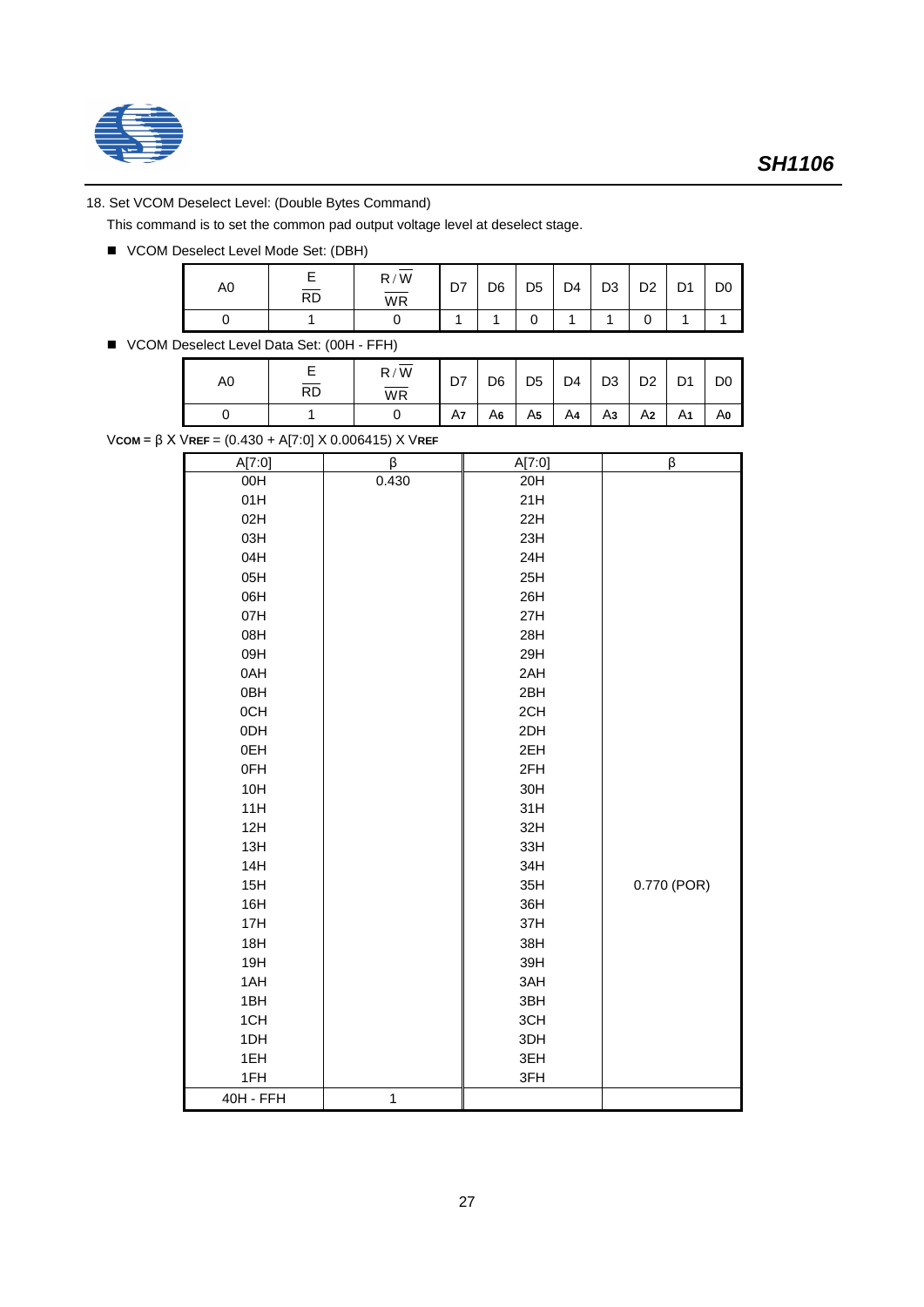18. Set VCOM Deselect Level: (Double Bytes Command)

This command is to set the common pad output voltage level at deselect stage.

- VCOM Deselect Level Mode Set: (DBH)

| A0 | E / $\overline{RD}$ | R / $\overline{W}$ / $\overline{WR}$ | D7 | D6 | D5 | D4 | D3 | D2 | D1 | D0 |
|---|---|---|---|---|---|---|---|---|---|---|
| 0 | 1 | 0 | 1 | 1 | 0 | 1 | 1 | 0 | 1 | 1 |

- VCOM Deselect Level Data Set: (00H - FFH)

| A0 | E / $\overline{RD}$ | R / $\overline{W}$ / $\overline{WR}$ | D7 | D6 | D5 | D4 | D3 | D2 | D1 | D0 |
|---|---|---|---|---|---|---|---|---|---|---|
| 0 | 1 | 0 | $A_7$ | $A_6$ | $A_5$ | $A_4$ | $A_3$ | $A_2$ | $A_1$ | $A_0$ |

$V_{COM} = \beta \times V_{REF} = (0.430 + A[7:0] \times 0.006415) \times V_{REF}$

| A[7:0] | β | A[7:0] | β |
|---|---|---|---|
| 00H | 0.430 | 20H | |
| 01H | | 21H | |
| 02H | | 22H | |
| 03H | | 23H | |
| 04H | | 24H | |
| 05H | | 25H | |
| 06H | | 26H | |
| 07H | | 27H | |
| 08H | | 28H | |
| 09H | | 29H | |
| 0AH | | 2AH | |
| 0BH | | 2BH | |
| 0CH | | 2CH | |
| 0DH | | 2DH | |
| 0EH | | 2EH | |
| 0FH | | 2FH | |
| 10H | | 30H | |
| 11H | | 31H | |
| 12H | | 32H | |
| 13H | | 33H | |
| 14H | | 34H | |
| 15H | | 35H | 0.770 (POR) |
| 16H | | 36H | |
| 17H | | 37H | |
| 18H | | 38H | |
| 19H | | 39H | |
| 1AH | | 3AH | |
| 1BH | | 3BH | |
| 1CH | | 3CH | |
| 1DH | | 3DH | |
| 1EH | | 3EH | |
| 1FH | | 3FH | |
| 40H - FFH | 1 | | |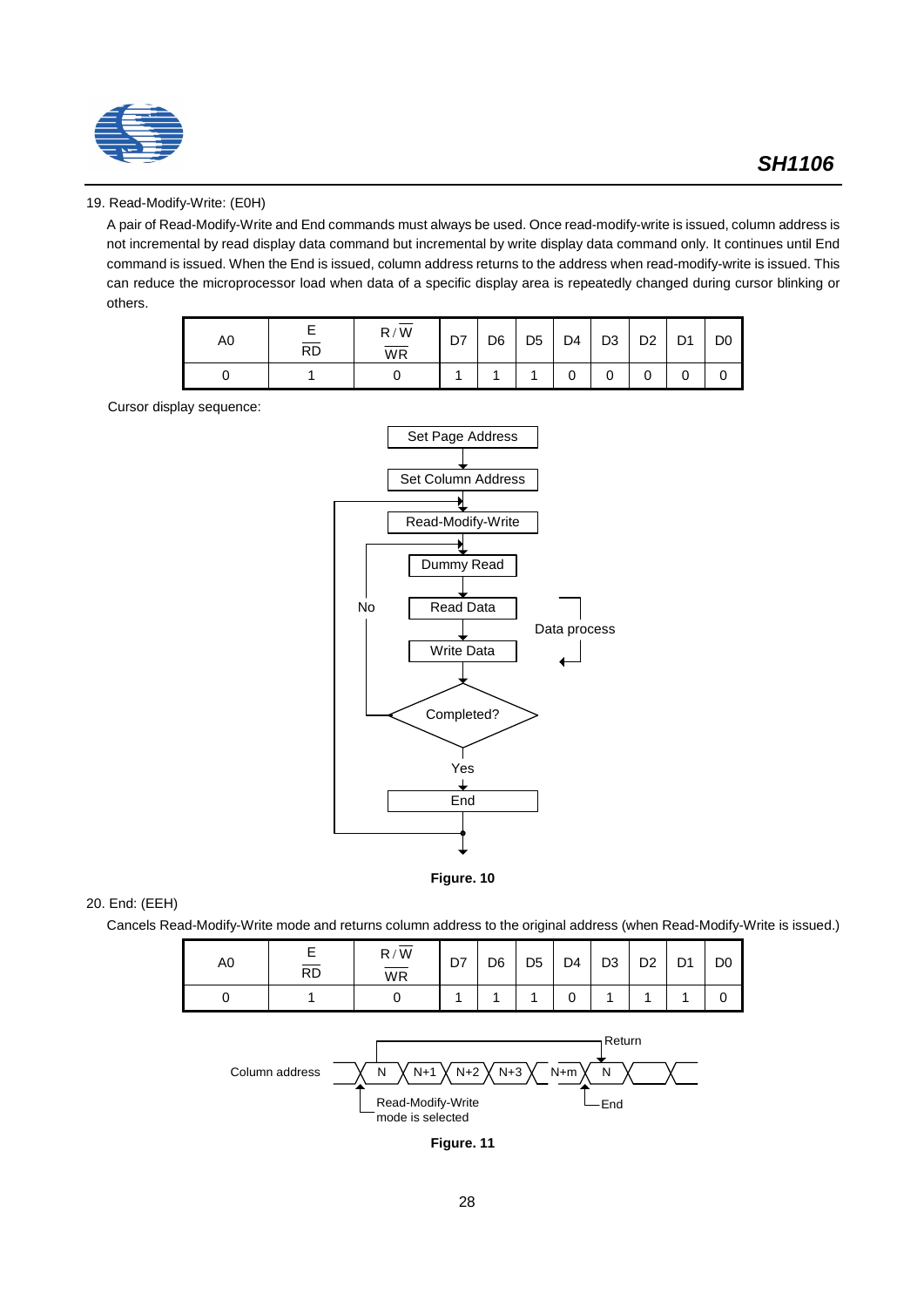19. Read-Modify-Write: (E0H)

A pair of Read-Modify-Write and End commands must always be used. Once read-modify-write is issued, column address is not incremental by read display data command but incremental by write display data command only. It continues until End command is issued. When the End is issued, column address returns to the address when read-modify-write is issued. This can reduce the microprocessor load when data of a specific display area is repeatedly changed during cursor blinking or others.

| A0 | E<br>$\overline{RD}$ | R / $\overline{W}$<br>$\overline{WR}$ | D7 | D6 | D5 | D4 | D3 | D2 | D1 | D0 |
|---|---|---|---|---|---|---|---|---|---|---|
| 0 | 1 | 0 | 1 | 1 | 1 | 0 | 0 | 0 | 0 | 0 |

Cursor display sequence:

Set Page Address → Set Column Address → Read-Modify-Write → Dummy Read → Read Data → Write Data → Completed? (No: loop back to Dummy Read; Yes: End) → loop back to Read-Modify-Write

Data process

**Figure. 10**

20. End: (EEH)

Cancels Read-Modify-Write mode and returns column address to the original address (when Read-Modify-Write is issued.)

| A0 | E<br>$\overline{RD}$ | R / $\overline{W}$<br>$\overline{WR}$ | D7 | D6 | D5 | D4 | D3 | D2 | D1 | D0 |
|---|---|---|---|---|---|---|---|---|---|---|
| 0 | 1 | 0 | 1 | 1 | 1 | 0 | 1 | 1 | 1 | 0 |

Column address: N, N+1, N+2, N+3, N+m, N (Return)

Read-Modify-Write mode is selected

End

**Figure. 11**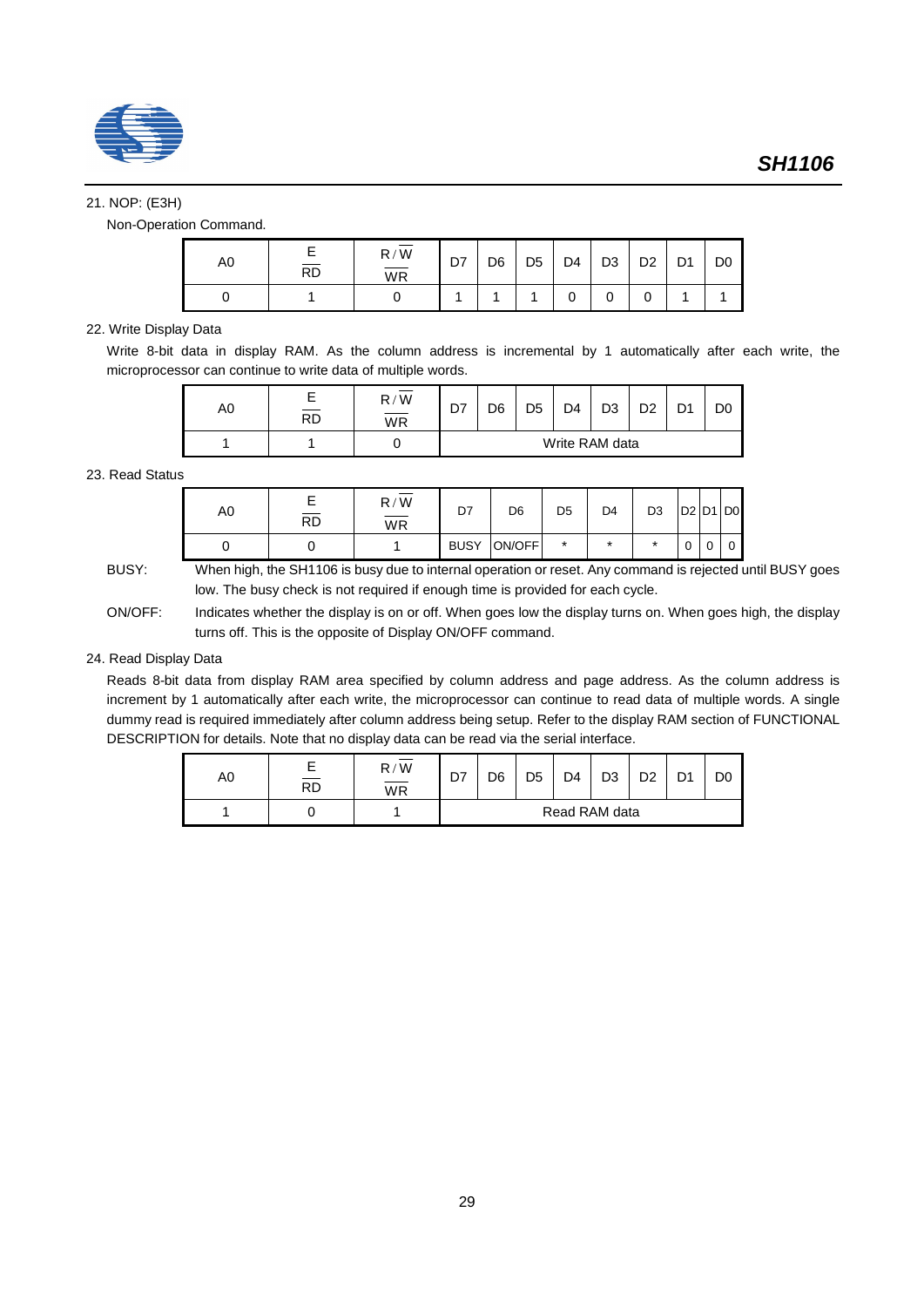21. NOP: (E3H)

Non-Operation Command.

| A0 | E / $\overline{RD}$ | R / $\overline{W}$ / $\overline{WR}$ | D7 | D6 | D5 | D4 | D3 | D2 | D1 | D0 |
|---|---|---|---|---|---|---|---|---|---|---|
| 0 | 1 | 0 | 1 | 1 | 1 | 0 | 0 | 0 | 1 | 1 |

22. Write Display Data

Write 8-bit data in display RAM. As the column address is incremental by 1 automatically after each write, the microprocessor can continue to write data of multiple words.

| A0 | E / $\overline{RD}$ | R / $\overline{W}$ / $\overline{WR}$ | D7 | D6 | D5 | D4 | D3 | D2 | D1 | D0 |
|---|---|---|---|---|---|---|---|---|---|---|
| 1 | 1 | 0 | Write RAM data | | | | | | | |

23. Read Status

| A0 | E / $\overline{RD}$ | R / $\overline{W}$ / $\overline{WR}$ | D7 | D6 | D5 | D4 | D3 | D2 | D1 | D0 |
|---|---|---|---|---|---|---|---|---|---|---|
| 0 | 0 | 1 | BUSY | ON/OFF | * | * | * | 0 | 0 | 0 |

BUSY: When high, the SH1106 is busy due to internal operation or reset. Any command is rejected until BUSY goes low. The busy check is not required if enough time is provided for each cycle.

ON/OFF: Indicates whether the display is on or off. When goes low the display turns on. When goes high, the display turns off. This is the opposite of Display ON/OFF command.

24. Read Display Data

Reads 8-bit data from display RAM area specified by column address and page address. As the column address is increment by 1 automatically after each write, the microprocessor can continue to read data of multiple words. A single dummy read is required immediately after column address being setup. Refer to the display RAM section of FUNCTIONAL DESCRIPTION for details. Note that no display data can be read via the serial interface.

| A0 | E / $\overline{RD}$ | R / $\overline{W}$ / $\overline{WR}$ | D7 | D6 | D5 | D4 | D3 | D2 | D1 | D0 |
|---|---|---|---|---|---|---|---|---|---|---|
| 1 | 0 | 1 | Read RAM data | | | | | | | |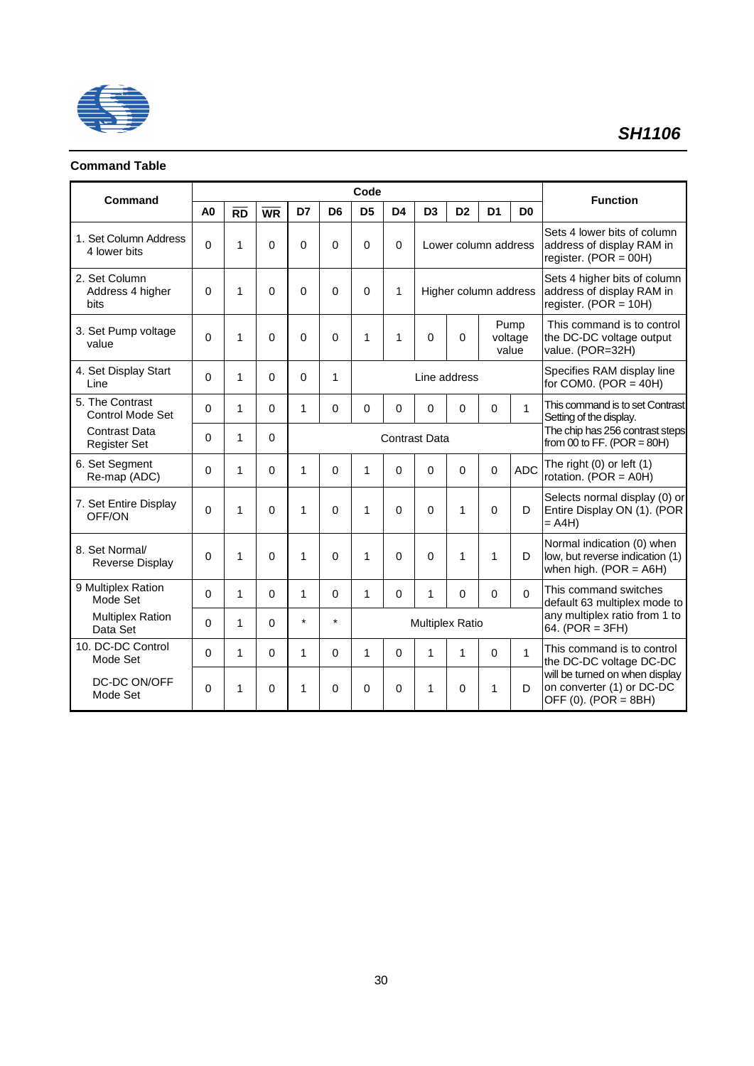## Command Table

| Command | A0 | $\overline{RD}$ | $\overline{WR}$ | D7 | D6 | D5 | D4 | D3 | D2 | D1 | D0 | Function |
|---|---|---|---|---|---|---|---|---|---|---|---|---|
| 1. Set Column Address 4 lower bits | 0 | 1 | 0 | 0 | 0 | 0 | 0 | Lower column address | | | | Sets 4 lower bits of column address of display RAM in register. (POR = 00H) |
| 2. Set Column Address 4 higher bits | 0 | 1 | 0 | 0 | 0 | 0 | 1 | Higher column address | | | | Sets 4 higher bits of column address of display RAM in register. (POR = 10H) |
| 3. Set Pump voltage value | 0 | 1 | 0 | 0 | 0 | 1 | 1 | 0 | 0 | Pump voltage value | | This command is to control the DC-DC voltage output value. (POR=32H) |
| 4. Set Display Start Line | 0 | 1 | 0 | 0 | 1 | Line address | | | | | | Specifies RAM display line for COM0. (POR = 40H) |
| 5. The Contrast Control Mode Set | 0 | 1 | 0 | 1 | 0 | 0 | 0 | 0 | 0 | 0 | 1 | This command is to set Contrast Setting of the display. |
| Contrast Data Register Set | 0 | 1 | 0 | Contrast Data | | | | | | | | The chip has 256 contrast steps from 00 to FF. (POR = 80H) |
| 6. Set Segment Re-map (ADC) | 0 | 1 | 0 | 1 | 0 | 1 | 0 | 0 | 0 | 0 | ADC | The right (0) or left (1) rotation. (POR = A0H) |
| 7. Set Entire Display OFF/ON | 0 | 1 | 0 | 1 | 0 | 1 | 0 | 0 | 1 | 0 | D | Selects normal display (0) or Entire Display ON (1). (POR = A4H) |
| 8. Set Normal/ Reverse Display | 0 | 1 | 0 | 1 | 0 | 1 | 0 | 0 | 1 | 1 | D | Normal indication (0) when low, but reverse indication (1) when high. (POR = A6H) |
| 9 Multiplex Ration Mode Set | 0 | 1 | 0 | 1 | 0 | 1 | 0 | 1 | 0 | 0 | 0 | This command switches default 63 multiplex mode to any multiplex ratio from 1 to 64. (POR = 3FH) |
| Multiplex Ration Data Set | 0 | 1 | 0 | * | * | Multiplex Ratio | | | | | | |
| 10. DC-DC Control Mode Set | 0 | 1 | 0 | 1 | 0 | 1 | 0 | 1 | 1 | 0 | 1 | This command is to control the DC-DC voltage DC-DC will be turned on when display on converter (1) or DC-DC OFF (0). (POR = 8BH) |
| DC-DC ON/OFF Mode Set | 0 | 1 | 0 | 1 | 0 | 0 | 0 | 1 | 0 | 1 | D | |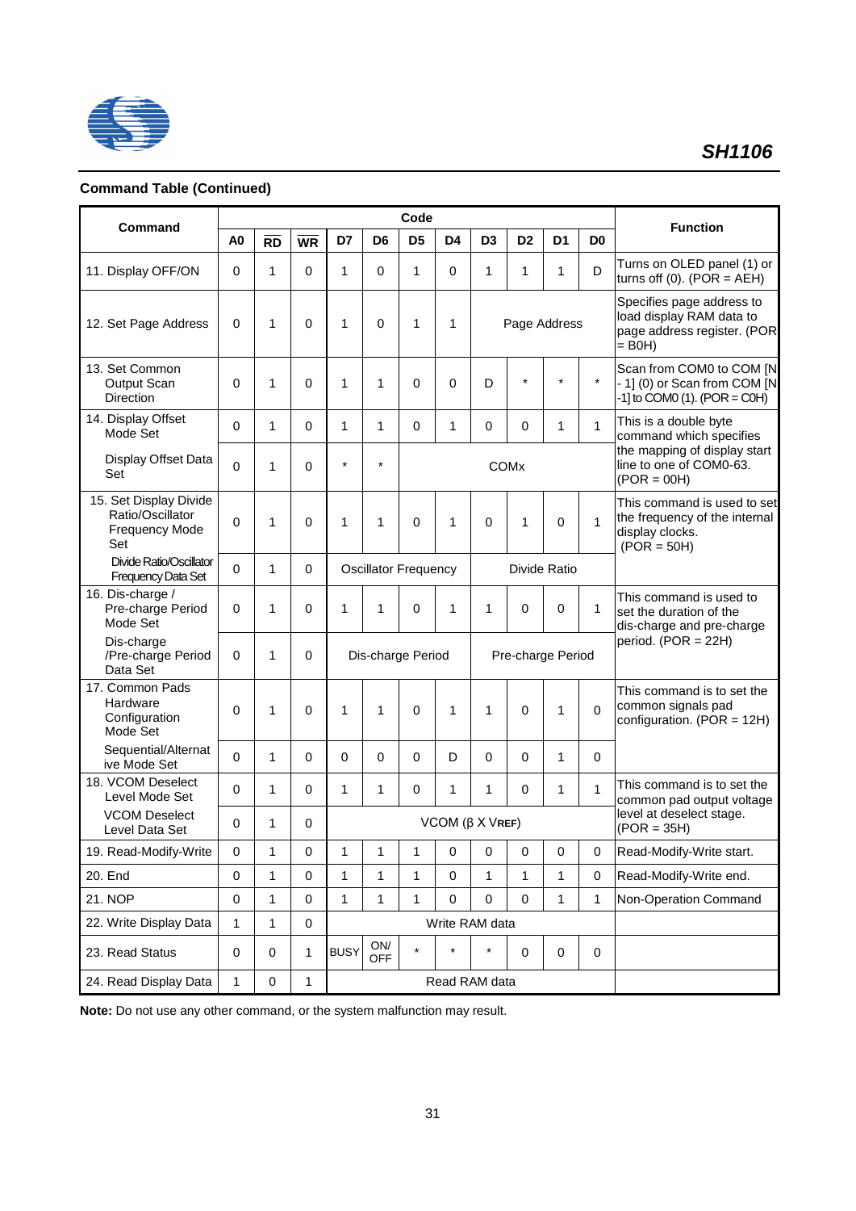### Command Table (Continued)

| Command | Code | | | | | | | | | | | Function |
|---|---|---|---|---|---|---|---|---|---|---|---|---|
| | A0 | $\overline{RD}$ | $\overline{WR}$ | D7 | D6 | D5 | D4 | D3 | D2 | D1 | D0 | |
| 11. Display OFF/ON | 0 | 1 | 0 | 1 | 0 | 1 | 0 | 1 | 1 | 1 | D | Turns on OLED panel (1) or turns off (0). (POR = AEH) |
| 12. Set Page Address | 0 | 1 | 0 | 1 | 0 | 1 | 1 | Page Address | | | | Specifies page address to load display RAM data to page address register. (POR = B0H) |
| 13. Set Common Output Scan Direction | 0 | 1 | 0 | 1 | 1 | 0 | 0 | D | * | * | * | Scan from COM0 to COM [N - 1] (0) or Scan from COM [N -1] to COM0 (1). (POR = C0H) |
| 14. Display Offset Mode Set | 0 | 1 | 0 | 1 | 1 | 0 | 1 | 0 | 0 | 1 | 1 | This is a double byte command which specifies the mapping of display start line to one of COM0-63. (POR = 00H) |
| Display Offset Data Set | 0 | 1 | 0 | * | * | COMx | | | | | | |
| 15. Set Display Divide Ratio/Oscillator Frequency Mode Set | 0 | 1 | 0 | 1 | 1 | 0 | 1 | 0 | 1 | 0 | 1 | This command is used to set the frequency of the internal display clocks. (POR = 50H) |
| Divide Ratio/Oscillator Frequency Data Set | 0 | 1 | 0 | Oscillator Frequency | | | | Divide Ratio | | | | |
| 16. Dis-charge / Pre-charge Period Mode Set | 0 | 1 | 0 | 1 | 1 | 0 | 1 | 1 | 0 | 0 | 1 | This command is used to set the duration of the dis-charge and pre-charge period. (POR = 22H) |
| Dis-charge /Pre-charge Period Data Set | 0 | 1 | 0 | Dis-charge Period | | | | Pre-charge Period | | | | |
| 17. Common Pads Hardware Configuration Mode Set | 0 | 1 | 0 | 1 | 1 | 0 | 1 | 1 | 0 | 1 | 0 | This command is to set the common signals pad configuration. (POR = 12H) |
| Sequential/Alternative Mode Set | 0 | 1 | 0 | 0 | 0 | 0 | D | 0 | 0 | 1 | 0 | |
| 18. VCOM Deselect Level Mode Set | 0 | 1 | 0 | 1 | 1 | 0 | 1 | 1 | 0 | 1 | 1 | This command is to set the common pad output voltage level at deselect stage. (POR = 35H) |
| VCOM Deselect Level Data Set | 0 | 1 | 0 | VCOM (β X VREF) | | | | | | | | |
| 19. Read-Modify-Write | 0 | 1 | 0 | 1 | 1 | 1 | 0 | 0 | 0 | 0 | 0 | Read-Modify-Write start. |
| 20. End | 0 | 1 | 0 | 1 | 1 | 1 | 0 | 1 | 1 | 1 | 0 | Read-Modify-Write end. |
| 21. NOP | 0 | 1 | 0 | 1 | 1 | 1 | 0 | 0 | 0 | 1 | 1 | Non-Operation Command |
| 22. Write Display Data | 1 | 1 | 0 | Write RAM data | | | | | | | | |
| 23. Read Status | 0 | 0 | 1 | BUSY | ON/OFF | * | * | * | 0 | 0 | 0 | |
| 24. Read Display Data | 1 | 0 | 1 | Read RAM data | | | | | | | | |

**Note:** Do not use any other command, or the system malfunction may result.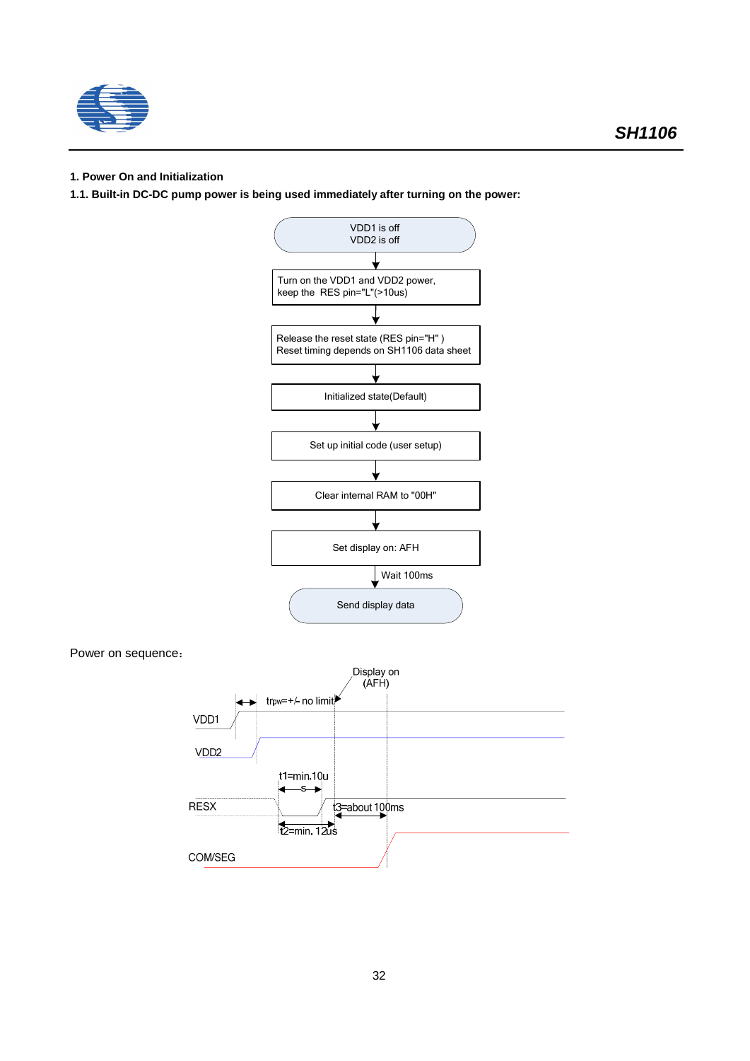## 1. Power On and Initialization

### 1.1. Built-in DC-DC pump power is being used immediately after turning on the power:

VDD1 is off
VDD2 is off

↓

Turn on the VDD1 and VDD2 power, keep the RES pin="L"(>10us)

↓

Release the reset state (RES pin="H")
Reset timing depends on SH1106 data sheet

↓

Initialized state(Default)

↓

Set up initial code (user setup)

↓

Clear internal RAM to "00H"

↓

Set display on: AFH

↓ Wait 100ms

Send display data

Power on sequence：

Display on (AFH)

trpw=+/- no limit

VDD1

VDD2

t1=min.10us

RESX

t3=about 100ms

t2=min. 12us

COM/SEG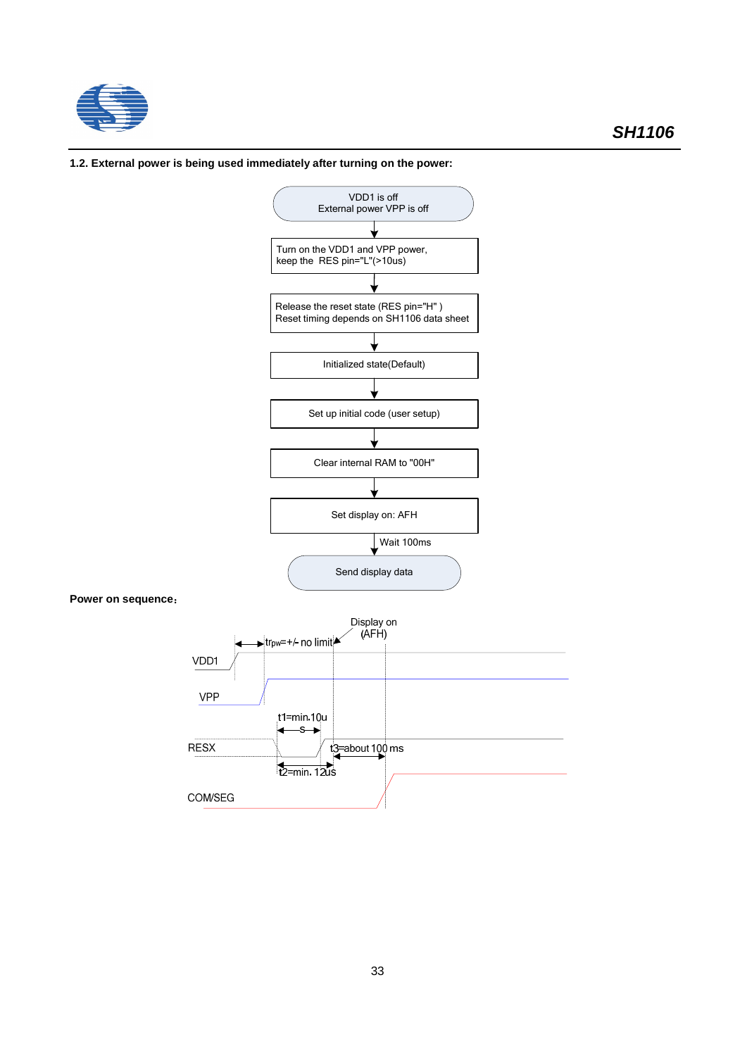**1.2. External power is being used immediately after turning on the power:**

VDD1 is off
External power VPP is off

↓

Turn on the VDD1 and VPP power,
keep the RES pin="L"(>10us)

↓

Release the reset state (RES pin="H" )
Reset timing depends on SH1106 data sheet

↓

Initialized state(Default)

↓

Set up initial code (user setup)

↓

Clear internal RAM to "00H"

↓

Set display on: AFH

↓ Wait 100ms

Send display data

**Power on sequence:**

Display on (AFH)

$t_{rpw}$=+/- no limit

VDD1

VPP

t1=min.10us

RESX

t3=about 100 ms

t2=min. 12us

COM/SEG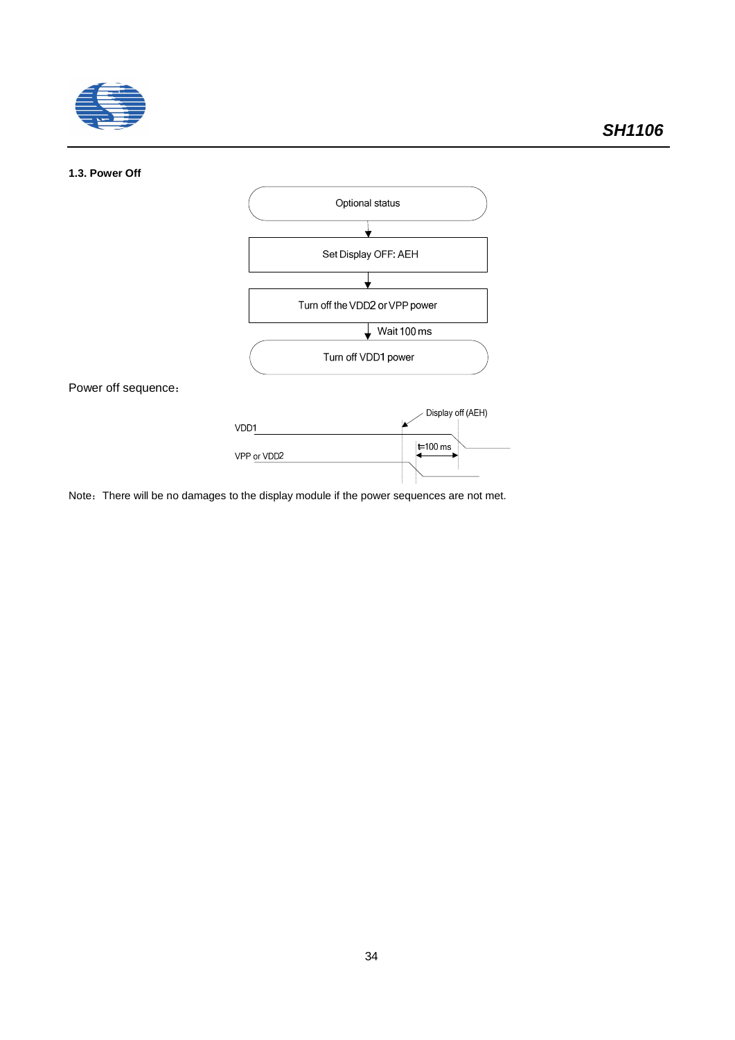### 1.3. Power Off

Optional status

↓

Set Display OFF: AEH

↓

Turn off the VDD2 or VPP power

↓ Wait 100 ms

Turn off VDD1 power

Power off sequence：

VDD1

VPP or VDD2

Display off (AEH)

t=100 ms

Note：There will be no damages to the display module if the power sequences are not met.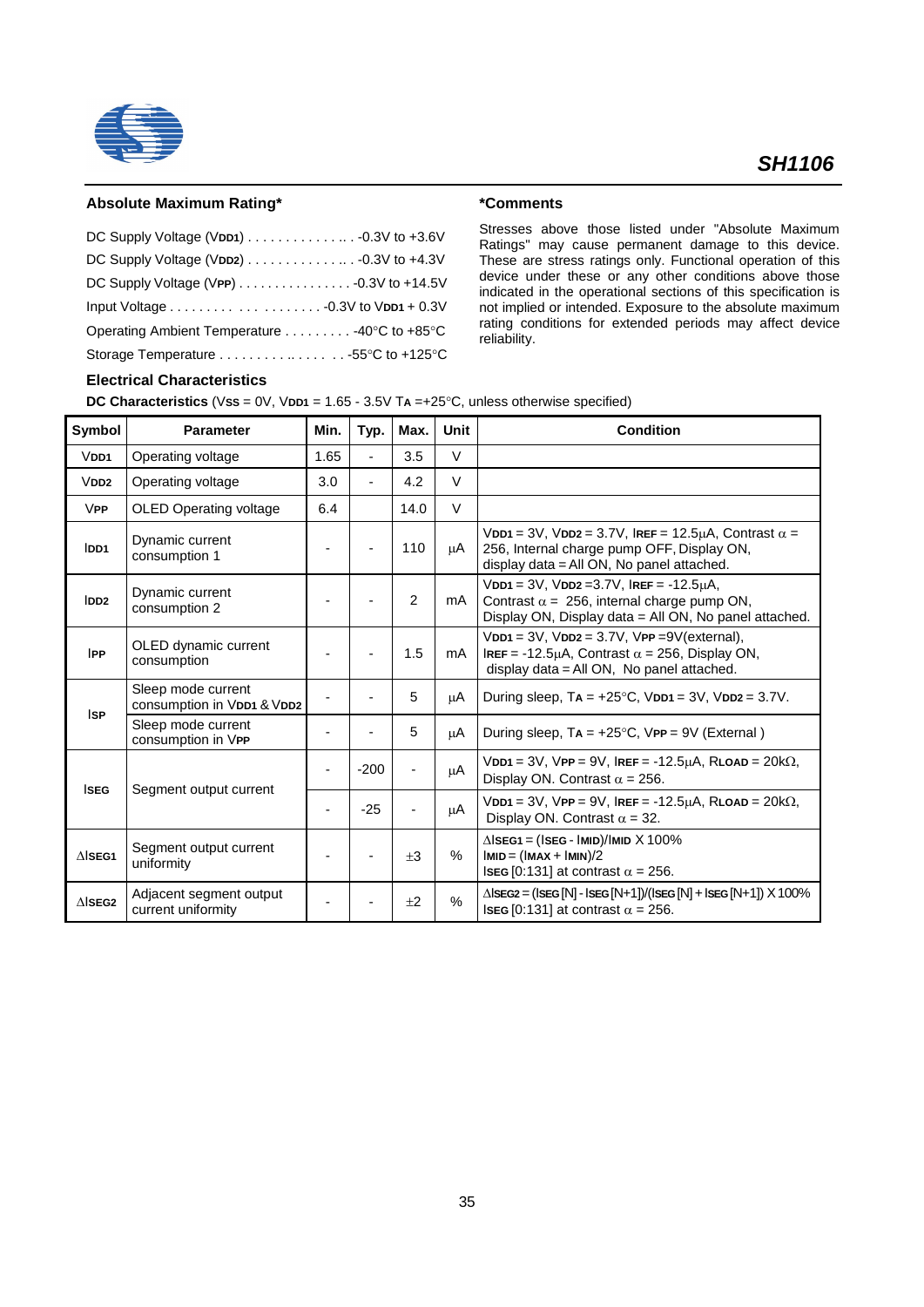## Absolute Maximum Rating*

DC Supply Voltage ($V_{DD1}$) . . . . . . . . . . . . . .. . -0.3V to +3.6V

DC Supply Voltage ($V_{DD2}$) . . . . . . . . . . . . . .. . -0.3V to +4.3V

DC Supply Voltage ($V_{PP}$) . . . . . . . . . . . . . . . . -0.3V to +14.5V

Input Voltage . . . . . . . . . . . . . . . . . . . -0.3V to $V_{DD1}$ + 0.3V

Operating Ambient Temperature . . . . . . . . . -40°C to +85°C

Storage Temperature . . . . . . . . . .. . . . . . . -55°C to +125°C

## *Comments

Stresses above those listed under "Absolute Maximum Ratings" may cause permanent damage to this device. These are stress ratings only. Functional operation of this device under these or any other conditions above those indicated in the operational sections of this specification is not implied or intended. Exposure to the absolute maximum rating conditions for extended periods may affect device reliability.

## Electrical Characteristics

**DC Characteristics** ($V_{SS}$ = 0V, $V_{DD1}$ = 1.65 - 3.5V $T_A$ =+25°C, unless otherwise specified)

| Symbol | Parameter | Min. | Typ. | Max. | Unit | Condition |
|---|---|---|---|---|---|---|
| $V_{DD1}$ | Operating voltage | 1.65 | - | 3.5 | V | |
| $V_{DD2}$ | Operating voltage | 3.0 | - | 4.2 | V | |
| $V_{PP}$ | OLED Operating voltage | 6.4 | | 14.0 | V | |
| $I_{DD1}$ | Dynamic current consumption 1 | - | - | 110 | μA | $V_{DD1}$ = 3V, $V_{DD2}$ = 3.7V, $I_{REF}$ = 12.5μA, Contrast α = 256, Internal charge pump OFF, Display ON, display data = All ON, No panel attached. |
| $I_{DD2}$ | Dynamic current consumption 2 | - | - | 2 | mA | $V_{DD1}$ = 3V, $V_{DD2}$ =3.7V, $I_{REF}$ = -12.5μA, Contrast α = 256, internal charge pump ON, Display ON, Display data = All ON, No panel attached. |
| $I_{PP}$ | OLED dynamic current consumption | - | - | 1.5 | mA | $V_{DD1}$ = 3V, $V_{DD2}$ = 3.7V, $V_{PP}$ =9V(external), $I_{REF}$ = -12.5μA, Contrast α = 256, Display ON, display data = All ON, No panel attached. |
| $I_{SP}$ | Sleep mode current consumption in $V_{DD1}$ & $V_{DD2}$ | - | - | 5 | μA | During sleep, $T_A$ = +25°C, $V_{DD1}$ = 3V, $V_{DD2}$ = 3.7V. |
| | Sleep mode current consumption in $V_{PP}$ | - | - | 5 | μA | During sleep, $T_A$ = +25°C, $V_{PP}$ = 9V (External ) |
| $I_{SEG}$ | Segment output current | - | -200 | - | μA | $V_{DD1}$ = 3V, $V_{PP}$ = 9V, $I_{REF}$ = -12.5μA, $R_{LOAD}$ = 20kΩ, Display ON. Contrast α = 256. |
| | | - | -25 | - | μA | $V_{DD1}$ = 3V, $V_{PP}$ = 9V, $I_{REF}$ = -12.5μA, $R_{LOAD}$ = 20kΩ, Display ON. Contrast α = 32. |
| $\Delta I_{SEG1}$ | Segment output current uniformity | - | - | ±3 | % | $\Delta I_{SEG1}$ = ($I_{SEG}$ - $I_{MID}$)/$I_{MID}$ X 100%<br>$I_{MID}$ = ($I_{MAX}$ + $I_{MIN}$)/2<br>$I_{SEG}$ [0:131] at contrast α = 256. |
| $\Delta I_{SEG2}$ | Adjacent segment output current uniformity | - | - | ±2 | % | $\Delta I_{SEG2}$ = ($I_{SEG}$ [N] - $I_{SEG}$ [N+1])/($I_{SEG}$ [N] + $I_{SEG}$ [N+1]) X 100%<br>$I_{SEG}$ [0:131] at contrast α = 256. |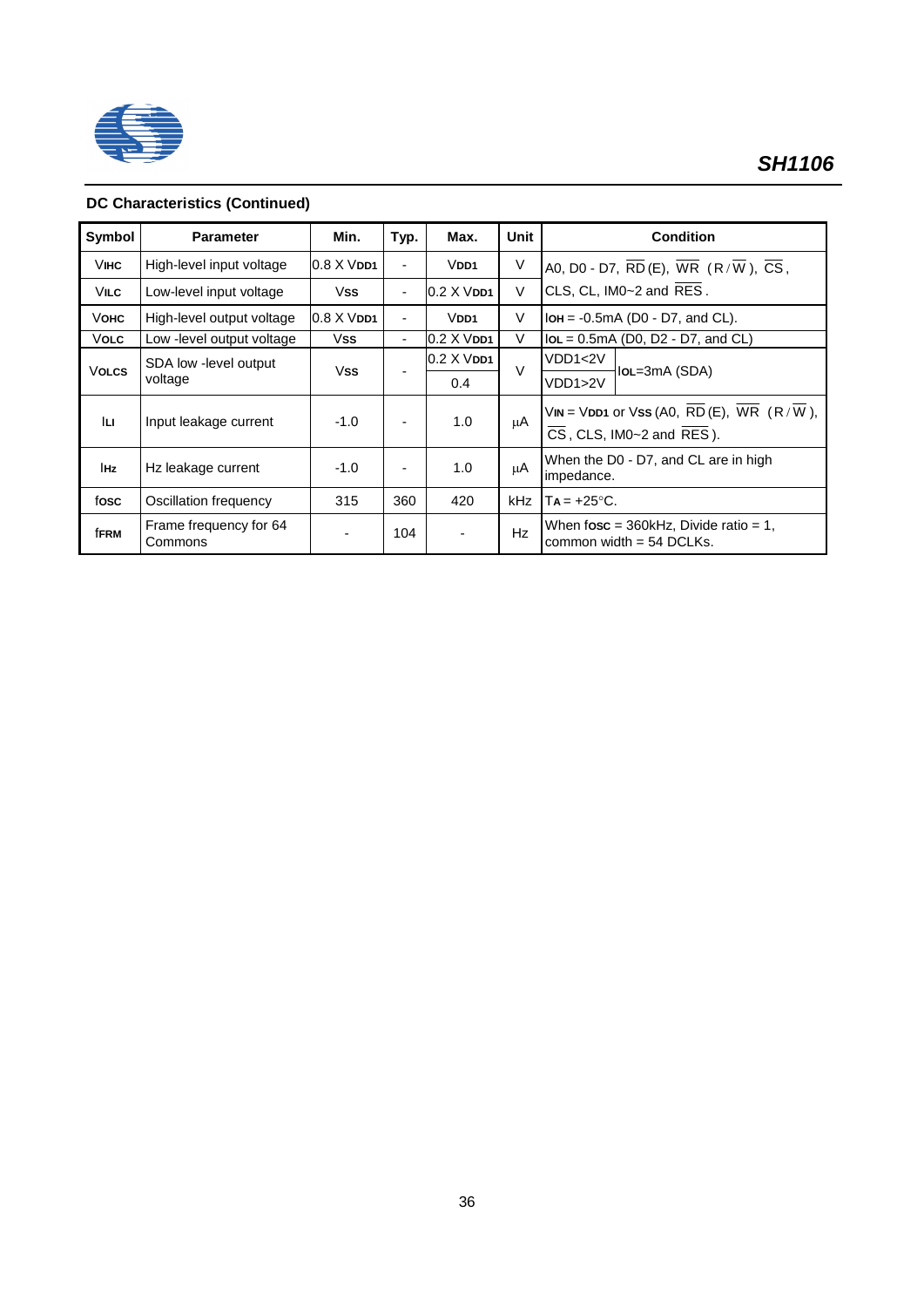## DC Characteristics (Continued)

| Symbol | Parameter | Min. | Typ. | Max. | Unit | Condition |
|---|---|---|---|---|---|---|
| $V_{IHC}$ | High-level input voltage | 0.8 X $V_{DD1}$ | - | $V_{DD1}$ | V | A0, D0 - D7, $\overline{RD}$ (E), $\overline{WR}$ (R/$\overline{W}$), $\overline{CS}$, CLS, CL, IM0~2 and $\overline{RES}$. |
| $V_{ILC}$ | Low-level input voltage | Vss | - | 0.2 X $V_{DD1}$ | V | |
| $V_{OHC}$ | High-level output voltage | 0.8 X $V_{DD1}$ | - | $V_{DD1}$ | V | $I_{OH}$ = -0.5mA (D0 - D7, and CL). |
| $V_{OLC}$ | Low -level output voltage | Vss | - | 0.2 X $V_{DD1}$ | V | $I_{OL}$ = 0.5mA (D0, D2 - D7, and CL) |
| $V_{OLCS}$ | SDA low -level output voltage | Vss | - | 0.2 X $V_{DD1}$ | V | VDD1<2V, $I_{OL}$=3mA (SDA) |
| | | | | 0.4 | | VDD1>2V, $I_{OL}$=3mA (SDA) |
| $I_{LI}$ | Input leakage current | -1.0 | - | 1.0 | μA | $V_{IN}$ = $V_{DD1}$ or Vss (A0, $\overline{RD}$ (E), $\overline{WR}$ (R/$\overline{W}$), $\overline{CS}$, CLS, IM0~2 and $\overline{RES}$). |
| $I_{Hz}$ | Hz leakage current | -1.0 | - | 1.0 | μA | When the D0 - D7, and CL are in high impedance. |
| $f_{OSC}$ | Oscillation frequency | 315 | 360 | 420 | kHz | $T_A$ = +25°C. |
| $f_{FRM}$ | Frame frequency for 64 Commons | - | 104 | - | Hz | When $f_{OSC}$ = 360kHz, Divide ratio = 1, common width = 54 DCLKs. |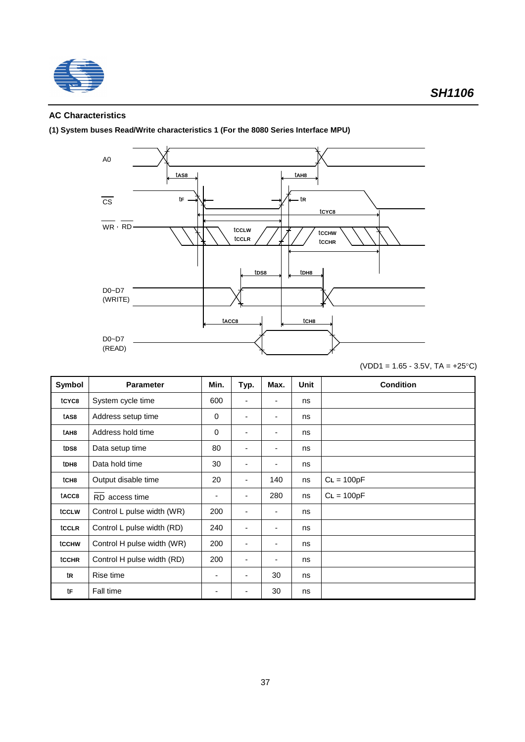## AC Characteristics

**(1) System buses Read/Write characteristics 1 (For the 8080 Series Interface MPU)**

(VDD1 = 1.65 - 3.5V, TA = +25°C)

| Symbol | Parameter | Min. | Typ. | Max. | Unit | Condition |
|---|---|---|---|---|---|---|
| tCYC8 | System cycle time | 600 | - | - | ns | |
| tAS8 | Address setup time | 0 | - | - | ns | |
| tAH8 | Address hold time | 0 | - | - | ns | |
| tDS8 | Data setup time | 80 | - | - | ns | |
| tDH8 | Data hold time | 30 | - | - | ns | |
| tCH8 | Output disable time | 20 | - | 140 | ns | CL = 100pF |
| tACC8 | RD access time | - | - | 280 | ns | CL = 100pF |
| tCCLW | Control L pulse width (WR) | 200 | - | - | ns | |
| tCCLR | Control L pulse width (RD) | 240 | - | - | ns | |
| tCCHW | Control H pulse width (WR) | 200 | - | - | ns | |
| tCCHR | Control H pulse width (RD) | 200 | - | - | ns | |
| tR | Rise time | - | - | 30 | ns | |
| tF | Fall time | - | - | 30 | ns | |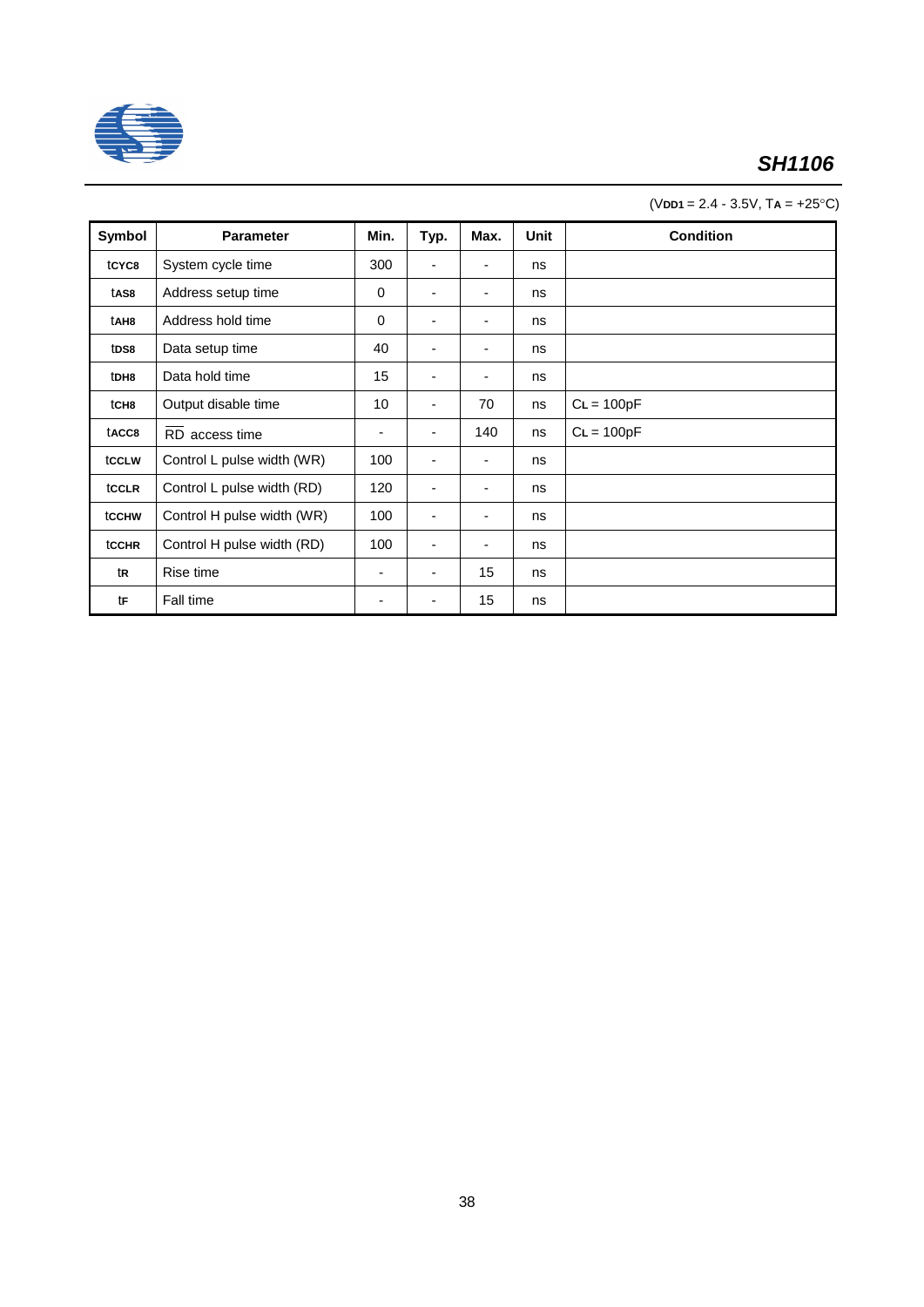($V_{DD1}$ = 2.4 - 3.5V, $T_A$ = +25°C)

| Symbol | Parameter | Min. | Typ. | Max. | Unit | Condition |
|---|---|---|---|---|---|---|
| $t_{CYC8}$ | System cycle time | 300 | - | - | ns | |
| $t_{AS8}$ | Address setup time | 0 | - | - | ns | |
| $t_{AH8}$ | Address hold time | 0 | - | - | ns | |
| $t_{DS8}$ | Data setup time | 40 | - | - | ns | |
| $t_{DH8}$ | Data hold time | 15 | - | - | ns | |
| $t_{CH8}$ | Output disable time | 10 | - | 70 | ns | $C_L$ = 100pF |
| $t_{ACC8}$ | $\overline{RD}$ access time | - | - | 140 | ns | $C_L$ = 100pF |
| $t_{CCLW}$ | Control L pulse width (WR) | 100 | - | - | ns | |
| $t_{CCLR}$ | Control L pulse width (RD) | 120 | - | - | ns | |
| $t_{CCHW}$ | Control H pulse width (WR) | 100 | - | - | ns | |
| $t_{CCHR}$ | Control H pulse width (RD) | 100 | - | - | ns | |
| $t_R$ | Rise time | - | - | 15 | ns | |
| $t_F$ | Fall time | - | - | 15 | ns | |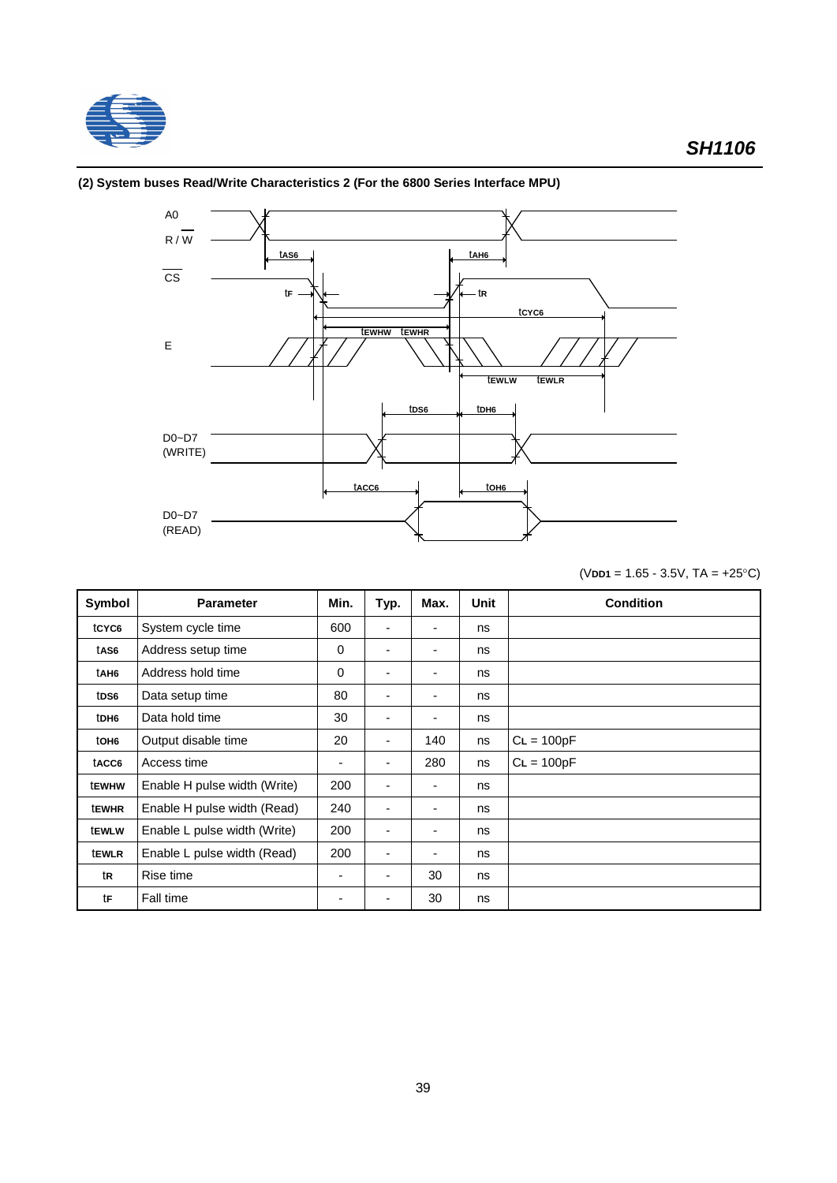### (2) System buses Read/Write Characteristics 2 (For the 6800 Series Interface MPU)

($V_{DD1}$ = 1.65 - 3.5V, TA = +25°C)

| Symbol | Parameter | Min. | Typ. | Max. | Unit | Condition |
|---|---|---|---|---|---|---|
| $t_{CYC6}$ | System cycle time | 600 | - | - | ns | |
| $t_{AS6}$ | Address setup time | 0 | - | - | ns | |
| $t_{AH6}$ | Address hold time | 0 | - | - | ns | |
| $t_{DS6}$ | Data setup time | 80 | - | - | ns | |
| $t_{DH6}$ | Data hold time | 30 | - | - | ns | |
| $t_{OH6}$ | Output disable time | 20 | - | 140 | ns | $C_L$ = 100pF |
| $t_{ACC6}$ | Access time | - | - | 280 | ns | $C_L$ = 100pF |
| $t_{EWHW}$ | Enable H pulse width (Write) | 200 | - | - | ns | |
| $t_{EWHR}$ | Enable H pulse width (Read) | 240 | - | - | ns | |
| $t_{EWLW}$ | Enable L pulse width (Write) | 200 | - | - | ns | |
| $t_{EWLR}$ | Enable L pulse width (Read) | 200 | - | - | ns | |
| $t_R$ | Rise time | - | - | 30 | ns | |
| $t_F$ | Fall time | - | - | 30 | ns | |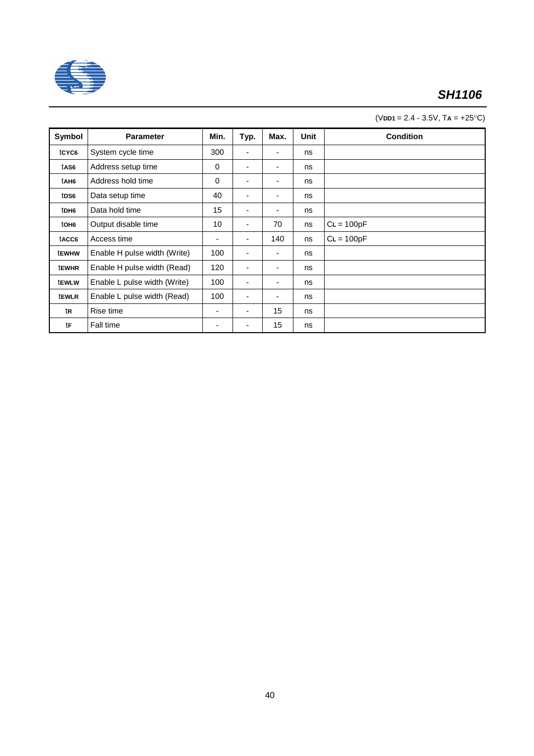($V_{DD1}$ = 2.4 - 3.5V, $T_A$ = +25°C)

| Symbol | Parameter | Min. | Typ. | Max. | Unit | Condition |
|---|---|---|---|---|---|---|
| $t_{CYC6}$ | System cycle time | 300 | - | - | ns | |
| $t_{AS6}$ | Address setup time | 0 | - | - | ns | |
| $t_{AH6}$ | Address hold time | 0 | - | - | ns | |
| $t_{DS6}$ | Data setup time | 40 | - | - | ns | |
| $t_{DH6}$ | Data hold time | 15 | - | - | ns | |
| $t_{OH6}$ | Output disable time | 10 | - | 70 | ns | $C_L$ = 100pF |
| $t_{ACC6}$ | Access time | - | - | 140 | ns | $C_L$ = 100pF |
| $t_{EWHW}$ | Enable H pulse width (Write) | 100 | - | - | ns | |
| $t_{EWHR}$ | Enable H pulse width (Read) | 120 | - | - | ns | |
| $t_{EWLW}$ | Enable L pulse width (Write) | 100 | - | - | ns | |
| $t_{EWLR}$ | Enable L pulse width (Read) | 100 | - | - | ns | |
| $t_R$ | Rise time | - | - | 15 | ns | |
| $t_F$ | Fall time | - | - | 15 | ns | |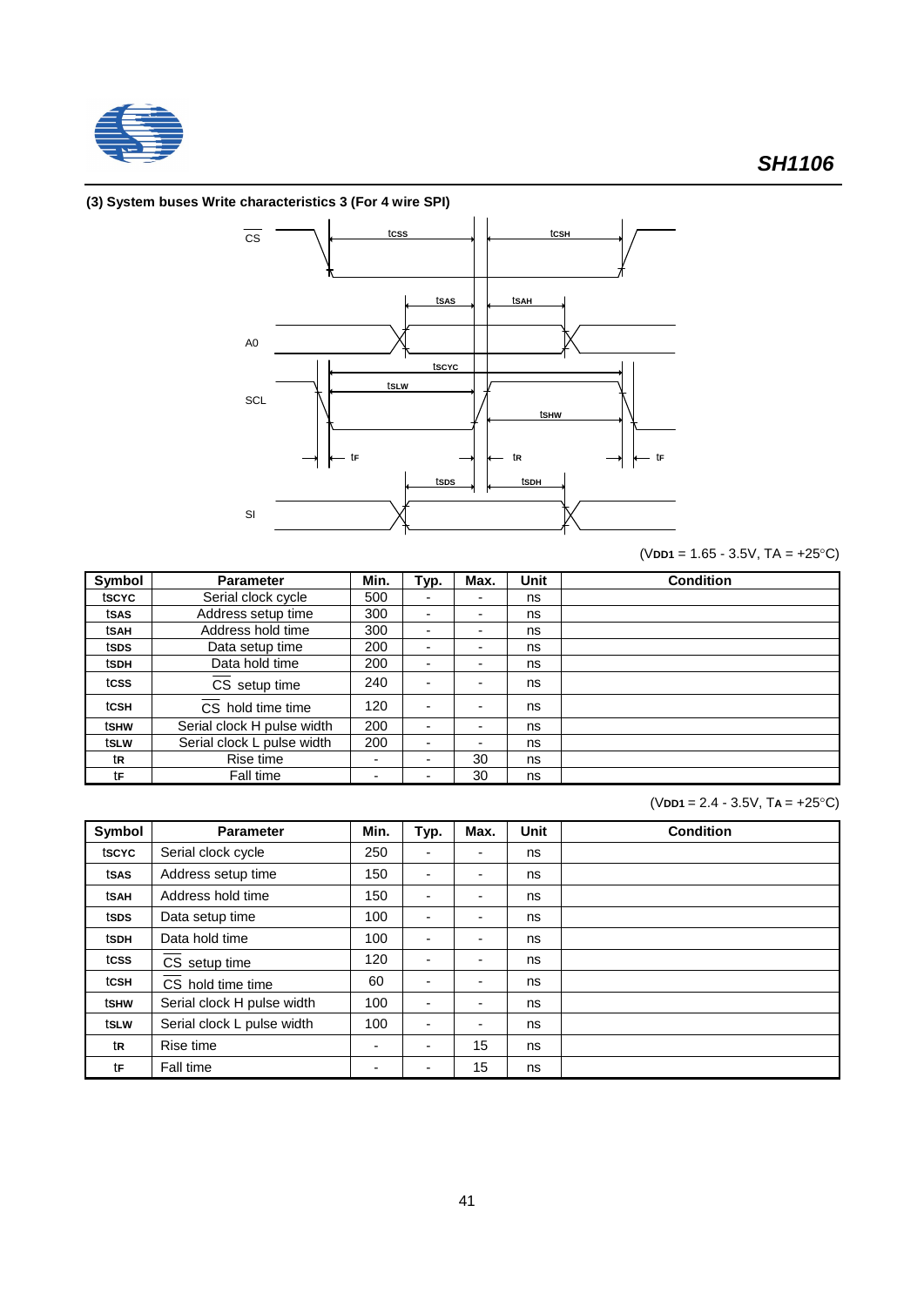### (3) System buses Write characteristics 3 (For 4 wire SPI)

(VDD1 = 1.65 - 3.5V, TA = +25°C)

| Symbol | Parameter | Min. | Typ. | Max. | Unit | Condition |
|---|---|---|---|---|---|---|
| tSCYC | Serial clock cycle | 500 | - | - | ns | |
| tSAS | Address setup time | 300 | - | - | ns | |
| tSAH | Address hold time | 300 | - | - | ns | |
| tSDS | Data setup time | 200 | - | - | ns | |
| tSDH | Data hold time | 200 | - | - | ns | |
| tCSS | $\overline{CS}$ setup time | 240 | - | - | ns | |
| tCSH | $\overline{CS}$ hold time time | 120 | - | - | ns | |
| tSHW | Serial clock H pulse width | 200 | - | - | ns | |
| tSLW | Serial clock L pulse width | 200 | - | - | ns | |
| tR | Rise time | - | - | 30 | ns | |
| tF | Fall time | - | - | 30 | ns | |

(VDD1 = 2.4 - 3.5V, TA = +25°C)

| Symbol | Parameter | Min. | Typ. | Max. | Unit | Condition |
|---|---|---|---|---|---|---|
| tSCYC | Serial clock cycle | 250 | - | - | ns | |
| tSAS | Address setup time | 150 | - | - | ns | |
| tSAH | Address hold time | 150 | - | - | ns | |
| tSDS | Data setup time | 100 | - | - | ns | |
| tSDH | Data hold time | 100 | - | - | ns | |
| tCSS | $\overline{CS}$ setup time | 120 | - | - | ns | |
| tCSH | $\overline{CS}$ hold time time | 60 | - | - | ns | |
| tSHW | Serial clock H pulse width | 100 | - | - | ns | |
| tSLW | Serial clock L pulse width | 100 | - | - | ns | |
| tR | Rise time | - | - | 15 | ns | |
| tF | Fall time | - | - | 15 | ns | |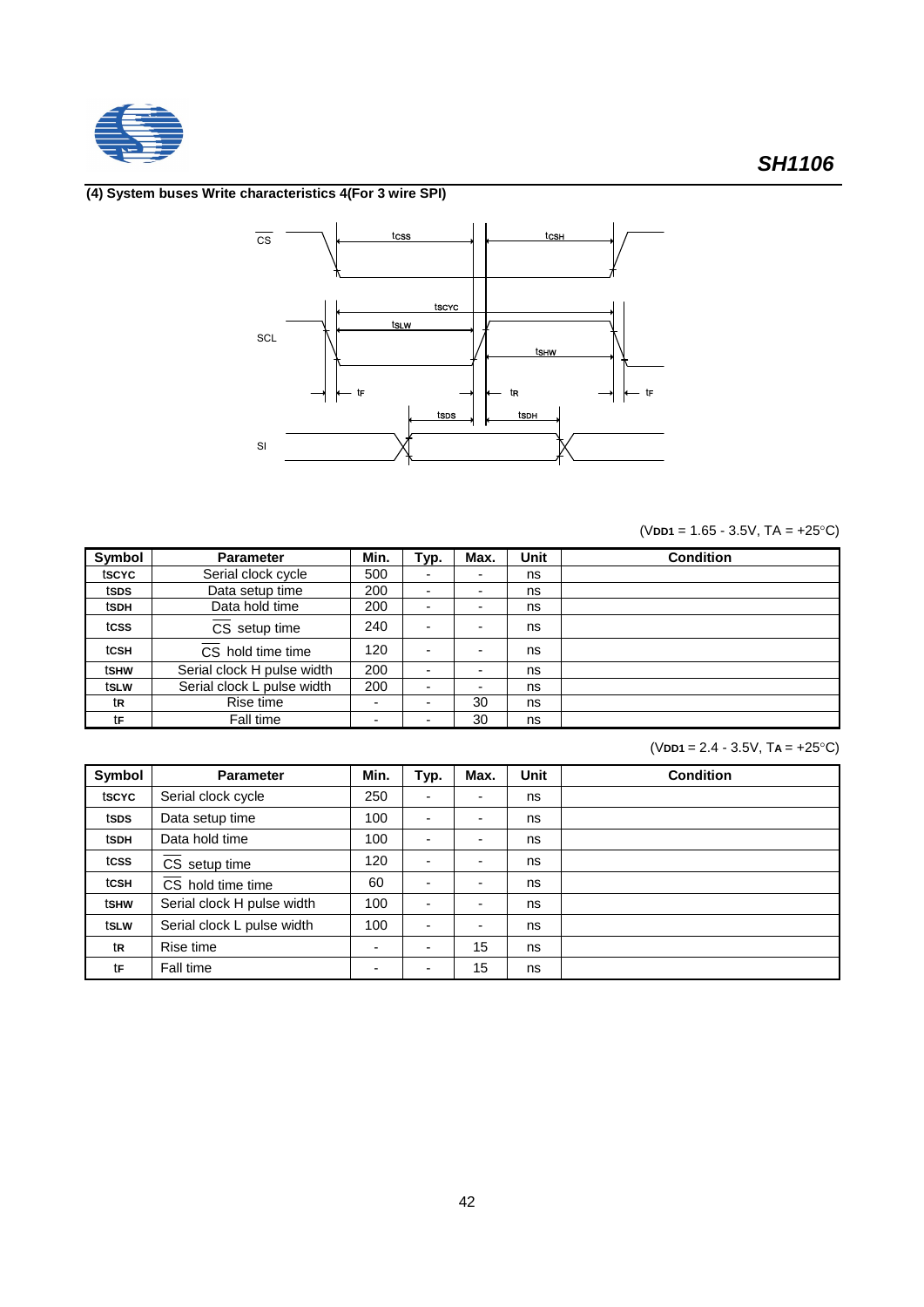### (4) System buses Write characteristics 4(For 3 wire SPI)

(VDD1 = 1.65 - 3.5V, TA = +25°C)

| Symbol | Parameter | Min. | Typ. | Max. | Unit | Condition |
|---|---|---|---|---|---|---|
| tSCYC | Serial clock cycle | 500 | - | - | ns | |
| tSDS | Data setup time | 200 | - | - | ns | |
| tSDH | Data hold time | 200 | - | - | ns | |
| tCSS | $\overline{CS}$ setup time | 240 | - | - | ns | |
| tCSH | $\overline{CS}$ hold time time | 120 | - | - | ns | |
| tSHW | Serial clock H pulse width | 200 | - | - | ns | |
| tSLW | Serial clock L pulse width | 200 | - | - | ns | |
| tR | Rise time | - | - | 30 | ns | |
| tF | Fall time | - | - | 30 | ns | |

(VDD1 = 2.4 - 3.5V, TA = +25°C)

| Symbol | Parameter | Min. | Typ. | Max. | Unit | Condition |
|---|---|---|---|---|---|---|
| tSCYC | Serial clock cycle | 250 | - | - | ns | |
| tSDS | Data setup time | 100 | - | - | ns | |
| tSDH | Data hold time | 100 | - | - | ns | |
| tCSS | $\overline{CS}$ setup time | 120 | - | - | ns | |
| tCSH | $\overline{CS}$ hold time time | 60 | - | - | ns | |
| tSHW | Serial clock H pulse width | 100 | - | - | ns | |
| tSLW | Serial clock L pulse width | 100 | - | - | ns | |
| tR | Rise time | - | - | 15 | ns | |
| tF | Fall time | - | - | 15 | ns | |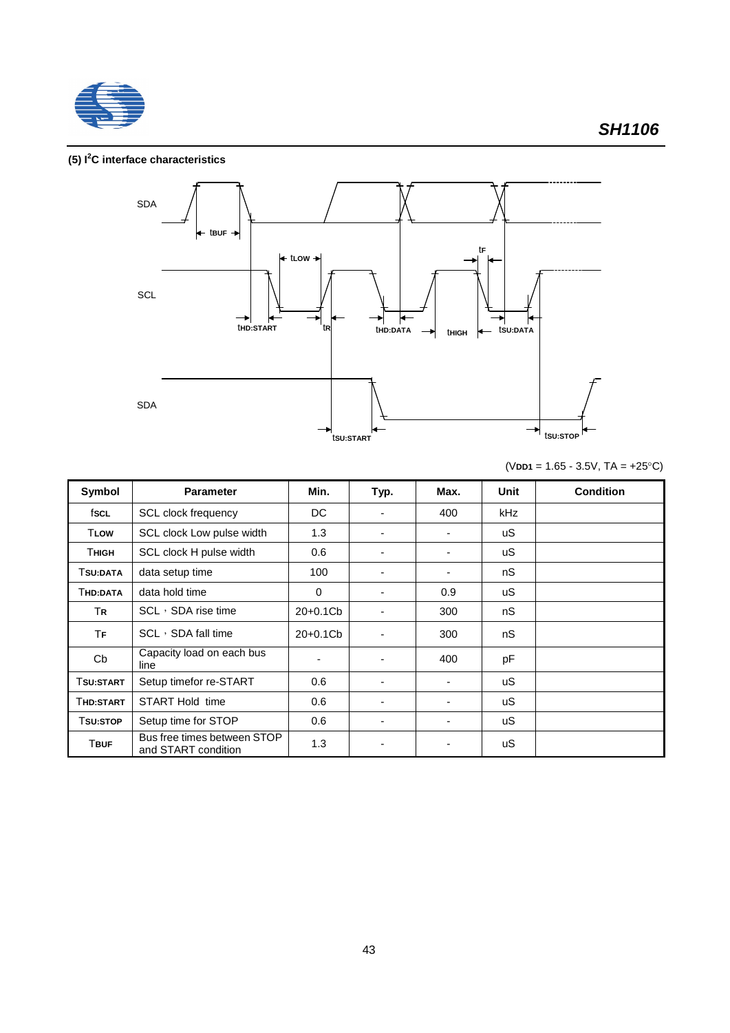### (5) I$^2$C interface characteristics

($V_{DD1}$ = 1.65 - 3.5V, TA = +25°C)

| Symbol | Parameter | Min. | Typ. | Max. | Unit | Condition |
|---|---|---|---|---|---|---|
| $f_{SCL}$ | SCL clock frequency | DC | - | 400 | kHz | |
| $T_{LOW}$ | SCL clock Low pulse width | 1.3 | - | - | uS | |
| $T_{HIGH}$ | SCL clock H pulse width | 0.6 | - | - | uS | |
| $T_{SU:DATA}$ | data setup time | 100 | - | - | nS | |
| $T_{HD:DATA}$ | data hold time | 0 | - | 0.9 | uS | |
| $T_R$ | SCL，SDA rise time | 20+0.1Cb | - | 300 | nS | |
| $T_F$ | SCL，SDA fall time | 20+0.1Cb | - | 300 | nS | |
| Cb | Capacity load on each bus line | - | - | 400 | pF | |
| $T_{SU:START}$ | Setup timefor re-START | 0.6 | - | - | uS | |
| $T_{HD:START}$ | START Hold time | 0.6 | - | - | uS | |
| $T_{SU:STOP}$ | Setup time for STOP | 0.6 | - | - | uS | |
| $T_{BUF}$ | Bus free times between STOP and START condition | 1.3 | - | - | uS | |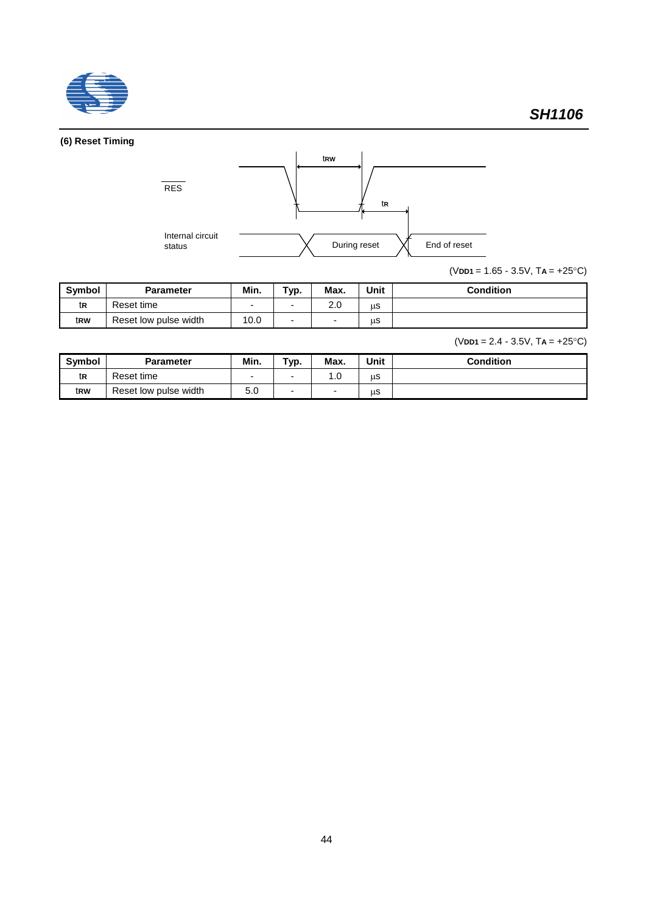### (6) Reset Timing

RES

Internal circuit status

During reset

End of reset

$t_{RW}$

$t_R$

($V_{DD1}$ = 1.65 - 3.5V, $T_A$ = +25°C)

| Symbol | Parameter | Min. | Typ. | Max. | Unit | Condition |
|---|---|---|---|---|---|---|
| $t_R$ | Reset time | - | - | 2.0 | μs | |
| $t_{RW}$ | Reset low pulse width | 10.0 | - | - | μs | |

($V_{DD1}$ = 2.4 - 3.5V, $T_A$ = +25°C)

| Symbol | Parameter | Min. | Typ. | Max. | Unit | Condition |
|---|---|---|---|---|---|---|
| $t_R$ | Reset time | - | - | 1.0 | μs | |
| $t_{RW}$ | Reset low pulse width | 5.0 | - | - | μs | |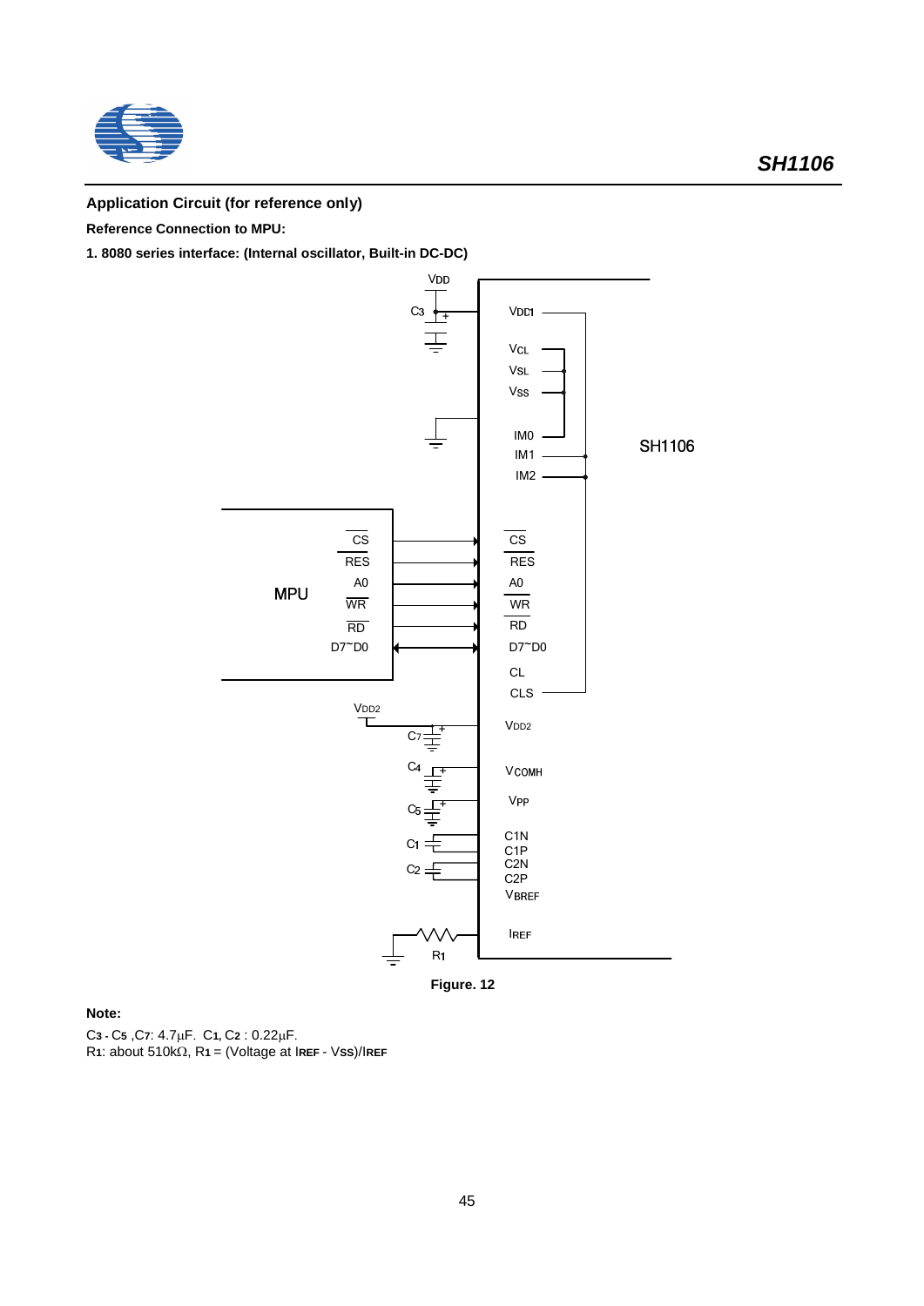## Application Circuit (for reference only)

**Reference Connection to MPU:**

**1. 8080 series interface: (Internal oscillator, Built-in DC-DC)**

Figure. 12

**Note:**

$C_3$ - $C_5$ ,$C_7$: 4.7µF. $C_1$, $C_2$ : 0.22µF.
$R_1$: about 510kΩ, $R_1$ = (Voltage at $I_{REF}$ - $V_{SS}$)/$I_{REF}$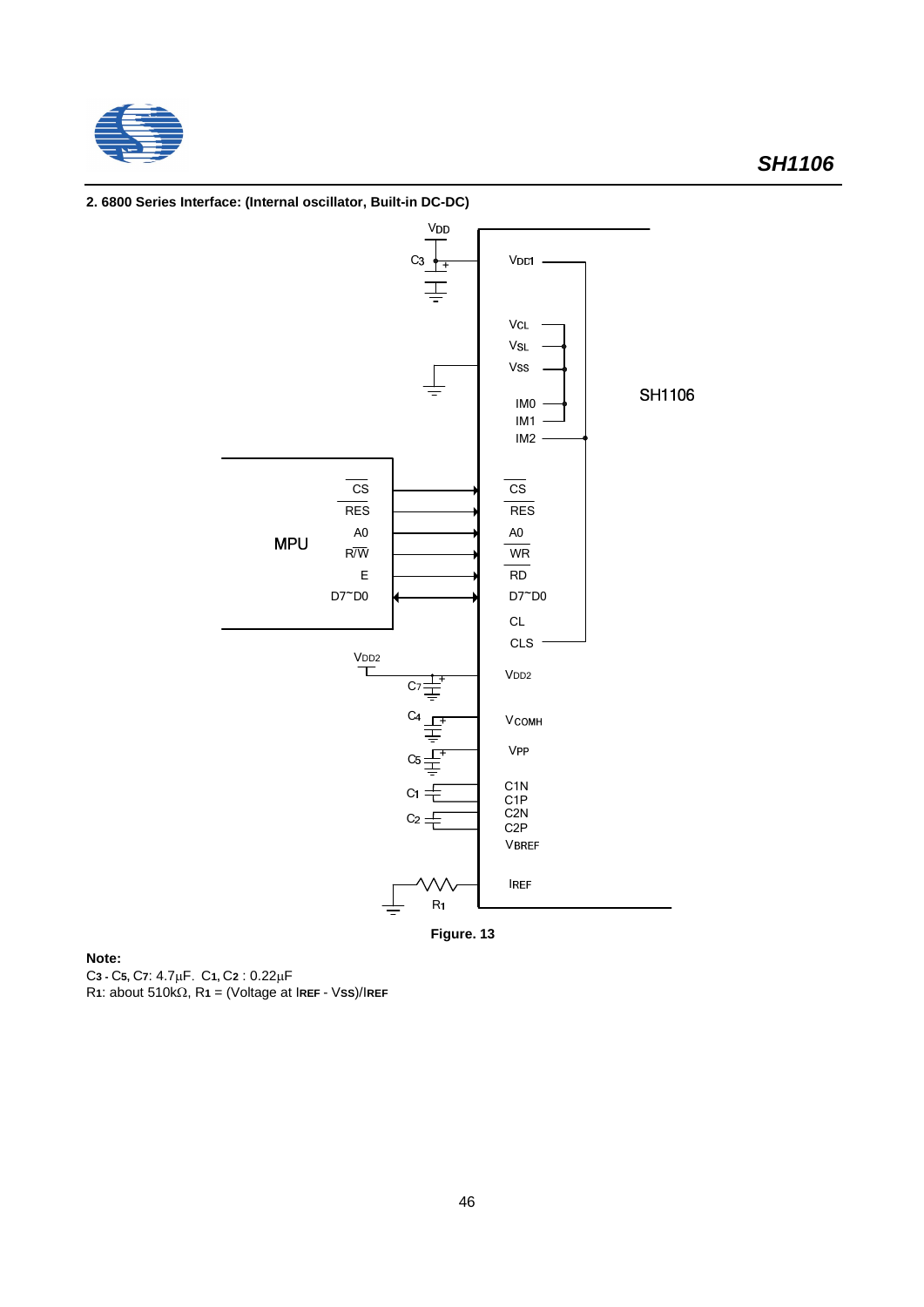## 2. 6800 Series Interface: (Internal oscillator, Built-in DC-DC)

Figure. 13

**Note:**

$C_3$ - $C_5$, $C_7$: 4.7μF. $C_1$, $C_2$ : 0.22μF

$R_1$: about 510kΩ, $R_1$ = (Voltage at $I_{REF}$ - $V_{SS}$)/$I_{REF}$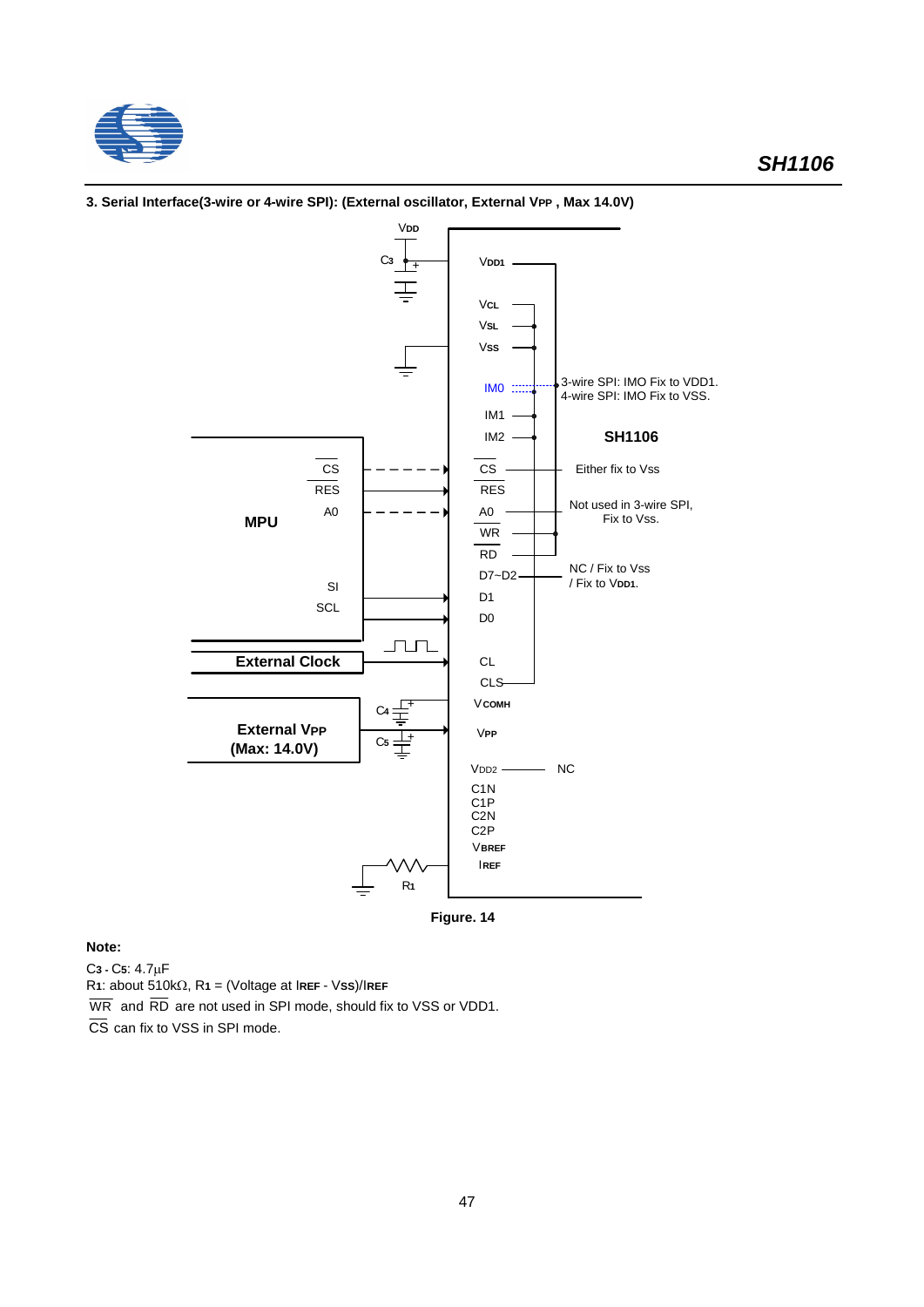### 3. Serial Interface(3-wire or 4-wire SPI): (External oscillator, External $V_{PP}$ , Max 14.0V)

Figure. 14

**Note:**

$C_3$ - $C_5$: 4.7μF

$R_1$: about 510kΩ, $R_1$ = (Voltage at $I_{REF}$ - $V_{SS}$)/$I_{REF}$

$\overline{WR}$ and $\overline{RD}$ are not used in SPI mode, should fix to VSS or VDD1.

$\overline{CS}$ can fix to VSS in SPI mode.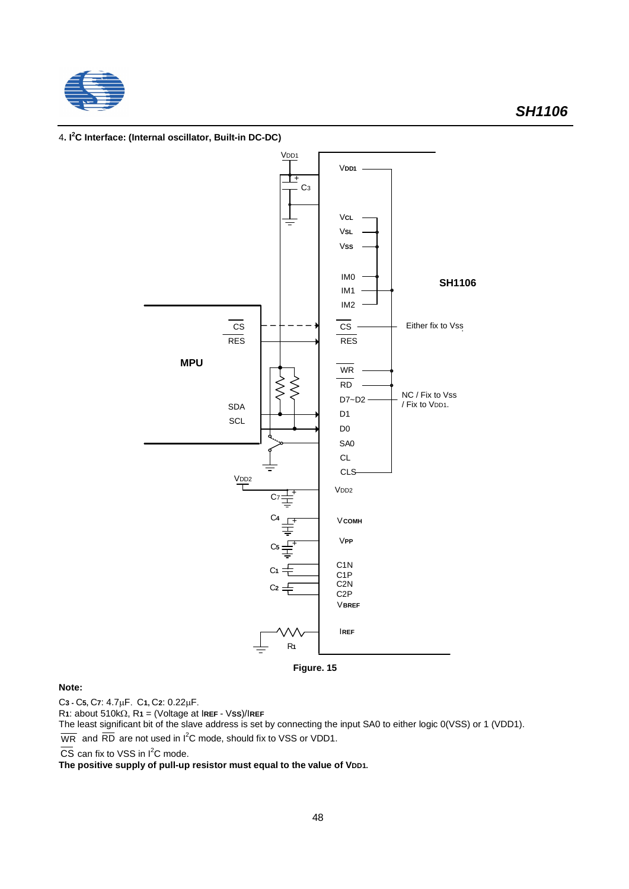### 4. I²C Interface: (Internal oscillator, Built-in DC-DC)

Figure. 15

**Note:**

C3 - C5, C7: 4.7µF. C1, C2: 0.22µF.

R1: about 510kΩ, R1 = (Voltage at IREF - VSS)/IREF

The least significant bit of the slave address is set by connecting the input SA0 to either logic 0(VSS) or 1 (VDD1).

$\overline{WR}$ and $\overline{RD}$ are not used in I²C mode, should fix to VSS or VDD1.

$\overline{CS}$ can fix to VSS in I²C mode.

**The positive supply of pull-up resistor must equal to the value of VDD1.**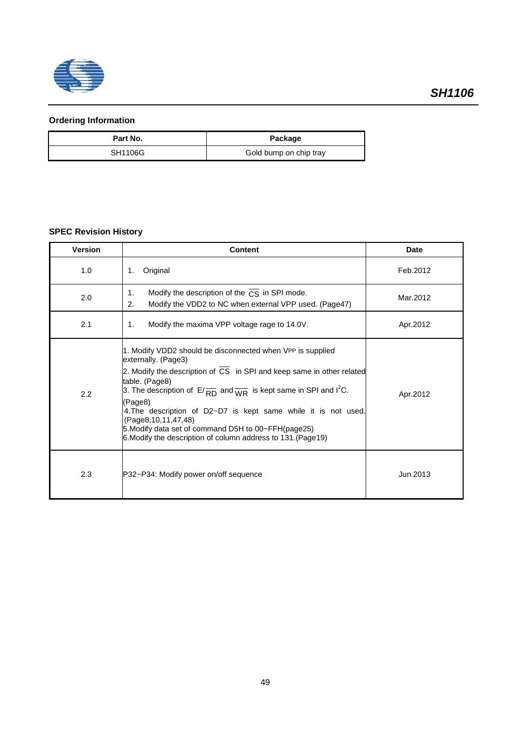## Ordering Information

| Part No. | Package |
|---|---|
| SH1106G | Gold bump on chip tray |

## SPEC Revision History

| Version | Content | Date |
|---|---|---|
| 1.0 | 1. Original | Feb.2012 |
| 2.0 | 1. Modify the description of the $\overline{CS}$ in SPI mode.<br>2. Modify the VDD2 to NC when external VPP used. (Page47) | Mar.2012 |
| 2.1 | 1. Modify the maxima VPP voltage rage to 14.0V. | Apr.2012 |
| 2.2 | 1. Modify VDD2 should be disconnected when VPP is supplied externally. (Page3)<br>2. Modify the description of $\overline{CS}$ in SPI and keep same in other related table. (Page8)<br>3. The description of E/$\overline{RD}$ and $\overline{WR}$ is kept same in SPI and $I^2C$. (Page8)<br>4.The description of D2~D7 is kept same while it is not used. (Page8,10,11,47,48)<br>5.Modify data set of command D5H to 00~FFH(page25)<br>6.Modify the description of column address to 131.(Page19) | Apr.2012 |
| 2.3 | P32~P34: Modify power on/off sequence | Jun.2013 |